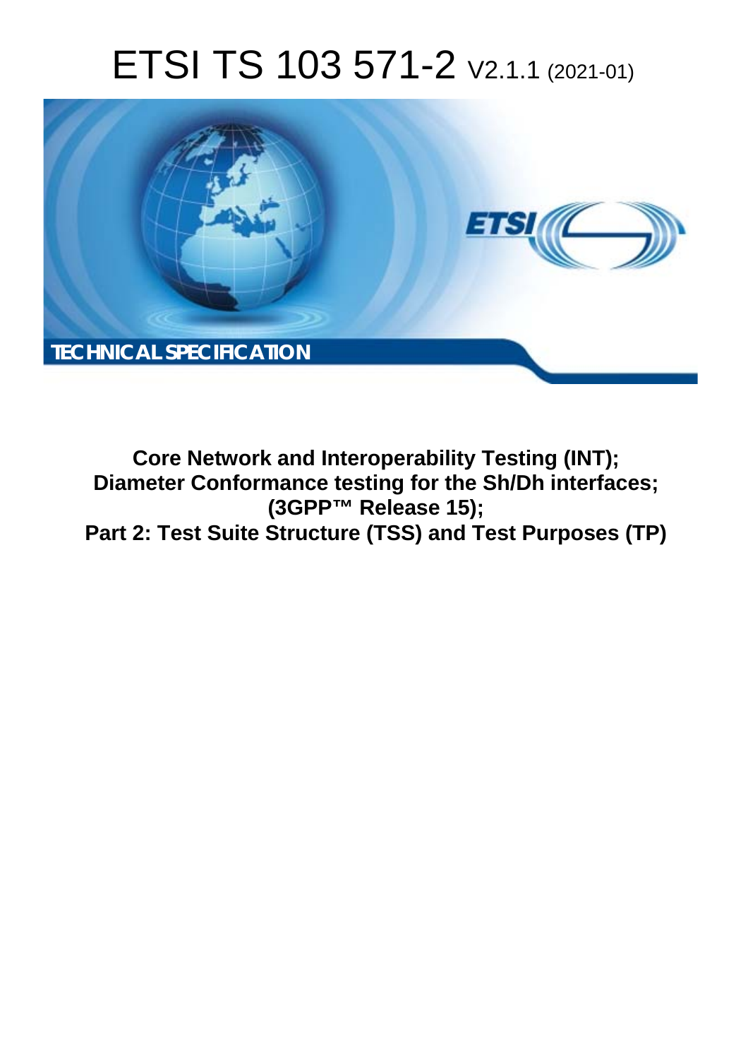# ETSI TS 103 571-2 V2.1.1 (2021-01)

TECHNICAL SPECIFICATION

**Core Network and Interoperability Testing (INT); Diameter Conformance testing for the Sh/Dh interfaces; (3GPP™ Release 15); Part 2: Test Suite Structure (TSS) and Test Purposes (TP)**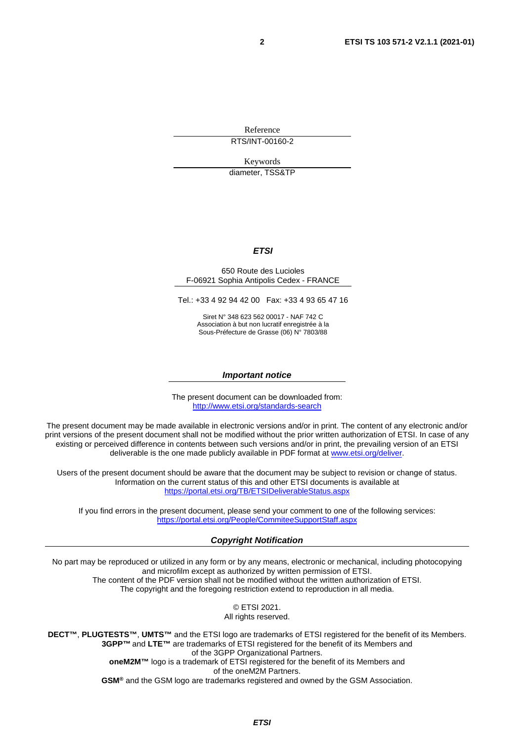Reference

RTS/INT-00160-2

Keywords

diameter, TSS&TP

***ETSI***

650 Route des Lucioles
F-06921 Sophia Antipolis Cedex - FRANCE

Tel.: +33 4 92 94 42 00   Fax: +33 4 93 65 47 16

Siret N° 348 623 562 00017 - NAF 742 C
Association à but non lucratif enregistrée à la
Sous-Préfecture de Grasse (06) N° 7803/88

***Important notice***

The present document can be downloaded from:
http://www.etsi.org/standards-search

The present document may be made available in electronic versions and/or in print. The content of any electronic and/or print versions of the present document shall not be modified without the prior written authorization of ETSI. In case of any existing or perceived difference in contents between such versions and/or in print, the prevailing version of an ETSI deliverable is the one made publicly available in PDF format at www.etsi.org/deliver.

Users of the present document should be aware that the document may be subject to revision or change of status. Information on the current status of this and other ETSI documents is available at
https://portal.etsi.org/TB/ETSIDeliverableStatus.aspx

If you find errors in the present document, please send your comment to one of the following services:
https://portal.etsi.org/People/CommiteeSupportStaff.aspx

***Copyright Notification***

No part may be reproduced or utilized in any form or by any means, electronic or mechanical, including photocopying and microfilm except as authorized by written permission of ETSI.
The content of the PDF version shall not be modified without the written authorization of ETSI.
The copyright and the foregoing restriction extend to reproduction in all media.

© ETSI 2021.
All rights reserved.

**DECT™**, **PLUGTESTS™**, **UMTS™** and the ETSI logo are trademarks of ETSI registered for the benefit of its Members.
**3GPP™** and **LTE™** are trademarks of ETSI registered for the benefit of its Members and of the 3GPP Organizational Partners.
**oneM2M™** logo is a trademark of ETSI registered for the benefit of its Members and of the oneM2M Partners.
**GSM®** and the GSM logo are trademarks registered and owned by the GSM Association.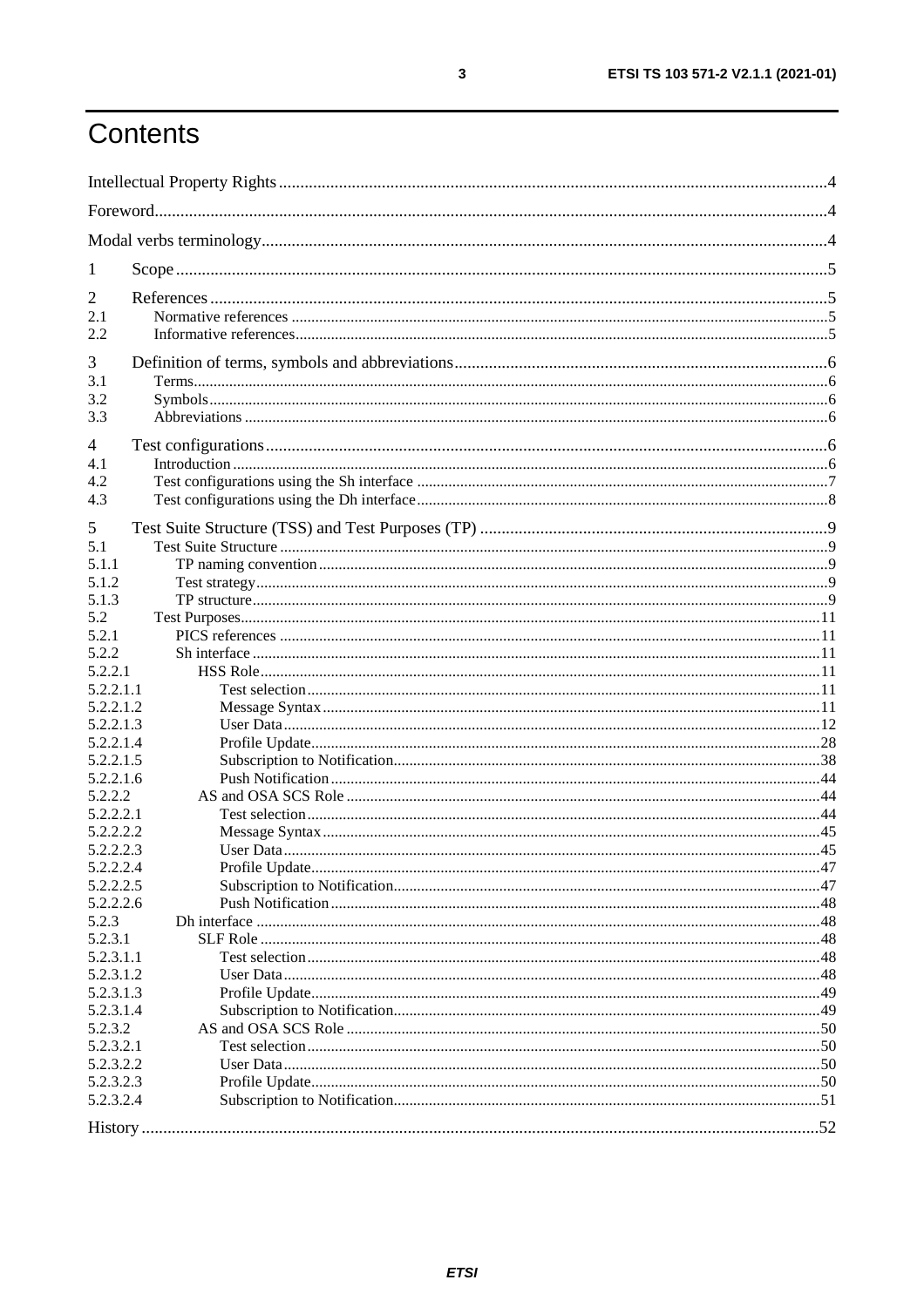# Contents

Intellectual Property Rights ....................................................................................................................4

Foreword....................................................................................................................................................4

Modal verbs terminology...........................................................................................................................4

1 Scope ......................................................................................................................................................5

2 References ...............................................................................................................................................5
2.1 Normative references .............................................................................................................................5
2.2 Informative references.............................................................................................................................5

3 Definition of terms, symbols and abbreviations.......................................................................................6
3.1 Terms.......................................................................................................................................................6
3.2 Symbols...................................................................................................................................................6
3.3 Abbreviations ..........................................................................................................................................6

4 Test configurations ..................................................................................................................................6
4.1 Introduction .............................................................................................................................................6
4.2 Test configurations using the Sh interface ..............................................................................................7
4.3 Test configurations using the Dh interface..............................................................................................8

5 Test Suite Structure (TSS) and Test Purposes (TP) .................................................................................9
5.1 Test Suite Structure .................................................................................................................................9
5.1.1 TP naming convention........................................................................................................................9
5.1.2 Test strategy........................................................................................................................................9
5.1.3 TP structure.........................................................................................................................................9
5.2 Test Purposes..........................................................................................................................................11
5.2.1 PICS references ................................................................................................................................11
5.2.2 Sh interface .......................................................................................................................................11
5.2.2.1 HSS Role.....................................................................................................................................11
5.2.2.1.1 Test selection.........................................................................................................................11
5.2.2.1.2 Message Syntax.....................................................................................................................11
5.2.2.1.3 User Data...............................................................................................................................12
5.2.2.1.4 Profile Update........................................................................................................................28
5.2.2.1.5 Subscription to Notification...................................................................................................38
5.2.2.1.6 Push Notification...................................................................................................................44
5.2.2.2 AS and OSA SCS Role ...............................................................................................................44
5.2.2.2.1 Test selection.........................................................................................................................44
5.2.2.2.2 Message Syntax.....................................................................................................................45
5.2.2.2.3 User Data...............................................................................................................................45
5.2.2.2.4 Profile Update........................................................................................................................47
5.2.2.2.5 Subscription to Notification...................................................................................................47
5.2.2.2.6 Push Notification...................................................................................................................48
5.2.3 Dh interface ......................................................................................................................................48
5.2.3.1 SLF Role .....................................................................................................................................48
5.2.3.1.1 Test selection.........................................................................................................................48
5.2.3.1.2 User Data...............................................................................................................................48
5.2.3.1.3 Profile Update........................................................................................................................49
5.2.3.1.4 Subscription to Notification...................................................................................................49
5.2.3.2 AS and OSA SCS Role ...............................................................................................................50
5.2.3.2.1 Test selection.........................................................................................................................50
5.2.3.2.2 User Data...............................................................................................................................50
5.2.3.2.3 Profile Update........................................................................................................................50
5.2.3.2.4 Subscription to Notification...................................................................................................51

History .....................................................................................................................................................52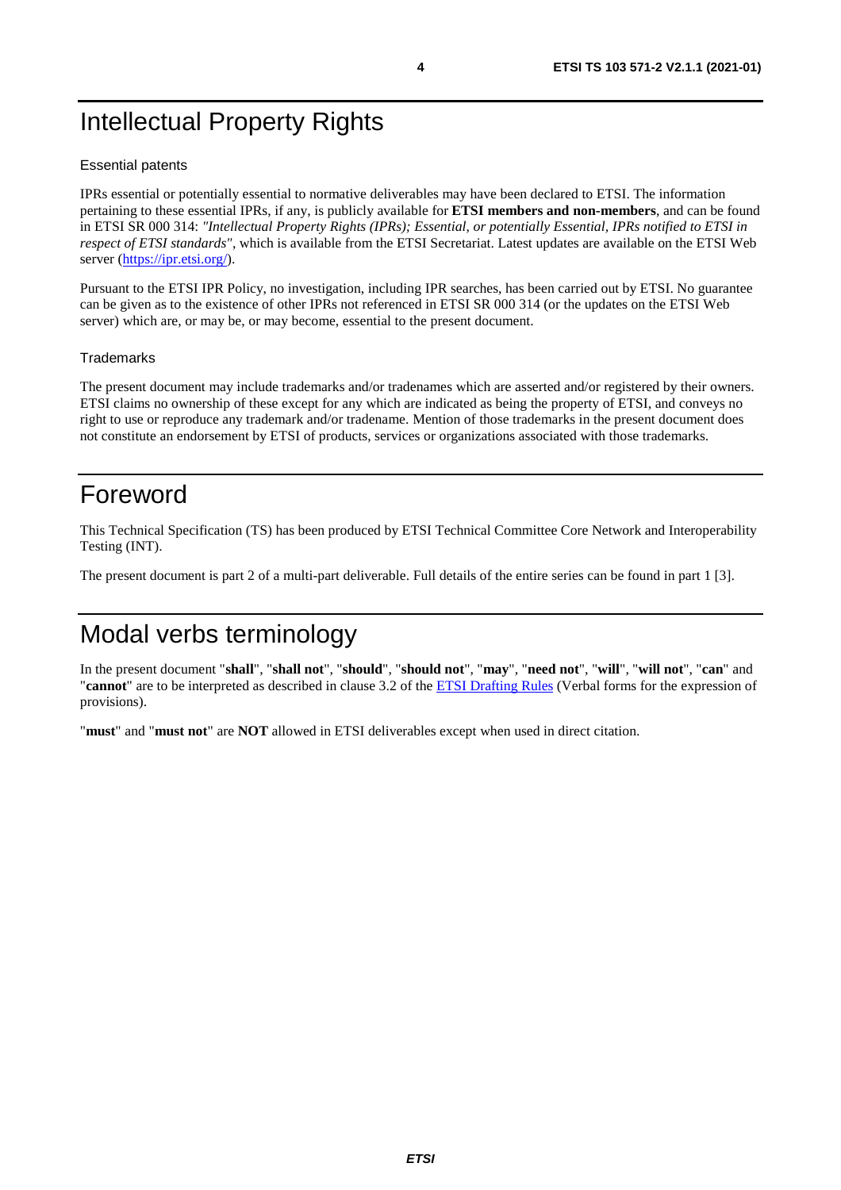# Intellectual Property Rights

### Essential patents

IPRs essential or potentially essential to normative deliverables may have been declared to ETSI. The information pertaining to these essential IPRs, if any, is publicly available for **ETSI members and non-members**, and can be found in ETSI SR 000 314: *"Intellectual Property Rights (IPRs); Essential, or potentially Essential, IPRs notified to ETSI in respect of ETSI standards"*, which is available from the ETSI Secretariat. Latest updates are available on the ETSI Web server (https://ipr.etsi.org/).

Pursuant to the ETSI IPR Policy, no investigation, including IPR searches, has been carried out by ETSI. No guarantee can be given as to the existence of other IPRs not referenced in ETSI SR 000 314 (or the updates on the ETSI Web server) which are, or may be, or may become, essential to the present document.

### Trademarks

The present document may include trademarks and/or tradenames which are asserted and/or registered by their owners. ETSI claims no ownership of these except for any which are indicated as being the property of ETSI, and conveys no right to use or reproduce any trademark and/or tradename. Mention of those trademarks in the present document does not constitute an endorsement by ETSI of products, services or organizations associated with those trademarks.

# Foreword

This Technical Specification (TS) has been produced by ETSI Technical Committee Core Network and Interoperability Testing (INT).

The present document is part 2 of a multi-part deliverable. Full details of the entire series can be found in part 1 [3].

# Modal verbs terminology

In the present document "**shall**", "**shall not**", "**should**", "**should not**", "**may**", "**need not**", "**will**", "**will not**", "**can**" and "**cannot**" are to be interpreted as described in clause 3.2 of the ETSI Drafting Rules (Verbal forms for the expression of provisions).

"**must**" and "**must not**" are **NOT** allowed in ETSI deliverables except when used in direct citation.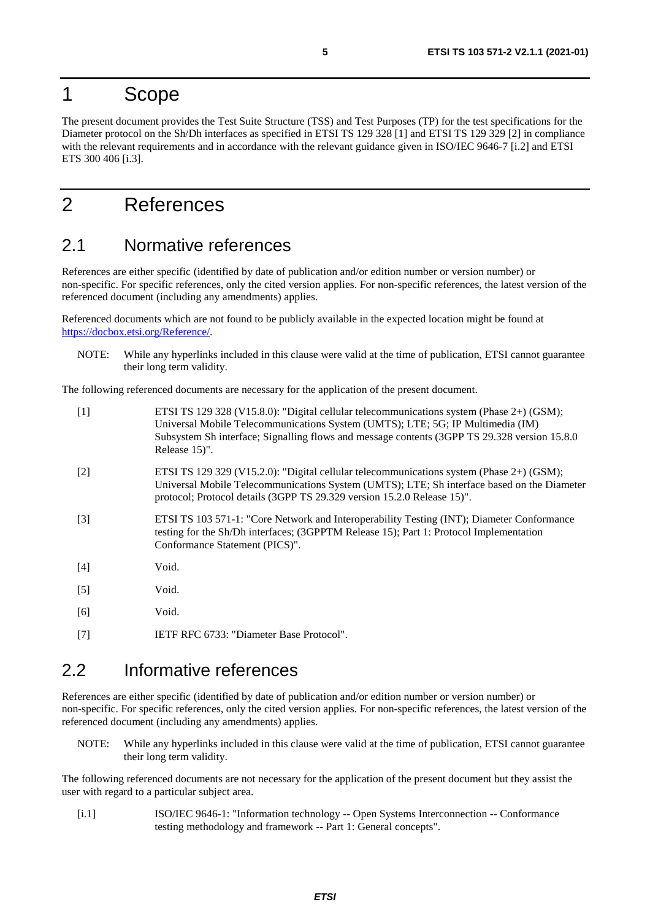# 1 Scope

The present document provides the Test Suite Structure (TSS) and Test Purposes (TP) for the test specifications for the Diameter protocol on the Sh/Dh interfaces as specified in ETSI TS 129 328 [1] and ETSI TS 129 329 [2] in compliance with the relevant requirements and in accordance with the relevant guidance given in ISO/IEC 9646-7 [i.2] and ETSI ETS 300 406 [i.3].

# 2 References

## 2.1 Normative references

References are either specific (identified by date of publication and/or edition number or version number) or non-specific. For specific references, only the cited version applies. For non-specific references, the latest version of the referenced document (including any amendments) applies.

Referenced documents which are not found to be publicly available in the expected location might be found at https://docbox.etsi.org/Reference/.

NOTE: While any hyperlinks included in this clause were valid at the time of publication, ETSI cannot guarantee their long term validity.

The following referenced documents are necessary for the application of the present document.

[1] ETSI TS 129 328 (V15.8.0): "Digital cellular telecommunications system (Phase 2+) (GSM); Universal Mobile Telecommunications System (UMTS); LTE; 5G; IP Multimedia (IM) Subsystem Sh interface; Signalling flows and message contents (3GPP TS 29.328 version 15.8.0 Release 15)".

[2] ETSI TS 129 329 (V15.2.0): "Digital cellular telecommunications system (Phase 2+) (GSM); Universal Mobile Telecommunications System (UMTS); LTE; Sh interface based on the Diameter protocol; Protocol details (3GPP TS 29.329 version 15.2.0 Release 15)".

[3] ETSI TS 103 571-1: "Core Network and Interoperability Testing (INT); Diameter Conformance testing for the Sh/Dh interfaces; (3GPPTM Release 15); Part 1: Protocol Implementation Conformance Statement (PICS)".

[4] Void.

[5] Void.

[6] Void.

[7] IETF RFC 6733: "Diameter Base Protocol".

## 2.2 Informative references

References are either specific (identified by date of publication and/or edition number or version number) or non-specific. For specific references, only the cited version applies. For non-specific references, the latest version of the referenced document (including any amendments) applies.

NOTE: While any hyperlinks included in this clause were valid at the time of publication, ETSI cannot guarantee their long term validity.

The following referenced documents are not necessary for the application of the present document but they assist the user with regard to a particular subject area.

[i.1] ISO/IEC 9646-1: "Information technology -- Open Systems Interconnection -- Conformance testing methodology and framework -- Part 1: General concepts".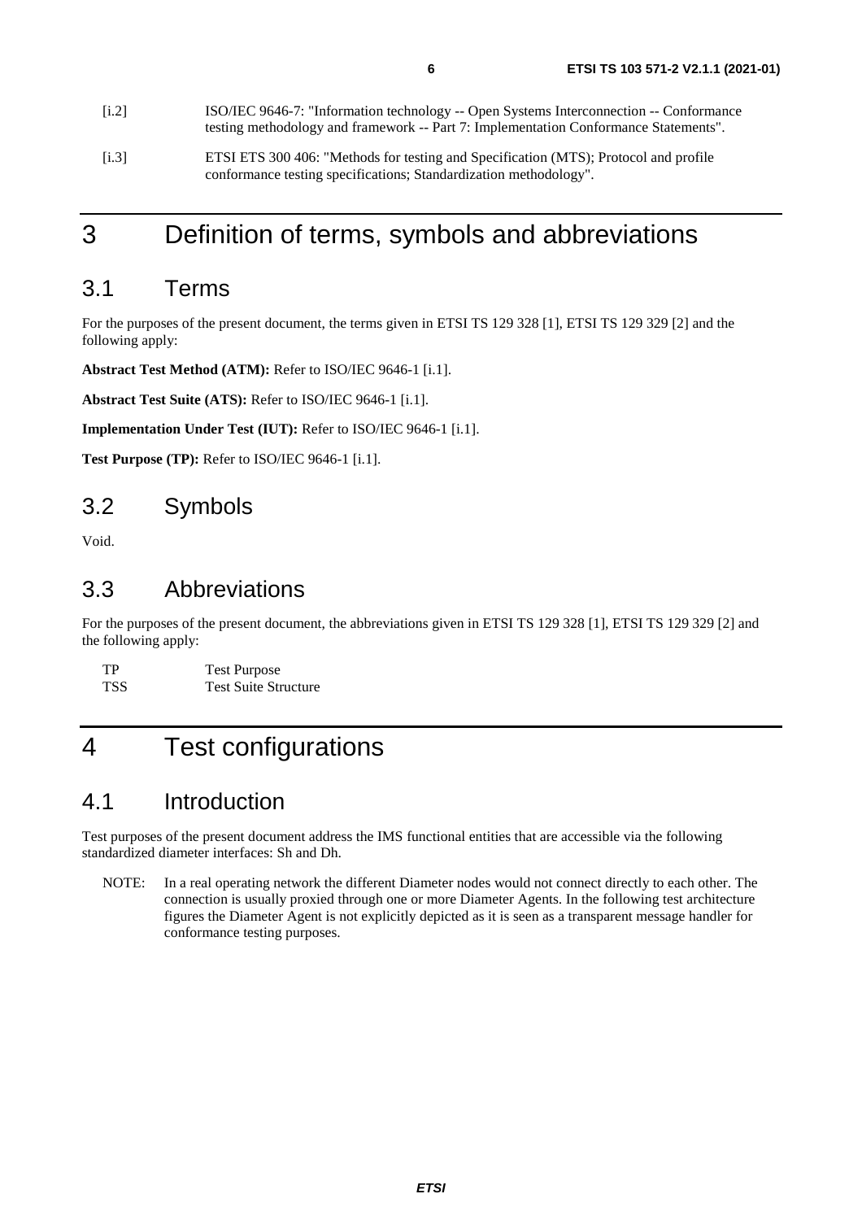[i.2] ISO/IEC 9646-7: "Information technology -- Open Systems Interconnection -- Conformance testing methodology and framework -- Part 7: Implementation Conformance Statements".

[i.3] ETSI ETS 300 406: "Methods for testing and Specification (MTS); Protocol and profile conformance testing specifications; Standardization methodology".

# 3 Definition of terms, symbols and abbreviations

## 3.1 Terms

For the purposes of the present document, the terms given in ETSI TS 129 328 [1], ETSI TS 129 329 [2] and the following apply:

**Abstract Test Method (ATM):** Refer to ISO/IEC 9646-1 [i.1].

**Abstract Test Suite (ATS):** Refer to ISO/IEC 9646-1 [i.1].

**Implementation Under Test (IUT):** Refer to ISO/IEC 9646-1 [i.1].

**Test Purpose (TP):** Refer to ISO/IEC 9646-1 [i.1].

## 3.2 Symbols

Void.

## 3.3 Abbreviations

For the purposes of the present document, the abbreviations given in ETSI TS 129 328 [1], ETSI TS 129 329 [2] and the following apply:

TP Test Purpose
TSS Test Suite Structure

# 4 Test configurations

## 4.1 Introduction

Test purposes of the present document address the IMS functional entities that are accessible via the following standardized diameter interfaces: Sh and Dh.

NOTE: In a real operating network the different Diameter nodes would not connect directly to each other. The connection is usually proxied through one or more Diameter Agents. In the following test architecture figures the Diameter Agent is not explicitly depicted as it is seen as a transparent message handler for conformance testing purposes.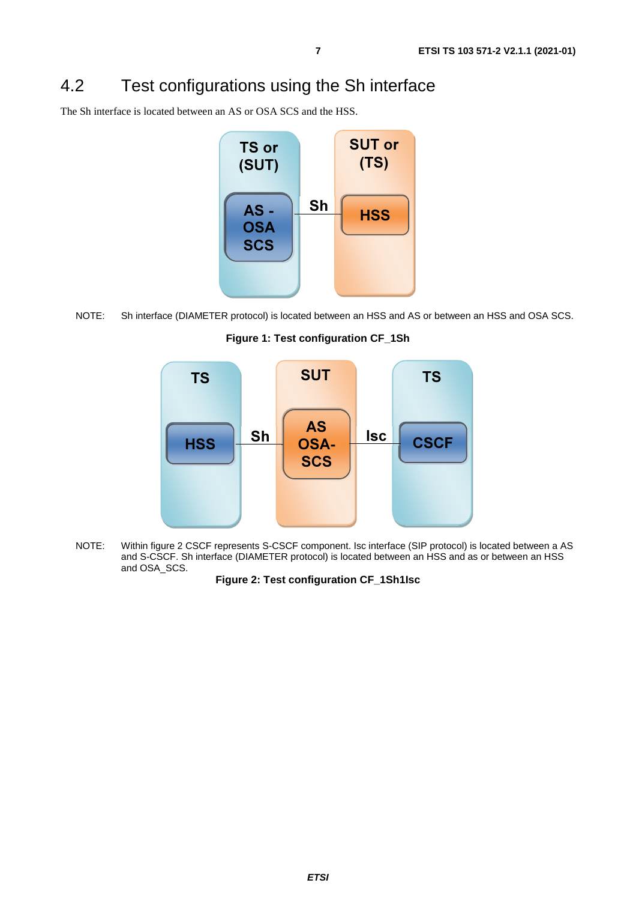## 4.2 Test configurations using the Sh interface

The Sh interface is located between an AS or OSA SCS and the HSS.

TS or (SUT)

AS - OSA SCS

Sh

SUT or (TS)

HSS

NOTE: Sh interface (DIAMETER protocol) is located between an HSS and AS or between an HSS and OSA SCS.

**Figure 1: Test configuration CF_1Sh**

TS

HSS

Sh

SUT

AS OSA-SCS

Isc

TS

CSCF

NOTE: Within figure 2 CSCF represents S-CSCF component. Isc interface (SIP protocol) is located between a AS and S-CSCF. Sh interface (DIAMETER protocol) is located between an HSS and as or between an HSS and OSA_SCS.

**Figure 2: Test configuration CF_1Sh1Isc**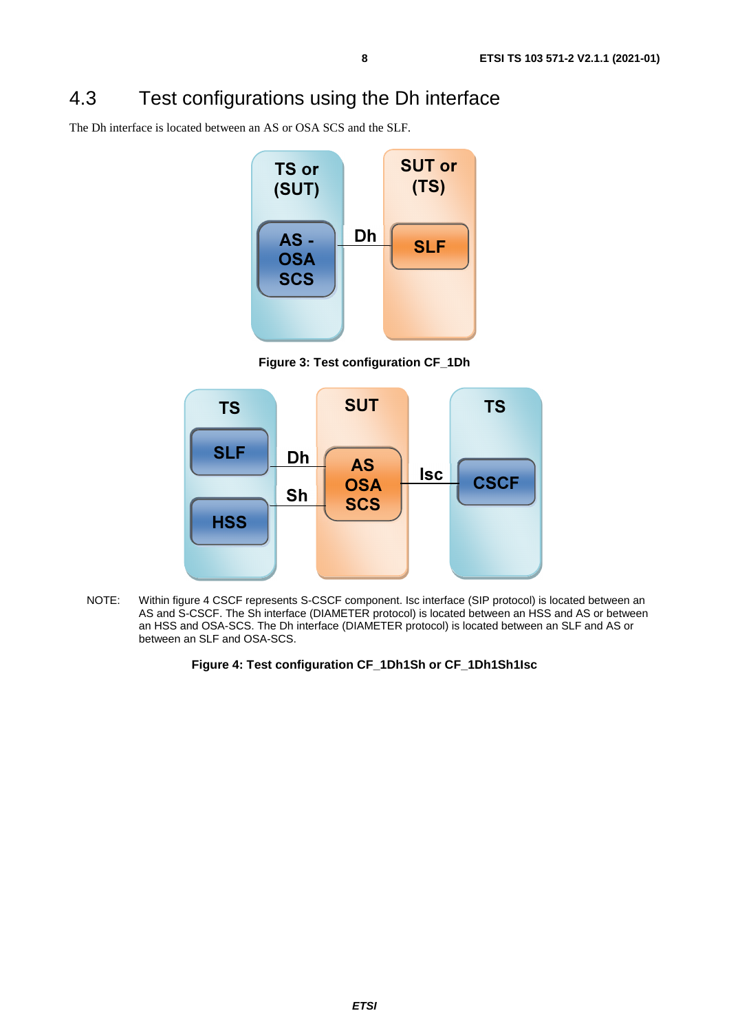## 4.3 Test configurations using the Dh interface

The Dh interface is located between an AS or OSA SCS and the SLF.

TS or (SUT)

AS - OSA SCS

Dh

SUT or (TS)

SLF

**Figure 3: Test configuration CF_1Dh**

TS

SLF

HSS

Dh

Sh

SUT

AS OSA SCS

Isc

TS

CSCF

NOTE: Within figure 4 CSCF represents S-CSCF component. Isc interface (SIP protocol) is located between an AS and S-CSCF. The Sh interface (DIAMETER protocol) is located between an HSS and AS or between an HSS and OSA-SCS. The Dh interface (DIAMETER protocol) is located between an SLF and AS or between an SLF and OSA-SCS.

**Figure 4: Test configuration CF_1Dh1Sh or CF_1Dh1Sh1Isc**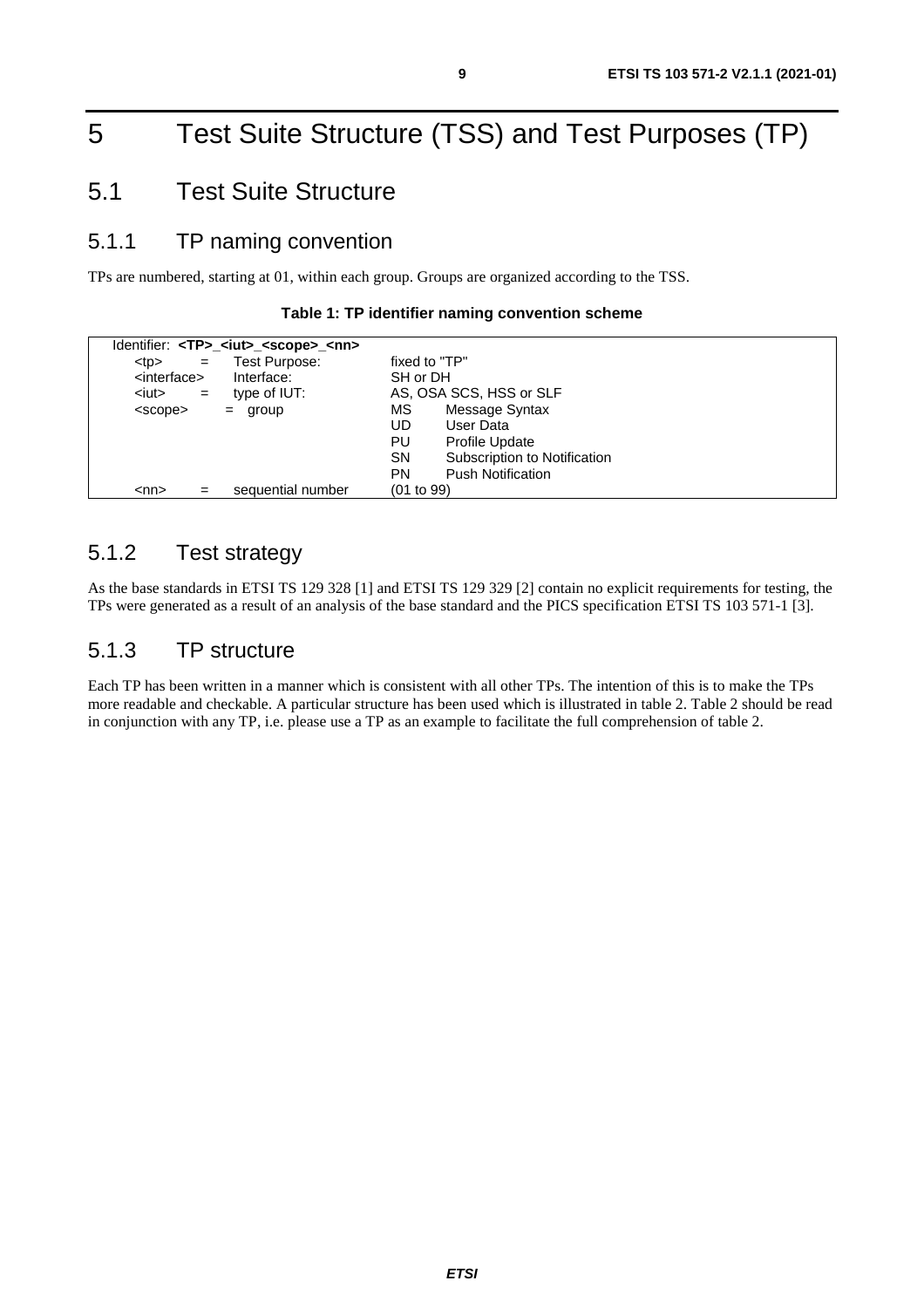# 5 Test Suite Structure (TSS) and Test Purposes (TP)

## 5.1 Test Suite Structure

### 5.1.1 TP naming convention

TPs are numbered, starting at 01, within each group. Groups are organized according to the TSS.

**Table 1: TP identifier naming convention scheme**

| Identifier: **<TP>_<iut>_<scope>_<nn>** | | | |
|---|---|---|---|
| <tp> = | Test Purpose: | fixed to "TP" | |
| <interface> | Interface: | SH or DH | |
| <iut> = | type of IUT: | AS, OSA SCS, HSS or SLF | |
| <scope> | = group | MS | Message Syntax |
| | | UD | User Data |
| | | PU | Profile Update |
| | | SN | Subscription to Notification |
| | | PN | Push Notification |
| <nn> = | sequential number | (01 to 99) | |

### 5.1.2 Test strategy

As the base standards in ETSI TS 129 328 [1] and ETSI TS 129 329 [2] contain no explicit requirements for testing, the TPs were generated as a result of an analysis of the base standard and the PICS specification ETSI TS 103 571-1 [3].

### 5.1.3 TP structure

Each TP has been written in a manner which is consistent with all other TPs. The intention of this is to make the TPs more readable and checkable. A particular structure has been used which is illustrated in table 2. Table 2 should be read in conjunction with any TP, i.e. please use a TP as an example to facilitate the full comprehension of table 2.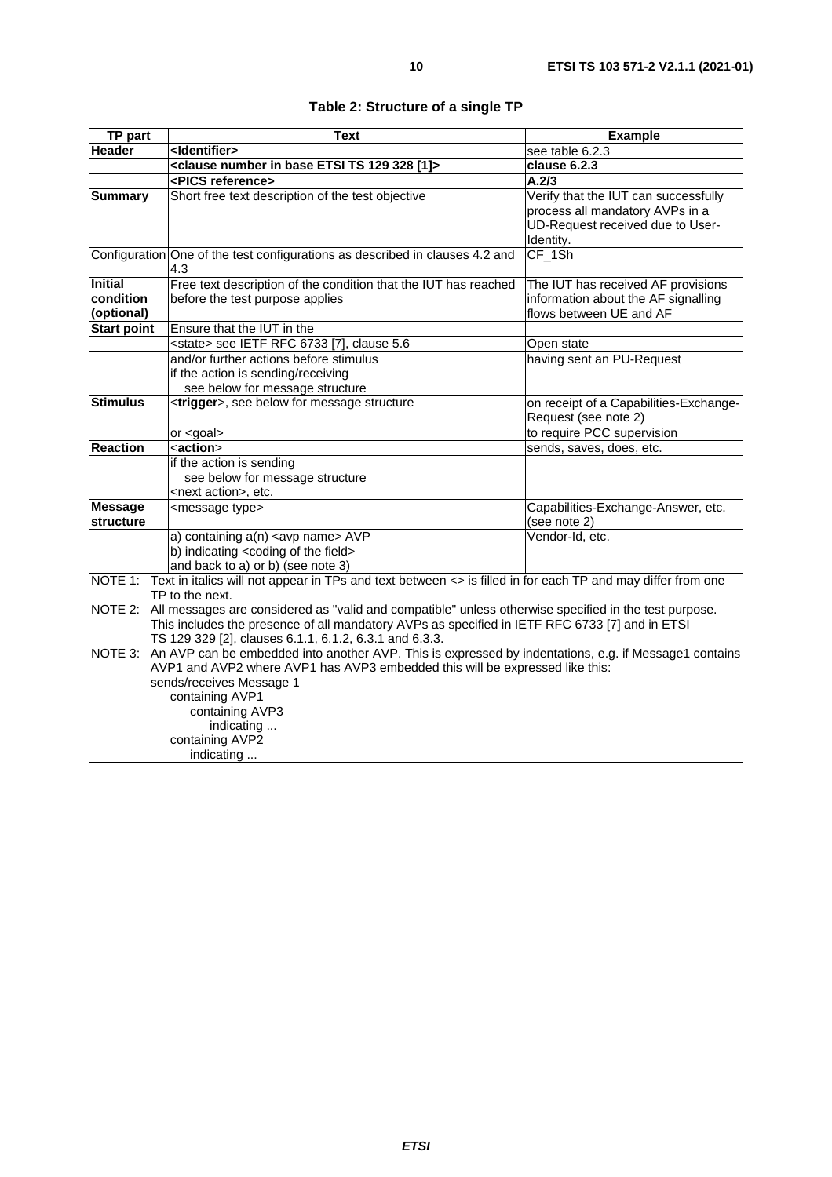**Table 2: Structure of a single TP**

| TP part | Text | Example |
|---|---|---|
| **Header** | **<Identifier>** | see table 6.2.3 |
| | **<clause number in base ETSI TS 129 328 [1]>** | **clause 6.2.3** |
| | **<PICS reference>** | **A.2/3** |
| **Summary** | Short free text description of the test objective | Verify that the IUT can successfully process all mandatory AVPs in a UD-Request received due to User-Identity. |
| Configuration | One of the test configurations as described in clauses 4.2 and 4.3 | CF_1Sh |
| **Initial condition (optional)** | Free text description of the condition that the IUT has reached before the test purpose applies | The IUT has received AF provisions information about the AF signalling flows between UE and AF |
| **Start point** | Ensure that the IUT in the | |
| | <state> see IETF RFC 6733 [7], clause 5.6 | Open state |
| | and/or further actions before stimulus<br>if the action is sending/receiving<br>see below for message structure | having sent an PU-Request |
| **Stimulus** | <**trigger**>, see below for message structure | on receipt of a Capabilities-Exchange-Request (see note 2) |
| | or <goal> | to require PCC supervision |
| **Reaction** | <**action**> | sends, saves, does, etc. |
| | if the action is sending<br>see below for message structure<br><next action>, etc. | |
| **Message structure** | <message type> | Capabilities-Exchange-Answer, etc. (see note 2) |
| | a) containing a(n) <avp name> AVP<br>b) indicating <coding of the field><br>and back to a) or b) (see note 3) | Vendor-Id, etc. |

NOTE 1: Text in italics will not appear in TPs and text between <> is filled in for each TP and may differ from one TP to the next.

NOTE 2: All messages are considered as "valid and compatible" unless otherwise specified in the test purpose. This includes the presence of all mandatory AVPs as specified in IETF RFC 6733 [7] and in ETSI TS 129 329 [2], clauses 6.1.1, 6.1.2, 6.3.1 and 6.3.3.

NOTE 3: An AVP can be embedded into another AVP. This is expressed by indentations, e.g. if Message1 contains AVP1 and AVP2 where AVP1 has AVP3 embedded this will be expressed like this:

```
sends/receives Message 1
    containing AVP1
        containing AVP3
            indicating ...
    containing AVP2
        indicating ...
```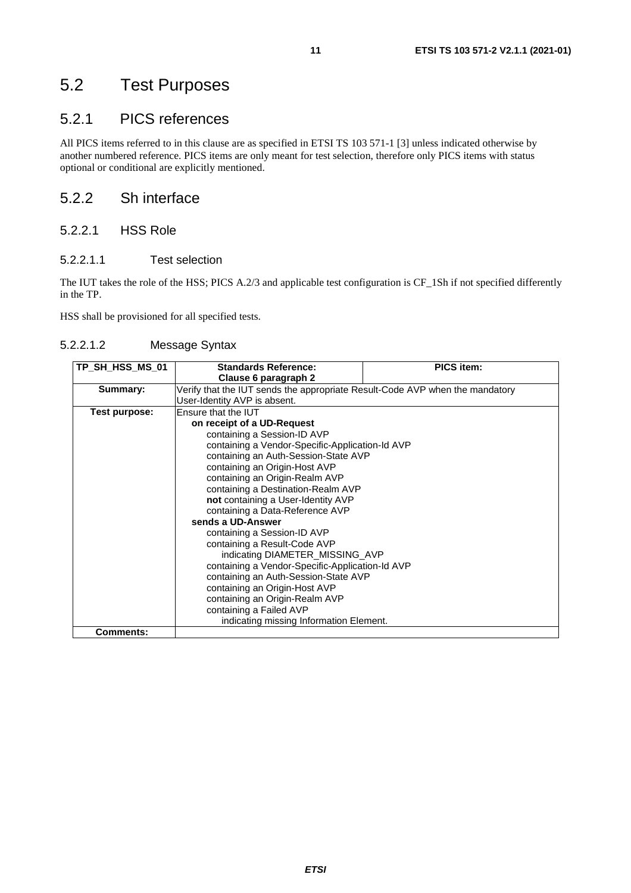# 5.2 Test Purposes

## 5.2.1 PICS references

All PICS items referred to in this clause are as specified in ETSI TS 103 571-1 [3] unless indicated otherwise by another numbered reference. PICS items are only meant for test selection, therefore only PICS items with status optional or conditional are explicitly mentioned.

## 5.2.2 Sh interface

### 5.2.2.1 HSS Role

#### 5.2.2.1.1 Test selection

The IUT takes the role of the HSS; PICS A.2/3 and applicable test configuration is CF_1Sh if not specified differently in the TP.

HSS shall be provisioned for all specified tests.

#### 5.2.2.1.2 Message Syntax

| **TP_SH_HSS_MS_01** | **Standards Reference:** Clause 6 paragraph 2 | **PICS item:** |
|---|---|---|
| **Summary:** | Verify that the IUT sends the appropriate Result-Code AVP when the mandatory User-Identity AVP is absent. | |
| **Test purpose:** | Ensure that the IUT<br>**on receipt of a UD-Request**<br>containing a Session-ID AVP<br>containing a Vendor-Specific-Application-Id AVP<br>containing an Auth-Session-State AVP<br>containing an Origin-Host AVP<br>containing an Origin-Realm AVP<br>containing a Destination-Realm AVP<br>**not** containing a User-Identity AVP<br>containing a Data-Reference AVP<br>**sends a UD-Answer**<br>containing a Session-ID AVP<br>containing a Result-Code AVP<br>indicating DIAMETER_MISSING_AVP<br>containing a Vendor-Specific-Application-Id AVP<br>containing an Auth-Session-State AVP<br>containing an Origin-Host AVP<br>containing an Origin-Realm AVP<br>containing a Failed AVP<br>indicating missing Information Element. | |
| **Comments:** | | |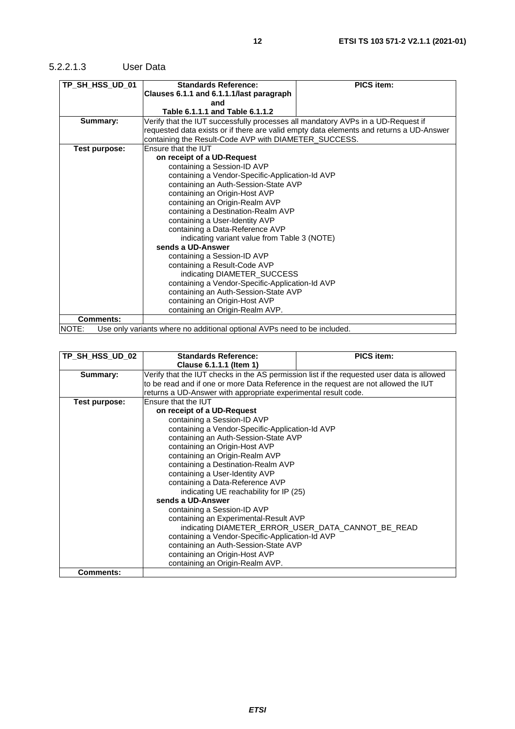#### 5.2.2.1.3 User Data

| TP_SH_HSS_UD_01 | **Standards Reference:** **Clauses 6.1.1 and 6.1.1.1/last paragraph and Table 6.1.1.1 and Table 6.1.1.2** | **PICS item:** |
|---|---|---|
| **Summary:** | Verify that the IUT successfully processes all mandatory AVPs in a UD-Request if requested data exists or if there are valid empty data elements and returns a UD-Answer containing the Result-Code AVP with DIAMETER_SUCCESS. | |
| **Test purpose:** | Ensure that the IUT<br>**on receipt of a UD-Request**<br>containing a Session-ID AVP<br>containing a Vendor-Specific-Application-Id AVP<br>containing an Auth-Session-State AVP<br>containing an Origin-Host AVP<br>containing an Origin-Realm AVP<br>containing a Destination-Realm AVP<br>containing a User-Identity AVP<br>containing a Data-Reference AVP<br>indicating variant value from Table 3 (NOTE)<br>**sends a UD-Answer**<br>containing a Session-ID AVP<br>containing a Result-Code AVP<br>indicating DIAMETER_SUCCESS<br>containing a Vendor-Specific-Application-Id AVP<br>containing an Auth-Session-State AVP<br>containing an Origin-Host AVP<br>containing an Origin-Realm AVP. | |
| **Comments:** | | |
| NOTE: Use only variants where no additional optional AVPs need to be included. | | |

| TP_SH_HSS_UD_02 | **Standards Reference:** **Clause 6.1.1.1 (Item 1)** | **PICS item:** |
|---|---|---|
| **Summary:** | Verify that the IUT checks in the AS permission list if the requested user data is allowed to be read and if one or more Data Reference in the request are not allowed the IUT returns a UD-Answer with appropriate experimental result code. | |
| **Test purpose:** | Ensure that the IUT<br>**on receipt of a UD-Request**<br>containing a Session-ID AVP<br>containing a Vendor-Specific-Application-Id AVP<br>containing an Auth-Session-State AVP<br>containing an Origin-Host AVP<br>containing an Origin-Realm AVP<br>containing a Destination-Realm AVP<br>containing a User-Identity AVP<br>containing a Data-Reference AVP<br>indicating UE reachability for IP (25)<br>**sends a UD-Answer**<br>containing a Session-ID AVP<br>containing an Experimental-Result AVP<br>indicating DIAMETER_ERROR_USER_DATA_CANNOT_BE_READ<br>containing a Vendor-Specific-Application-Id AVP<br>containing an Auth-Session-State AVP<br>containing an Origin-Host AVP<br>containing an Origin-Realm AVP. | |
| **Comments:** | | |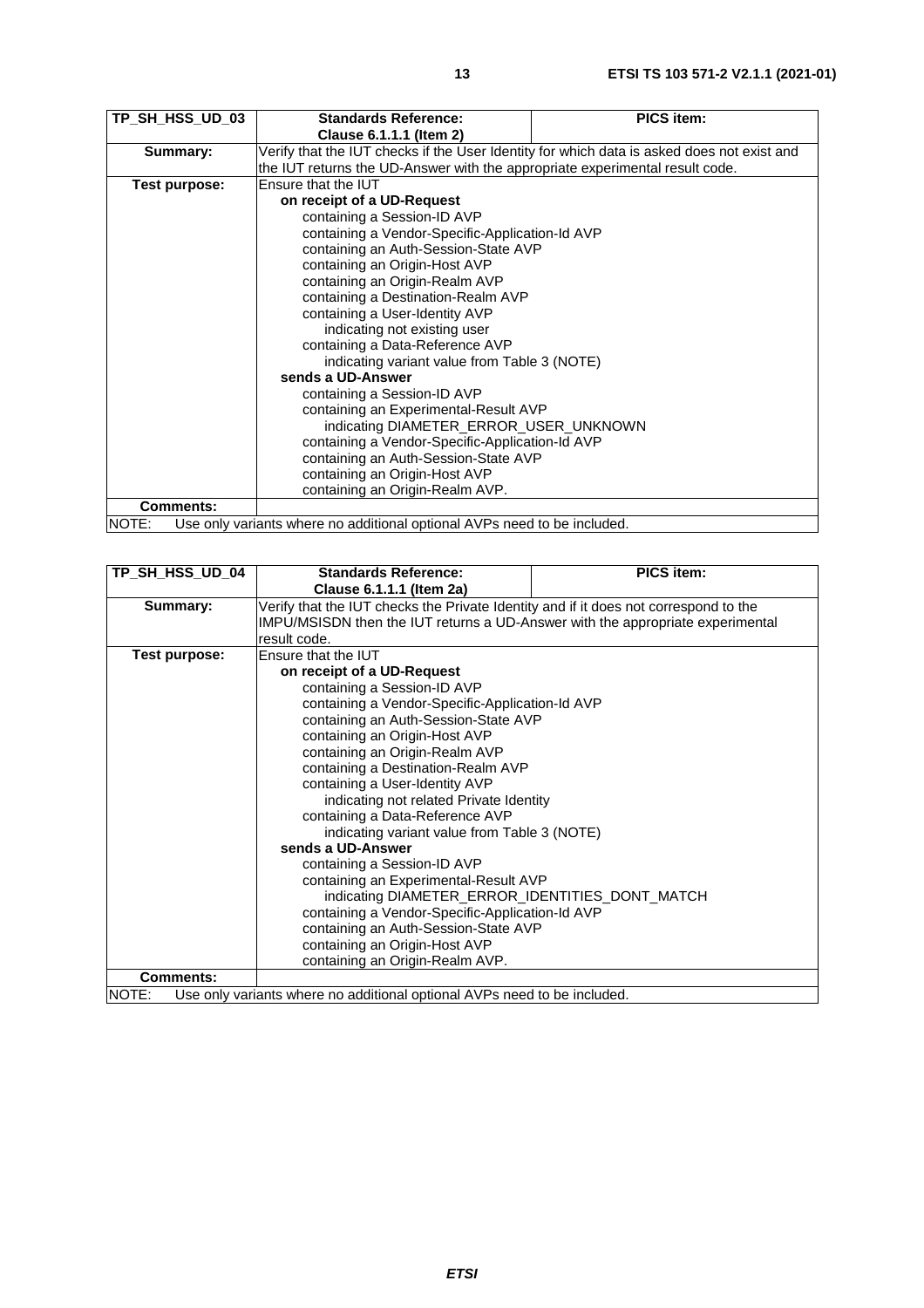| TP_SH_HSS_UD_03 | **Standards Reference:** **Clause 6.1.1.1 (Item 2)** | **PICS item:** |
|---|---|---|
| **Summary:** | Verify that the IUT checks if the User Identity for which data is asked does not exist and the IUT returns the UD-Answer with the appropriate experimental result code. | |
| **Test purpose:** | Ensure that the IUT<br>**on receipt of a UD-Request**<br>containing a Session-ID AVP<br>containing a Vendor-Specific-Application-Id AVP<br>containing an Auth-Session-State AVP<br>containing an Origin-Host AVP<br>containing an Origin-Realm AVP<br>containing a Destination-Realm AVP<br>containing a User-Identity AVP<br>indicating not existing user<br>containing a Data-Reference AVP<br>indicating variant value from Table 3 (NOTE)<br>**sends a UD-Answer**<br>containing a Session-ID AVP<br>containing an Experimental-Result AVP<br>indicating DIAMETER_ERROR_USER_UNKNOWN<br>containing a Vendor-Specific-Application-Id AVP<br>containing an Auth-Session-State AVP<br>containing an Origin-Host AVP<br>containing an Origin-Realm AVP. | |
| **Comments:** | | |
| NOTE: Use only variants where no additional optional AVPs need to be included. | | |

| TP_SH_HSS_UD_04 | **Standards Reference:** **Clause 6.1.1.1 (Item 2a)** | **PICS item:** |
|---|---|---|
| **Summary:** | Verify that the IUT checks the Private Identity and if it does not correspond to the IMPU/MSISDN then the IUT returns a UD-Answer with the appropriate experimental result code. | |
| **Test purpose:** | Ensure that the IUT<br>**on receipt of a UD-Request**<br>containing a Session-ID AVP<br>containing a Vendor-Specific-Application-Id AVP<br>containing an Auth-Session-State AVP<br>containing an Origin-Host AVP<br>containing an Origin-Realm AVP<br>containing a Destination-Realm AVP<br>containing a User-Identity AVP<br>indicating not related Private Identity<br>containing a Data-Reference AVP<br>indicating variant value from Table 3 (NOTE)<br>**sends a UD-Answer**<br>containing a Session-ID AVP<br>containing an Experimental-Result AVP<br>indicating DIAMETER_ERROR_IDENTITIES_DONT_MATCH<br>containing a Vendor-Specific-Application-Id AVP<br>containing an Auth-Session-State AVP<br>containing an Origin-Host AVP<br>containing an Origin-Realm AVP. | |
| **Comments:** | | |
| NOTE: Use only variants where no additional optional AVPs need to be included. | | |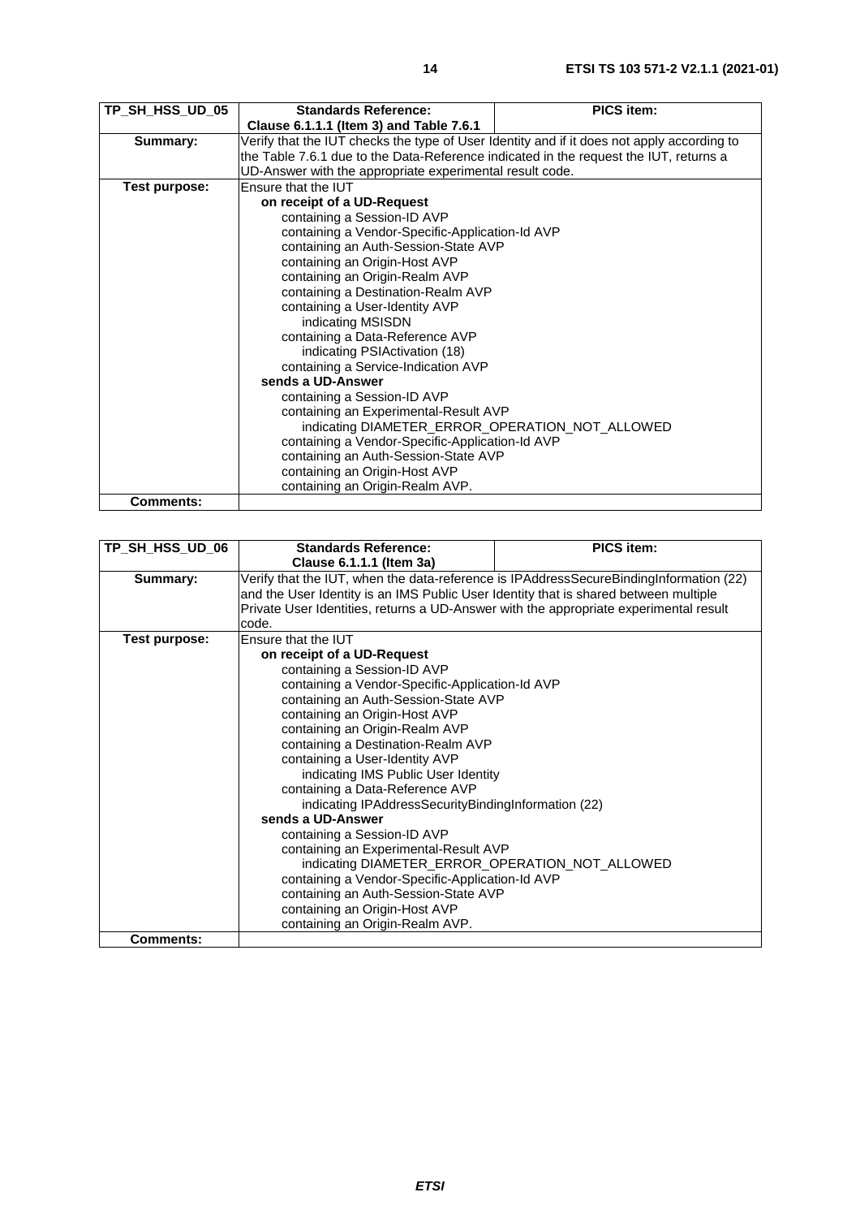| TP_SH_HSS_UD_05 | Standards Reference: Clause 6.1.1.1 (Item 3) and Table 7.6.1 | PICS item: |
|---|---|---|
| **Summary:** | Verify that the IUT checks the type of User Identity and if it does not apply according to the Table 7.6.1 due to the Data-Reference indicated in the request the IUT, returns a UD-Answer with the appropriate experimental result code. | |
| **Test purpose:** | Ensure that the IUT<br>**on receipt of a UD-Request**<br>containing a Session-ID AVP<br>containing a Vendor-Specific-Application-Id AVP<br>containing an Auth-Session-State AVP<br>containing an Origin-Host AVP<br>containing an Origin-Realm AVP<br>containing a Destination-Realm AVP<br>containing a User-Identity AVP<br>indicating MSISDN<br>containing a Data-Reference AVP<br>indicating PSIActivation (18)<br>containing a Service-Indication AVP<br>**sends a UD-Answer**<br>containing a Session-ID AVP<br>containing an Experimental-Result AVP<br>indicating DIAMETER_ERROR_OPERATION_NOT_ALLOWED<br>containing a Vendor-Specific-Application-Id AVP<br>containing an Auth-Session-State AVP<br>containing an Origin-Host AVP<br>containing an Origin-Realm AVP. | |
| **Comments:** | | |

| TP_SH_HSS_UD_06 | Standards Reference: Clause 6.1.1.1 (Item 3a) | PICS item: |
|---|---|---|
| **Summary:** | Verify that the IUT, when the data-reference is IPAddressSecureBindingInformation (22) and the User Identity is an IMS Public User Identity that is shared between multiple Private User Identities, returns a UD-Answer with the appropriate experimental result code. | |
| **Test purpose:** | Ensure that the IUT<br>**on receipt of a UD-Request**<br>containing a Session-ID AVP<br>containing a Vendor-Specific-Application-Id AVP<br>containing an Auth-Session-State AVP<br>containing an Origin-Host AVP<br>containing an Origin-Realm AVP<br>containing a Destination-Realm AVP<br>containing a User-Identity AVP<br>indicating IMS Public User Identity<br>containing a Data-Reference AVP<br>indicating IPAddressSecurityBindingInformation (22)<br>**sends a UD-Answer**<br>containing a Session-ID AVP<br>containing an Experimental-Result AVP<br>indicating DIAMETER_ERROR_OPERATION_NOT_ALLOWED<br>containing a Vendor-Specific-Application-Id AVP<br>containing an Auth-Session-State AVP<br>containing an Origin-Host AVP<br>containing an Origin-Realm AVP. | |
| **Comments:** | | |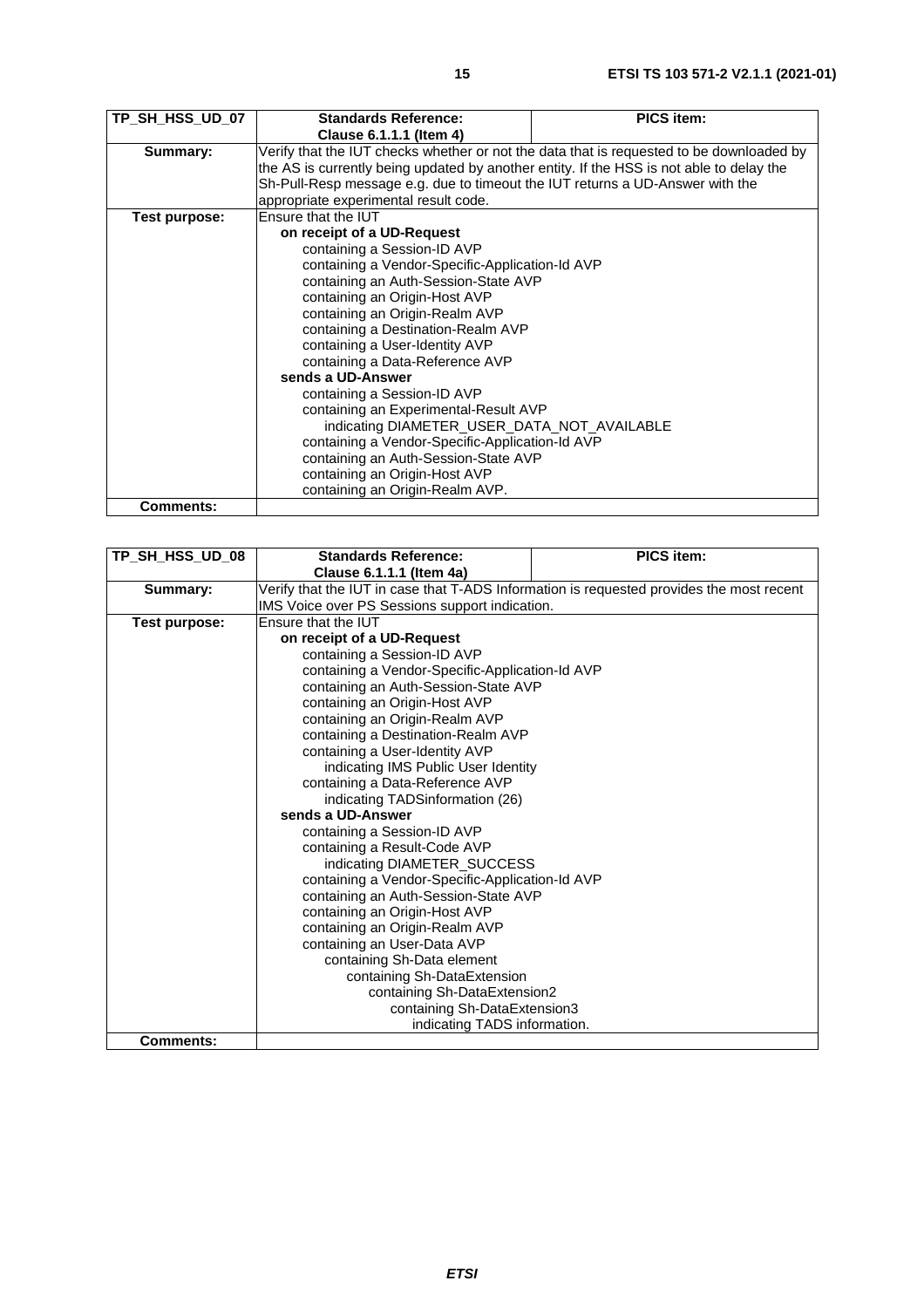| TP_SH_HSS_UD_07 | **Standards Reference:** **Clause 6.1.1.1 (Item 4)** | **PICS item:** |
|---|---|---|
| **Summary:** | Verify that the IUT checks whether or not the data that is requested to be downloaded by the AS is currently being updated by another entity. If the HSS is not able to delay the Sh-Pull-Resp message e.g. due to timeout the IUT returns a UD-Answer with the appropriate experimental result code. | |
| **Test purpose:** | Ensure that the IUT<br>**on receipt of a UD-Request**<br>containing a Session-ID AVP<br>containing a Vendor-Specific-Application-Id AVP<br>containing an Auth-Session-State AVP<br>containing an Origin-Host AVP<br>containing an Origin-Realm AVP<br>containing a Destination-Realm AVP<br>containing a User-Identity AVP<br>containing a Data-Reference AVP<br>**sends a UD-Answer**<br>containing a Session-ID AVP<br>containing an Experimental-Result AVP<br>indicating DIAMETER_USER_DATA_NOT_AVAILABLE<br>containing a Vendor-Specific-Application-Id AVP<br>containing an Auth-Session-State AVP<br>containing an Origin-Host AVP<br>containing an Origin-Realm AVP. | |
| **Comments:** | | |

| TP_SH_HSS_UD_08 | **Standards Reference:** **Clause 6.1.1.1 (Item 4a)** | **PICS item:** |
|---|---|---|
| **Summary:** | Verify that the IUT in case that T-ADS Information is requested provides the most recent IMS Voice over PS Sessions support indication. | |
| **Test purpose:** | Ensure that the IUT<br>**on receipt of a UD-Request**<br>containing a Session-ID AVP<br>containing a Vendor-Specific-Application-Id AVP<br>containing an Auth-Session-State AVP<br>containing an Origin-Host AVP<br>containing an Origin-Realm AVP<br>containing a Destination-Realm AVP<br>containing a User-Identity AVP<br>indicating IMS Public User Identity<br>containing a Data-Reference AVP<br>indicating TADSinformation (26)<br>**sends a UD-Answer**<br>containing a Session-ID AVP<br>containing a Result-Code AVP<br>indicating DIAMETER_SUCCESS<br>containing a Vendor-Specific-Application-Id AVP<br>containing an Auth-Session-State AVP<br>containing an Origin-Host AVP<br>containing an Origin-Realm AVP<br>containing an User-Data AVP<br>containing Sh-Data element<br>containing Sh-DataExtension<br>containing Sh-DataExtension2<br>containing Sh-DataExtension3<br>indicating TADS information. | |
| **Comments:** | | |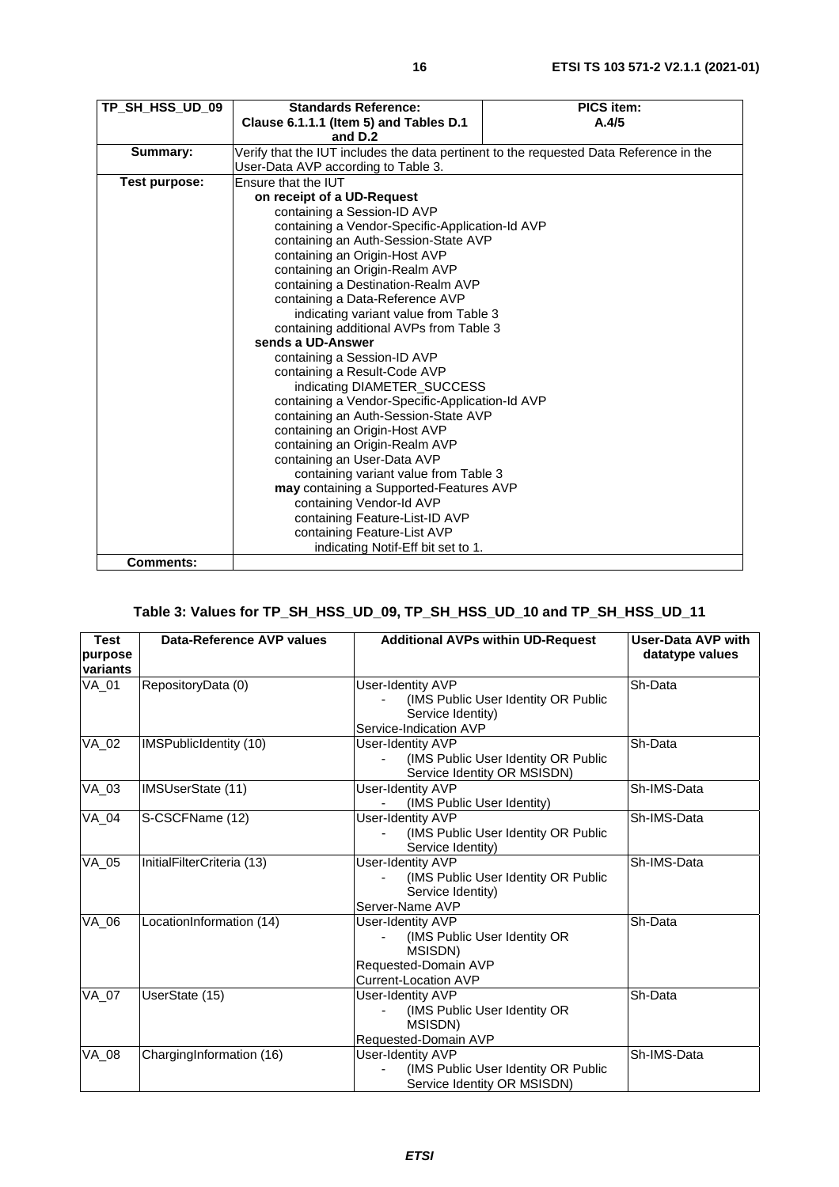| TP_SH_HSS_UD_09 | Standards Reference: Clause 6.1.1.1 (Item 5) and Tables D.1 and D.2 | PICS item: A.4/5 |
|---|---|---|
| **Summary:** | Verify that the IUT includes the data pertinent to the requested Data Reference in the User-Data AVP according to Table 3. | |
| **Test purpose:** | Ensure that the IUT<br>**on receipt of a UD-Request**<br>containing a Session-ID AVP<br>containing a Vendor-Specific-Application-Id AVP<br>containing an Auth-Session-State AVP<br>containing an Origin-Host AVP<br>containing an Origin-Realm AVP<br>containing a Destination-Realm AVP<br>containing a Data-Reference AVP<br>indicating variant value from Table 3<br>containing additional AVPs from Table 3<br>**sends a UD-Answer**<br>containing a Session-ID AVP<br>containing a Result-Code AVP<br>indicating DIAMETER_SUCCESS<br>containing a Vendor-Specific-Application-Id AVP<br>containing an Auth-Session-State AVP<br>containing an Origin-Host AVP<br>containing an Origin-Realm AVP<br>containing an User-Data AVP<br>containing variant value from Table 3<br>**may** containing a Supported-Features AVP<br>containing Vendor-Id AVP<br>containing Feature-List-ID AVP<br>containing Feature-List AVP<br>indicating Notif-Eff bit set to 1. | |
| **Comments:** | | |

**Table 3: Values for TP_SH_HSS_UD_09, TP_SH_HSS_UD_10 and TP_SH_HSS_UD_11**

| Test purpose variants | Data-Reference AVP values | Additional AVPs within UD-Request | User-Data AVP with datatype values |
|---|---|---|---|
| VA_01 | RepositoryData (0) | User-Identity AVP<br>- (IMS Public User Identity OR Public Service Identity)<br>Service-Indication AVP | Sh-Data |
| VA_02 | IMSPublicIdentity (10) | User-Identity AVP<br>- (IMS Public User Identity OR Public Service Identity OR MSISDN) | Sh-Data |
| VA_03 | IMSUserState (11) | User-Identity AVP<br>- (IMS Public User Identity) | Sh-IMS-Data |
| VA_04 | S-CSCFName (12) | User-Identity AVP<br>- (IMS Public User Identity OR Public Service Identity) | Sh-IMS-Data |
| VA_05 | InitialFilterCriteria (13) | User-Identity AVP<br>- (IMS Public User Identity OR Public Service Identity)<br>Server-Name AVP | Sh-IMS-Data |
| VA_06 | LocationInformation (14) | User-Identity AVP<br>- (IMS Public User Identity OR MSISDN)<br>Requested-Domain AVP<br>Current-Location AVP | Sh-Data |
| VA_07 | UserState (15) | User-Identity AVP<br>- (IMS Public User Identity OR MSISDN)<br>Requested-Domain AVP | Sh-Data |
| VA_08 | ChargingInformation (16) | User-Identity AVP<br>- (IMS Public User Identity OR Public Service Identity OR MSISDN) | Sh-IMS-Data |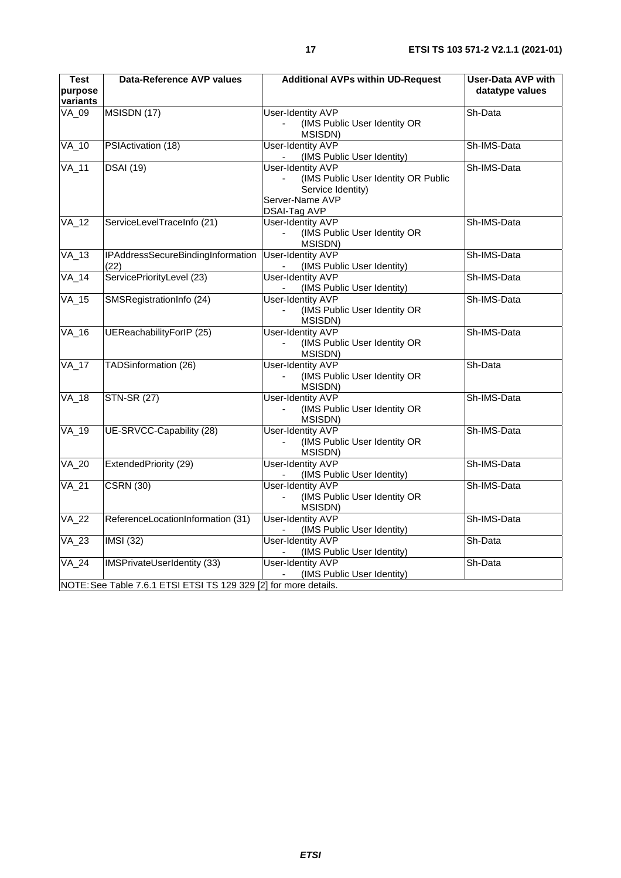| Test purpose variants | Data-Reference AVP values | Additional AVPs within UD-Request | User-Data AVP with datatype values |
| --- | --- | --- | --- |
| VA_09 | MSISDN (17) | User-Identity AVP<br>- (IMS Public User Identity OR MSISDN) | Sh-Data |
| VA_10 | PSIActivation (18) | User-Identity AVP<br>- (IMS Public User Identity) | Sh-IMS-Data |
| VA_11 | DSAI (19) | User-Identity AVP<br>- (IMS Public User Identity OR Public Service Identity)<br>Server-Name AVP<br>DSAI-Tag AVP | Sh-IMS-Data |
| VA_12 | ServiceLevelTraceInfo (21) | User-Identity AVP<br>- (IMS Public User Identity OR MSISDN) | Sh-IMS-Data |
| VA_13 | IPAddressSecureBindingInformation (22) | User-Identity AVP<br>- (IMS Public User Identity) | Sh-IMS-Data |
| VA_14 | ServicePriorityLevel (23) | User-Identity AVP<br>- (IMS Public User Identity) | Sh-IMS-Data |
| VA_15 | SMSRegistrationInfo (24) | User-Identity AVP<br>- (IMS Public User Identity OR MSISDN) | Sh-IMS-Data |
| VA_16 | UEReachabilityForIP (25) | User-Identity AVP<br>- (IMS Public User Identity OR MSISDN) | Sh-IMS-Data |
| VA_17 | TADSinformation (26) | User-Identity AVP<br>- (IMS Public User Identity OR MSISDN) | Sh-Data |
| VA_18 | STN-SR (27) | User-Identity AVP<br>- (IMS Public User Identity OR MSISDN) | Sh-IMS-Data |
| VA_19 | UE-SRVCC-Capability (28) | User-Identity AVP<br>- (IMS Public User Identity OR MSISDN) | Sh-IMS-Data |
| VA_20 | ExtendedPriority (29) | User-Identity AVP<br>- (IMS Public User Identity) | Sh-IMS-Data |
| VA_21 | CSRN (30) | User-Identity AVP<br>- (IMS Public User Identity OR MSISDN) | Sh-IMS-Data |
| VA_22 | ReferenceLocationInformation (31) | User-Identity AVP<br>- (IMS Public User Identity) | Sh-IMS-Data |
| VA_23 | IMSI (32) | User-Identity AVP<br>- (IMS Public User Identity) | Sh-Data |
| VA_24 | IMSPrivateUserIdentity (33) | User-Identity AVP<br>- (IMS Public User Identity) | Sh-Data |
| NOTE: See Table 7.6.1 ETSI ETSI TS 129 329 [2] for more details. | | | |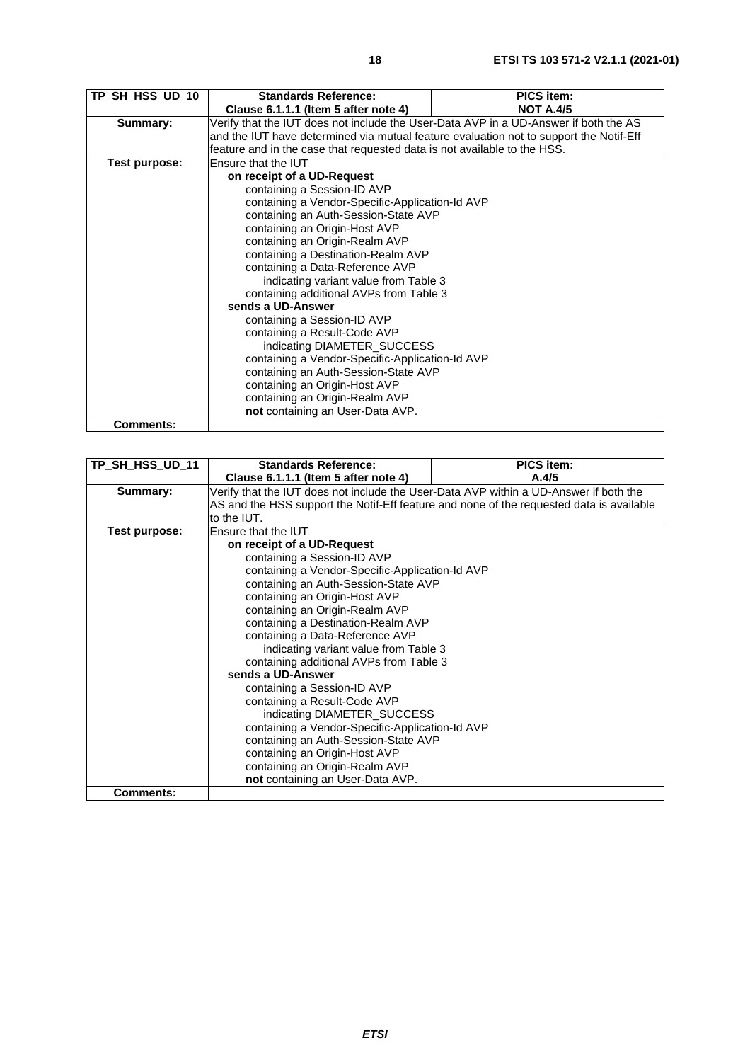| TP_SH_HSS_UD_10 | **Standards Reference:** Clause 6.1.1.1 (Item 5 after note 4) | **PICS item:** NOT A.4/5 |
|---|---|---|
| **Summary:** | Verify that the IUT does not include the User-Data AVP in a UD-Answer if both the AS and the IUT have determined via mutual feature evaluation not to support the Notif-Eff feature and in the case that requested data is not available to the HSS. | |
| **Test purpose:** | Ensure that the IUT<br>**on receipt of a UD-Request**<br>containing a Session-ID AVP<br>containing a Vendor-Specific-Application-Id AVP<br>containing an Auth-Session-State AVP<br>containing an Origin-Host AVP<br>containing an Origin-Realm AVP<br>containing a Destination-Realm AVP<br>containing a Data-Reference AVP<br>indicating variant value from Table 3<br>containing additional AVPs from Table 3<br>**sends a UD-Answer**<br>containing a Session-ID AVP<br>containing a Result-Code AVP<br>indicating DIAMETER_SUCCESS<br>containing a Vendor-Specific-Application-Id AVP<br>containing an Auth-Session-State AVP<br>containing an Origin-Host AVP<br>containing an Origin-Realm AVP<br>**not** containing an User-Data AVP. | |
| **Comments:** | | |

| TP_SH_HSS_UD_11 | **Standards Reference:** Clause 6.1.1.1 (Item 5 after note 4) | **PICS item:** A.4/5 |
|---|---|---|
| **Summary:** | Verify that the IUT does not include the User-Data AVP within a UD-Answer if both the AS and the HSS support the Notif-Eff feature and none of the requested data is available to the IUT. | |
| **Test purpose:** | Ensure that the IUT<br>**on receipt of a UD-Request**<br>containing a Session-ID AVP<br>containing a Vendor-Specific-Application-Id AVP<br>containing an Auth-Session-State AVP<br>containing an Origin-Host AVP<br>containing an Origin-Realm AVP<br>containing a Destination-Realm AVP<br>containing a Data-Reference AVP<br>indicating variant value from Table 3<br>containing additional AVPs from Table 3<br>**sends a UD-Answer**<br>containing a Session-ID AVP<br>containing a Result-Code AVP<br>indicating DIAMETER_SUCCESS<br>containing a Vendor-Specific-Application-Id AVP<br>containing an Auth-Session-State AVP<br>containing an Origin-Host AVP<br>containing an Origin-Realm AVP<br>**not** containing an User-Data AVP. | |
| **Comments:** | | |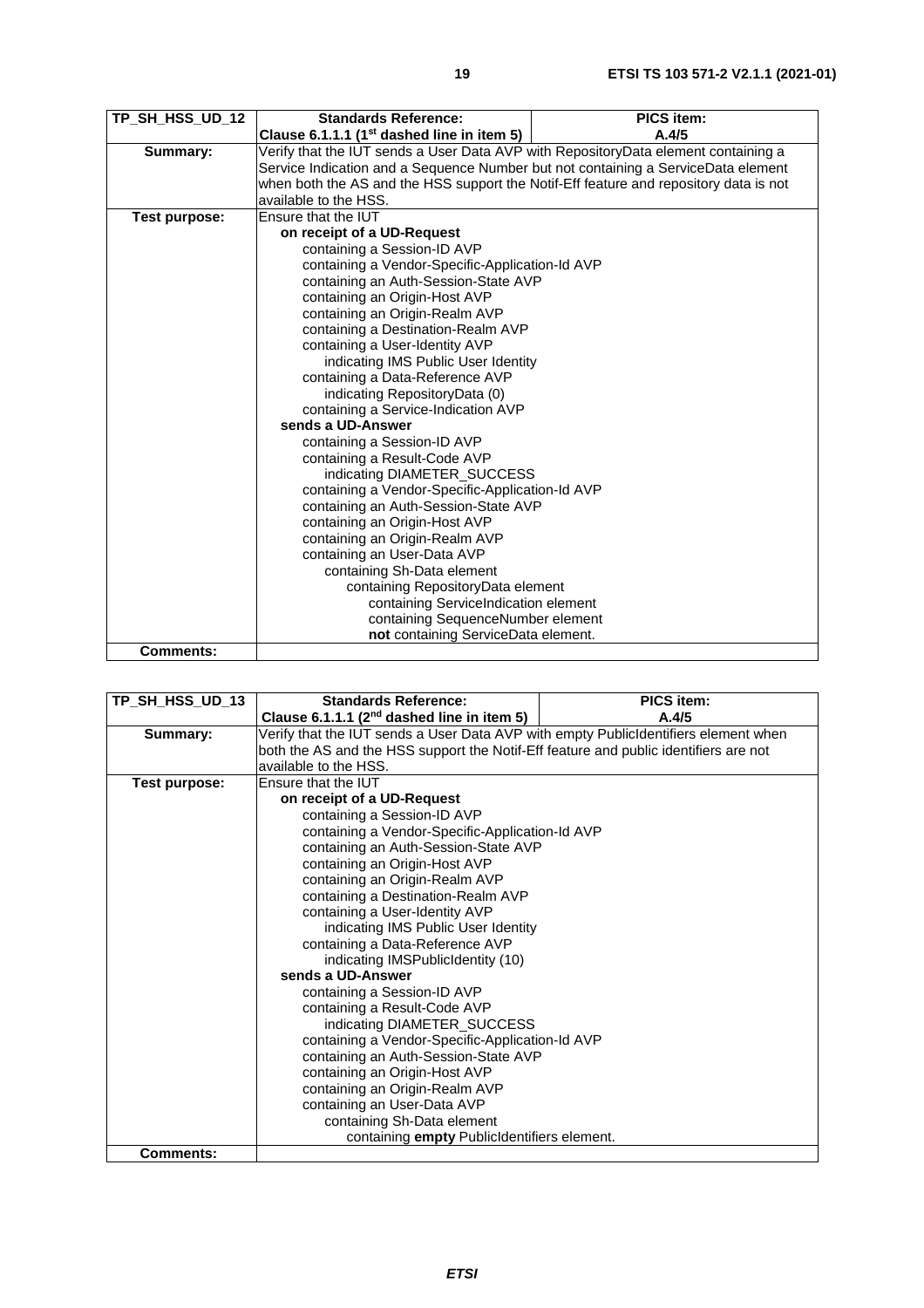| TP_SH_HSS_UD_12 | **Standards Reference:** Clause 6.1.1.1 (1st dashed line in item 5) | **PICS item:** A.4/5 |
|---|---|---|
| **Summary:** | Verify that the IUT sends a User Data AVP with RepositoryData element containing a Service Indication and a Sequence Number but not containing a ServiceData element when both the AS and the HSS support the Notif-Eff feature and repository data is not available to the HSS. | |
| **Test purpose:** | Ensure that the IUT<br>**on receipt of a UD-Request**<br>containing a Session-ID AVP<br>containing a Vendor-Specific-Application-Id AVP<br>containing an Auth-Session-State AVP<br>containing an Origin-Host AVP<br>containing an Origin-Realm AVP<br>containing a Destination-Realm AVP<br>containing a User-Identity AVP<br>indicating IMS Public User Identity<br>containing a Data-Reference AVP<br>indicating RepositoryData (0)<br>containing a Service-Indication AVP<br>**sends a UD-Answer**<br>containing a Session-ID AVP<br>containing a Result-Code AVP<br>indicating DIAMETER_SUCCESS<br>containing a Vendor-Specific-Application-Id AVP<br>containing an Auth-Session-State AVP<br>containing an Origin-Host AVP<br>containing an Origin-Realm AVP<br>containing an User-Data AVP<br>containing Sh-Data element<br>containing RepositoryData element<br>containing ServiceIndication element<br>containing SequenceNumber element<br>**not** containing ServiceData element. | |
| **Comments:** | | |

| TP_SH_HSS_UD_13 | **Standards Reference:** Clause 6.1.1.1 (2nd dashed line in item 5) | **PICS item:** A.4/5 |
|---|---|---|
| **Summary:** | Verify that the IUT sends a User Data AVP with empty PublicIdentifiers element when both the AS and the HSS support the Notif-Eff feature and public identifiers are not available to the HSS. | |
| **Test purpose:** | Ensure that the IUT<br>**on receipt of a UD-Request**<br>containing a Session-ID AVP<br>containing a Vendor-Specific-Application-Id AVP<br>containing an Auth-Session-State AVP<br>containing an Origin-Host AVP<br>containing an Origin-Realm AVP<br>containing a Destination-Realm AVP<br>containing a User-Identity AVP<br>indicating IMS Public User Identity<br>containing a Data-Reference AVP<br>indicating IMSPublicIdentity (10)<br>**sends a UD-Answer**<br>containing a Session-ID AVP<br>containing a Result-Code AVP<br>indicating DIAMETER_SUCCESS<br>containing a Vendor-Specific-Application-Id AVP<br>containing an Auth-Session-State AVP<br>containing an Origin-Host AVP<br>containing an Origin-Realm AVP<br>containing an User-Data AVP<br>containing Sh-Data element<br>containing **empty** PublicIdentifiers element. | |
| **Comments:** | | |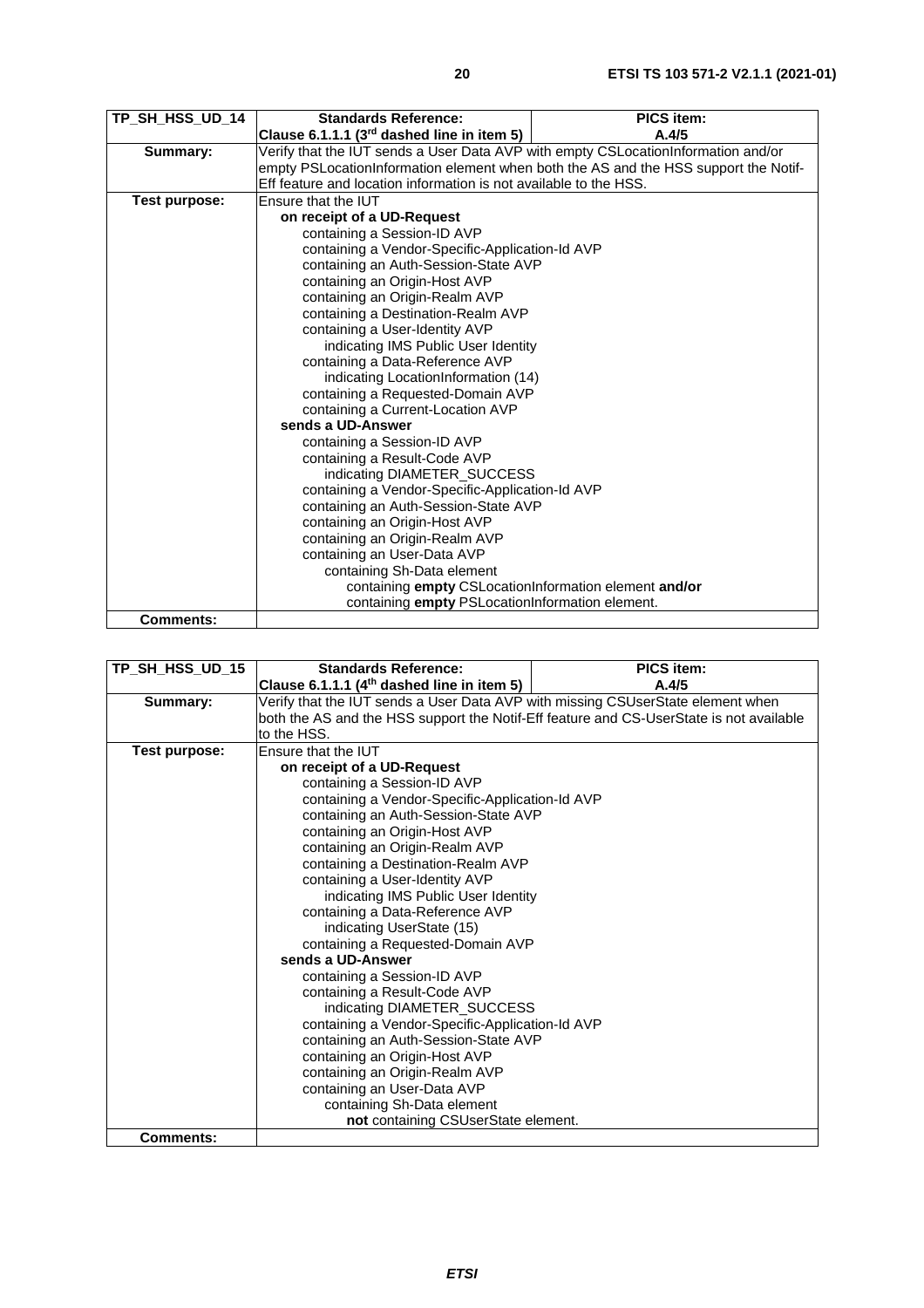| TP_SH_HSS_UD_14 | **Standards Reference:**<br>**Clause 6.1.1.1 (3rd dashed line in item 5)** | **PICS item:**<br>**A.4/5** |
|---|---|---|
| **Summary:** | Verify that the IUT sends a User Data AVP with empty CSLocationInformation and/or empty PSLocationInformation element when both the AS and the HSS support the Notif-Eff feature and location information is not available to the HSS. | |
| **Test purpose:** | Ensure that the IUT<br>**on receipt of a UD-Request**<br>containing a Session-ID AVP<br>containing a Vendor-Specific-Application-Id AVP<br>containing an Auth-Session-State AVP<br>containing an Origin-Host AVP<br>containing an Origin-Realm AVP<br>containing a Destination-Realm AVP<br>containing a User-Identity AVP<br>indicating IMS Public User Identity<br>containing a Data-Reference AVP<br>indicating LocationInformation (14)<br>containing a Requested-Domain AVP<br>containing a Current-Location AVP<br>**sends a UD-Answer**<br>containing a Session-ID AVP<br>containing a Result-Code AVP<br>indicating DIAMETER_SUCCESS<br>containing a Vendor-Specific-Application-Id AVP<br>containing an Auth-Session-State AVP<br>containing an Origin-Host AVP<br>containing an Origin-Realm AVP<br>containing an User-Data AVP<br>containing Sh-Data element<br>containing **empty** CSLocationInformation element **and/or**<br>containing **empty** PSLocationInformation element. | |
| **Comments:** | | |

| TP_SH_HSS_UD_15 | **Standards Reference:**<br>**Clause 6.1.1.1 (4th dashed line in item 5)** | **PICS item:**<br>**A.4/5** |
|---|---|---|
| **Summary:** | Verify that the IUT sends a User Data AVP with missing CSUserState element when both the AS and the HSS support the Notif-Eff feature and CS-UserState is not available to the HSS. | |
| **Test purpose:** | Ensure that the IUT<br>**on receipt of a UD-Request**<br>containing a Session-ID AVP<br>containing a Vendor-Specific-Application-Id AVP<br>containing an Auth-Session-State AVP<br>containing an Origin-Host AVP<br>containing an Origin-Realm AVP<br>containing a Destination-Realm AVP<br>containing a User-Identity AVP<br>indicating IMS Public User Identity<br>containing a Data-Reference AVP<br>indicating UserState (15)<br>containing a Requested-Domain AVP<br>**sends a UD-Answer**<br>containing a Session-ID AVP<br>containing a Result-Code AVP<br>indicating DIAMETER_SUCCESS<br>containing a Vendor-Specific-Application-Id AVP<br>containing an Auth-Session-State AVP<br>containing an Origin-Host AVP<br>containing an Origin-Realm AVP<br>containing an User-Data AVP<br>containing Sh-Data element<br>**not** containing CSUserState element. | |
| **Comments:** | | |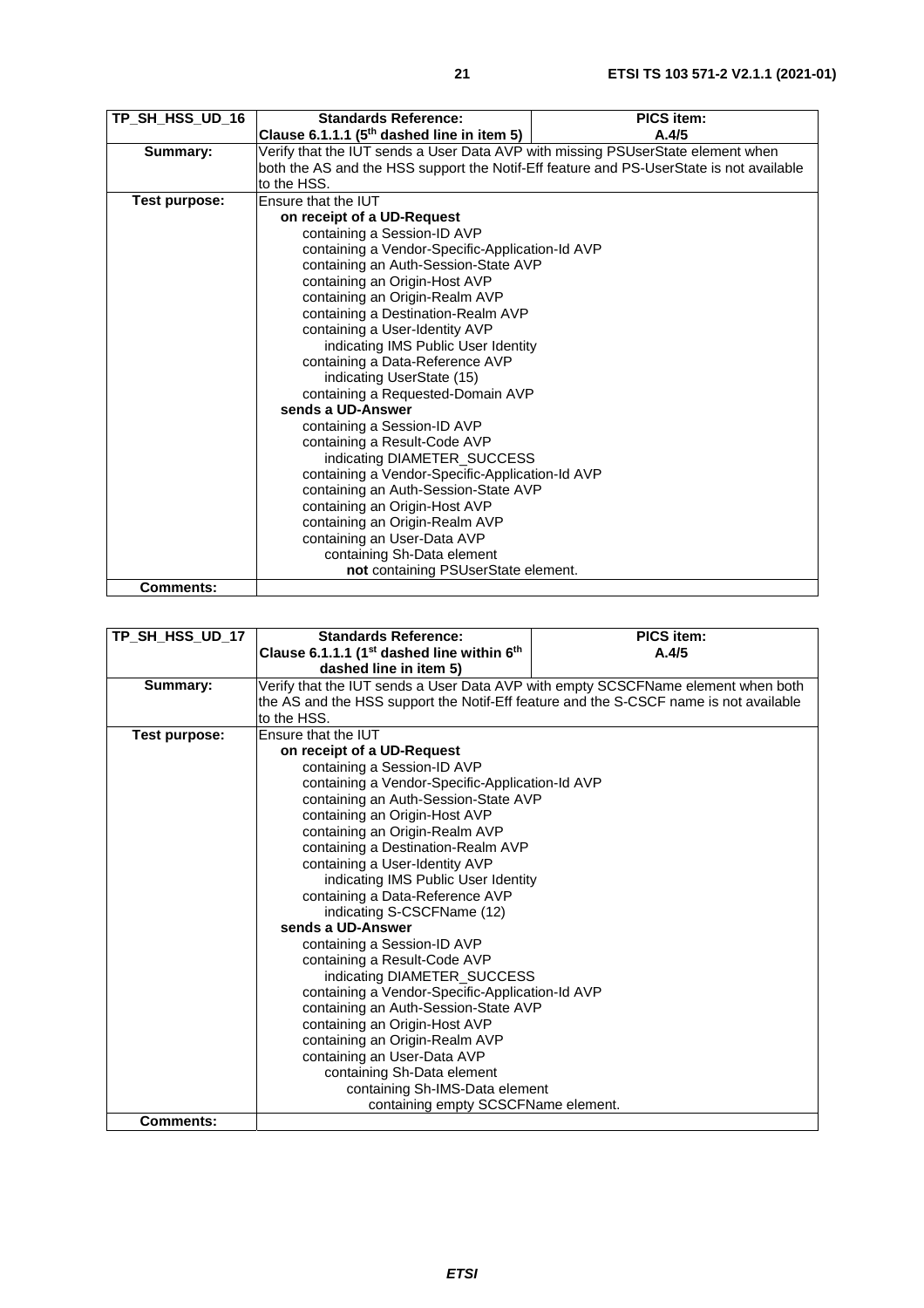| TP_SH_HSS_UD_16 | **Standards Reference:** Clause 6.1.1.1 (5th dashed line in item 5) | **PICS item:** A.4/5 |
|---|---|---|
| **Summary:** | Verify that the IUT sends a User Data AVP with missing PSUserState element when both the AS and the HSS support the Notif-Eff feature and PS-UserState is not available to the HSS. | |
| **Test purpose:** | Ensure that the IUT<br>**on receipt of a UD-Request**<br>containing a Session-ID AVP<br>containing a Vendor-Specific-Application-Id AVP<br>containing an Auth-Session-State AVP<br>containing an Origin-Host AVP<br>containing an Origin-Realm AVP<br>containing a Destination-Realm AVP<br>containing a User-Identity AVP<br>indicating IMS Public User Identity<br>containing a Data-Reference AVP<br>indicating UserState (15)<br>containing a Requested-Domain AVP<br>**sends a UD-Answer**<br>containing a Session-ID AVP<br>containing a Result-Code AVP<br>indicating DIAMETER_SUCCESS<br>containing a Vendor-Specific-Application-Id AVP<br>containing an Auth-Session-State AVP<br>containing an Origin-Host AVP<br>containing an Origin-Realm AVP<br>containing an User-Data AVP<br>containing Sh-Data element<br>**not** containing PSUserState element. | |
| **Comments:** | | |

| TP_SH_HSS_UD_17 | **Standards Reference:** Clause 6.1.1.1 (1st dashed line within 6th dashed line in item 5) | **PICS item:** A.4/5 |
|---|---|---|
| **Summary:** | Verify that the IUT sends a User Data AVP with empty SCSCFName element when both the AS and the HSS support the Notif-Eff feature and the S-CSCF name is not available to the HSS. | |
| **Test purpose:** | Ensure that the IUT<br>**on receipt of a UD-Request**<br>containing a Session-ID AVP<br>containing a Vendor-Specific-Application-Id AVP<br>containing an Auth-Session-State AVP<br>containing an Origin-Host AVP<br>containing an Origin-Realm AVP<br>containing a Destination-Realm AVP<br>containing a User-Identity AVP<br>indicating IMS Public User Identity<br>containing a Data-Reference AVP<br>indicating S-CSCFName (12)<br>**sends a UD-Answer**<br>containing a Session-ID AVP<br>containing a Result-Code AVP<br>indicating DIAMETER_SUCCESS<br>containing a Vendor-Specific-Application-Id AVP<br>containing an Auth-Session-State AVP<br>containing an Origin-Host AVP<br>containing an Origin-Realm AVP<br>containing an User-Data AVP<br>containing Sh-Data element<br>containing Sh-IMS-Data element<br>containing empty SCSCFName element. | |
| **Comments:** | | |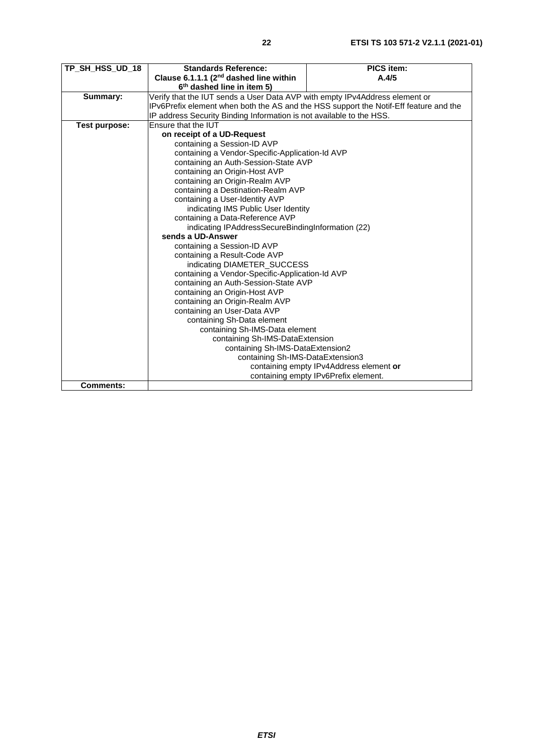| TP_SH_HSS_UD_18 | **Standards Reference:** **Clause 6.1.1.1 (2nd dashed line within 6th dashed line in item 5)** | **PICS item:** **A.4/5** |
|---|---|---|
| **Summary:** | Verify that the IUT sends a User Data AVP with empty IPv4Address element or IPv6Prefix element when both the AS and the HSS support the Notif-Eff feature and the IP address Security Binding Information is not available to the HSS. | |
| **Test purpose:** | Ensure that the IUT<br>**on receipt of a UD-Request**<br>containing a Session-ID AVP<br>containing a Vendor-Specific-Application-Id AVP<br>containing an Auth-Session-State AVP<br>containing an Origin-Host AVP<br>containing an Origin-Realm AVP<br>containing a Destination-Realm AVP<br>containing a User-Identity AVP<br>indicating IMS Public User Identity<br>containing a Data-Reference AVP<br>indicating IPAddressSecureBindingInformation (22)<br>**sends a UD-Answer**<br>containing a Session-ID AVP<br>containing a Result-Code AVP<br>indicating DIAMETER_SUCCESS<br>containing a Vendor-Specific-Application-Id AVP<br>containing an Auth-Session-State AVP<br>containing an Origin-Host AVP<br>containing an Origin-Realm AVP<br>containing an User-Data AVP<br>containing Sh-Data element<br>containing Sh-IMS-Data element<br>containing Sh-IMS-DataExtension<br>containing Sh-IMS-DataExtension2<br>containing Sh-IMS-DataExtension3<br>containing empty IPv4Address element **or**<br>containing empty IPv6Prefix element. | |
| **Comments:** | | |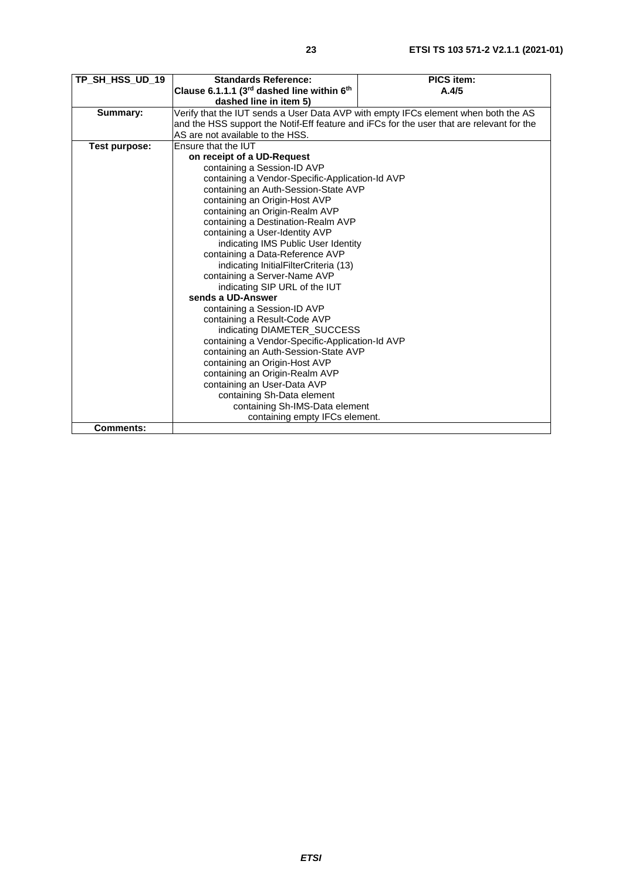| TP_SH_HSS_UD_19 | **Standards Reference:** Clause 6.1.1.1 (3rd dashed line within 6th dashed line in item 5) | **PICS item:** A.4/5 |
|---|---|---|
| **Summary:** | Verify that the IUT sends a User Data AVP with empty IFCs element when both the AS and the HSS support the Notif-Eff feature and iFCs for the user that are relevant for the AS are not available to the HSS. | |
| **Test purpose:** | Ensure that the IUT<br>**on receipt of a UD-Request**<br>containing a Session-ID AVP<br>containing a Vendor-Specific-Application-Id AVP<br>containing an Auth-Session-State AVP<br>containing an Origin-Host AVP<br>containing an Origin-Realm AVP<br>containing a Destination-Realm AVP<br>containing a User-Identity AVP<br>indicating IMS Public User Identity<br>containing a Data-Reference AVP<br>indicating InitialFilterCriteria (13)<br>containing a Server-Name AVP<br>indicating SIP URL of the IUT<br>**sends a UD-Answer**<br>containing a Session-ID AVP<br>containing a Result-Code AVP<br>indicating DIAMETER_SUCCESS<br>containing a Vendor-Specific-Application-Id AVP<br>containing an Auth-Session-State AVP<br>containing an Origin-Host AVP<br>containing an Origin-Realm AVP<br>containing an User-Data AVP<br>containing Sh-Data element<br>containing Sh-IMS-Data element<br>containing empty IFCs element. | |
| **Comments:** | | |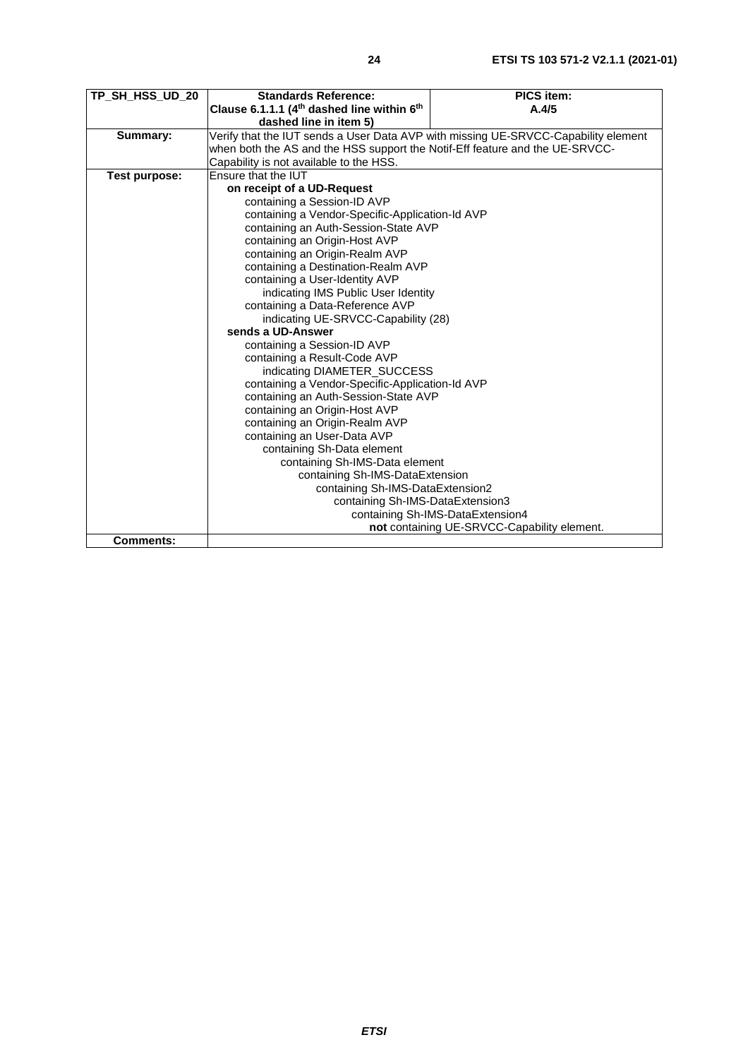| TP_SH_HSS_UD_20 | Standards Reference: Clause 6.1.1.1 (4th dashed line within 6th dashed line in item 5) | PICS item: A.4/5 |
| --- | --- | --- |
| **Summary:** | Verify that the IUT sends a User Data AVP with missing UE-SRVCC-Capability element when both the AS and the HSS support the Notif-Eff feature and the UE-SRVCC-Capability is not available to the HSS. | |
| **Test purpose:** | Ensure that the IUT<br>**on receipt of a UD-Request**<br>containing a Session-ID AVP<br>containing a Vendor-Specific-Application-Id AVP<br>containing an Auth-Session-State AVP<br>containing an Origin-Host AVP<br>containing an Origin-Realm AVP<br>containing a Destination-Realm AVP<br>containing a User-Identity AVP<br>indicating IMS Public User Identity<br>containing a Data-Reference AVP<br>indicating UE-SRVCC-Capability (28)<br>**sends a UD-Answer**<br>containing a Session-ID AVP<br>containing a Result-Code AVP<br>indicating DIAMETER_SUCCESS<br>containing a Vendor-Specific-Application-Id AVP<br>containing an Auth-Session-State AVP<br>containing an Origin-Host AVP<br>containing an Origin-Realm AVP<br>containing an User-Data AVP<br>containing Sh-Data element<br>containing Sh-IMS-Data element<br>containing Sh-IMS-DataExtension<br>containing Sh-IMS-DataExtension2<br>containing Sh-IMS-DataExtension3<br>containing Sh-IMS-DataExtension4<br>**not** containing UE-SRVCC-Capability element. | |
| **Comments:** | | |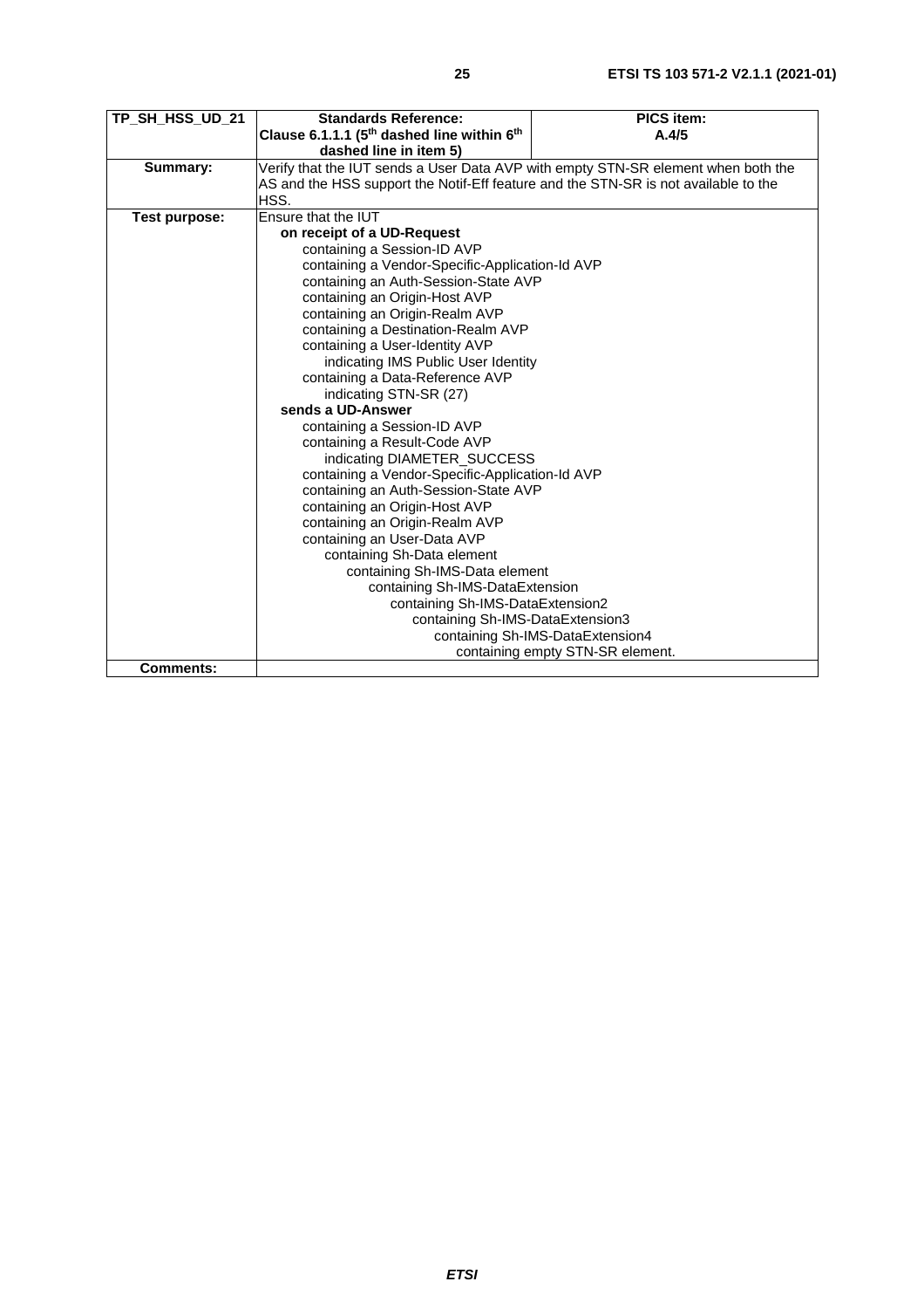| TP_SH_HSS_UD_21 | **Standards Reference:** Clause 6.1.1.1 (5th dashed line within 6th dashed line in item 5) | **PICS item:** A.4/5 |
|---|---|---|
| **Summary:** | Verify that the IUT sends a User Data AVP with empty STN-SR element when both the AS and the HSS support the Notif-Eff feature and the STN-SR is not available to the HSS. | |
| **Test purpose:** | Ensure that the IUT<br>**on receipt of a UD-Request**<br>containing a Session-ID AVP<br>containing a Vendor-Specific-Application-Id AVP<br>containing an Auth-Session-State AVP<br>containing an Origin-Host AVP<br>containing an Origin-Realm AVP<br>containing a Destination-Realm AVP<br>containing a User-Identity AVP<br>indicating IMS Public User Identity<br>containing a Data-Reference AVP<br>indicating STN-SR (27)<br>**sends a UD-Answer**<br>containing a Session-ID AVP<br>containing a Result-Code AVP<br>indicating DIAMETER_SUCCESS<br>containing a Vendor-Specific-Application-Id AVP<br>containing an Auth-Session-State AVP<br>containing an Origin-Host AVP<br>containing an Origin-Realm AVP<br>containing an User-Data AVP<br>containing Sh-Data element<br>containing Sh-IMS-Data element<br>containing Sh-IMS-DataExtension<br>containing Sh-IMS-DataExtension2<br>containing Sh-IMS-DataExtension3<br>containing Sh-IMS-DataExtension4<br>containing empty STN-SR element. | |
| **Comments:** | | |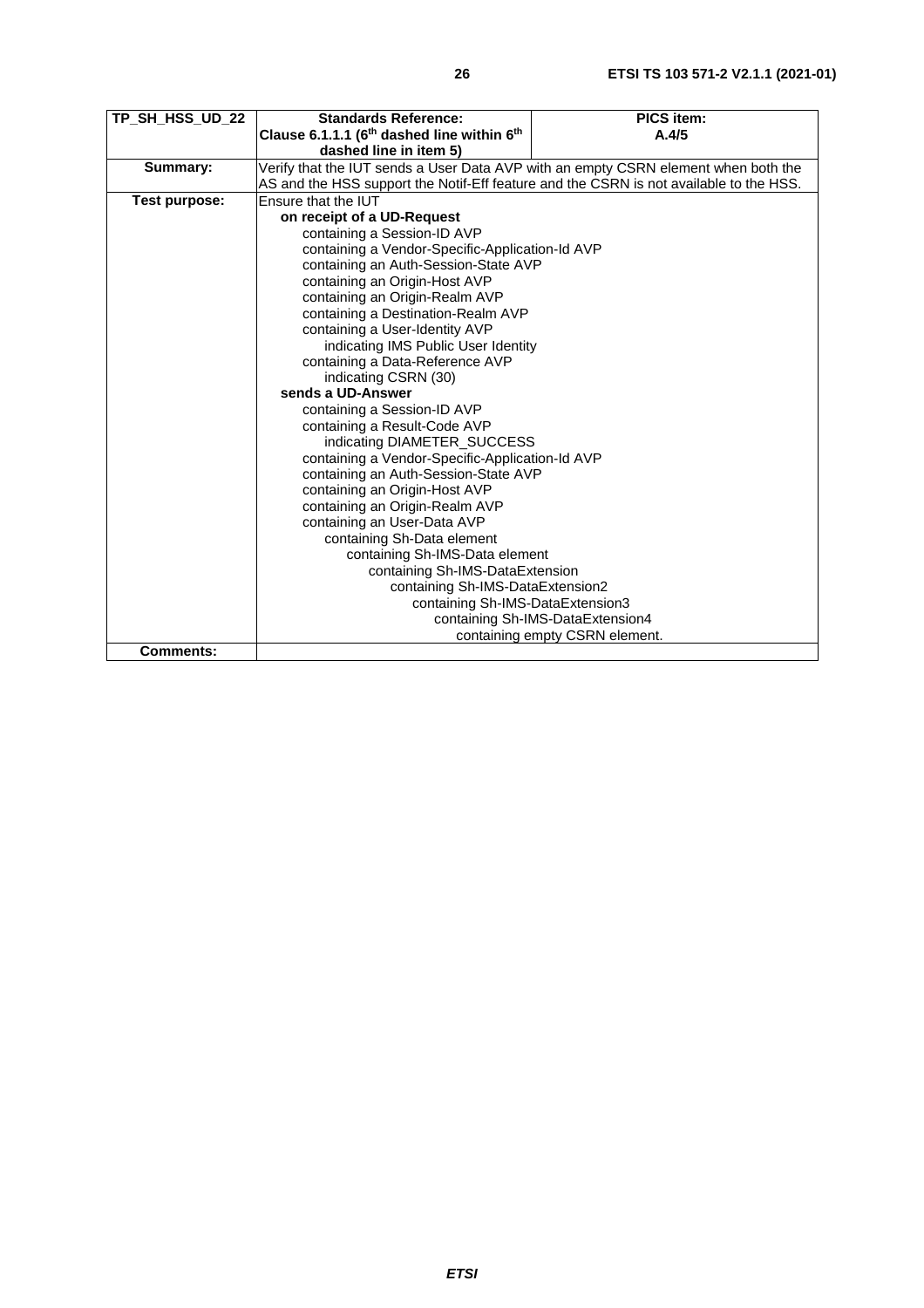| TP_SH_HSS_UD_22 | **Standards Reference:** Clause 6.1.1.1 (6th dashed line within 6th dashed line in item 5) | **PICS item:** A.4/5 |
|---|---|---|
| **Summary:** | Verify that the IUT sends a User Data AVP with an empty CSRN element when both the AS and the HSS support the Notif-Eff feature and the CSRN is not available to the HSS. | |
| **Test purpose:** | Ensure that the IUT<br>**on receipt of a UD-Request**<br>containing a Session-ID AVP<br>containing a Vendor-Specific-Application-Id AVP<br>containing an Auth-Session-State AVP<br>containing an Origin-Host AVP<br>containing an Origin-Realm AVP<br>containing a Destination-Realm AVP<br>containing a User-Identity AVP<br>indicating IMS Public User Identity<br>containing a Data-Reference AVP<br>indicating CSRN (30)<br>**sends a UD-Answer**<br>containing a Session-ID AVP<br>containing a Result-Code AVP<br>indicating DIAMETER_SUCCESS<br>containing a Vendor-Specific-Application-Id AVP<br>containing an Auth-Session-State AVP<br>containing an Origin-Host AVP<br>containing an Origin-Realm AVP<br>containing an User-Data AVP<br>containing Sh-Data element<br>containing Sh-IMS-Data element<br>containing Sh-IMS-DataExtension<br>containing Sh-IMS-DataExtension2<br>containing Sh-IMS-DataExtension3<br>containing Sh-IMS-DataExtension4<br>containing empty CSRN element. | |
| **Comments:** | | |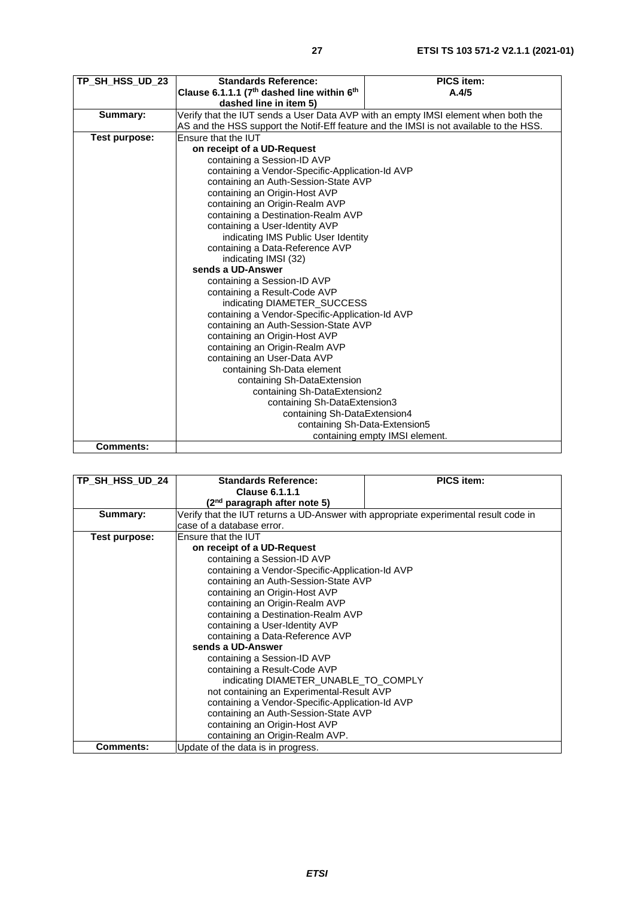| TP_SH_HSS_UD_23 | **Standards Reference:** Clause 6.1.1.1 (7th dashed line within 6th dashed line in item 5) | **PICS item:** A.4/5 |
|---|---|---|
| **Summary:** | Verify that the IUT sends a User Data AVP with an empty IMSI element when both the AS and the HSS support the Notif-Eff feature and the IMSI is not available to the HSS. | |
| **Test purpose:** | Ensure that the IUT<br>**on receipt of a UD-Request**<br>containing a Session-ID AVP<br>containing a Vendor-Specific-Application-Id AVP<br>containing an Auth-Session-State AVP<br>containing an Origin-Host AVP<br>containing an Origin-Realm AVP<br>containing a Destination-Realm AVP<br>containing a User-Identity AVP<br>indicating IMS Public User Identity<br>containing a Data-Reference AVP<br>indicating IMSI (32)<br>**sends a UD-Answer**<br>containing a Session-ID AVP<br>containing a Result-Code AVP<br>indicating DIAMETER_SUCCESS<br>containing a Vendor-Specific-Application-Id AVP<br>containing an Auth-Session-State AVP<br>containing an Origin-Host AVP<br>containing an Origin-Realm AVP<br>containing an User-Data AVP<br>containing Sh-Data element<br>containing Sh-DataExtension<br>containing Sh-DataExtension2<br>containing Sh-DataExtension3<br>containing Sh-DataExtension4<br>containing Sh-Data-Extension5<br>containing empty IMSI element. | |
| **Comments:** | | |

| TP_SH_HSS_UD_24 | **Standards Reference:** Clause 6.1.1.1 (2nd paragraph after note 5) | **PICS item:** |
|---|---|---|
| **Summary:** | Verify that the IUT returns a UD-Answer with appropriate experimental result code in case of a database error. | |
| **Test purpose:** | Ensure that the IUT<br>**on receipt of a UD-Request**<br>containing a Session-ID AVP<br>containing a Vendor-Specific-Application-Id AVP<br>containing an Auth-Session-State AVP<br>containing an Origin-Host AVP<br>containing an Origin-Realm AVP<br>containing a Destination-Realm AVP<br>containing a User-Identity AVP<br>containing a Data-Reference AVP<br>**sends a UD-Answer**<br>containing a Session-ID AVP<br>containing a Result-Code AVP<br>indicating DIAMETER_UNABLE_TO_COMPLY<br>not containing an Experimental-Result AVP<br>containing a Vendor-Specific-Application-Id AVP<br>containing an Auth-Session-State AVP<br>containing an Origin-Host AVP<br>containing an Origin-Realm AVP. | |
| **Comments:** | Update of the data is in progress. | |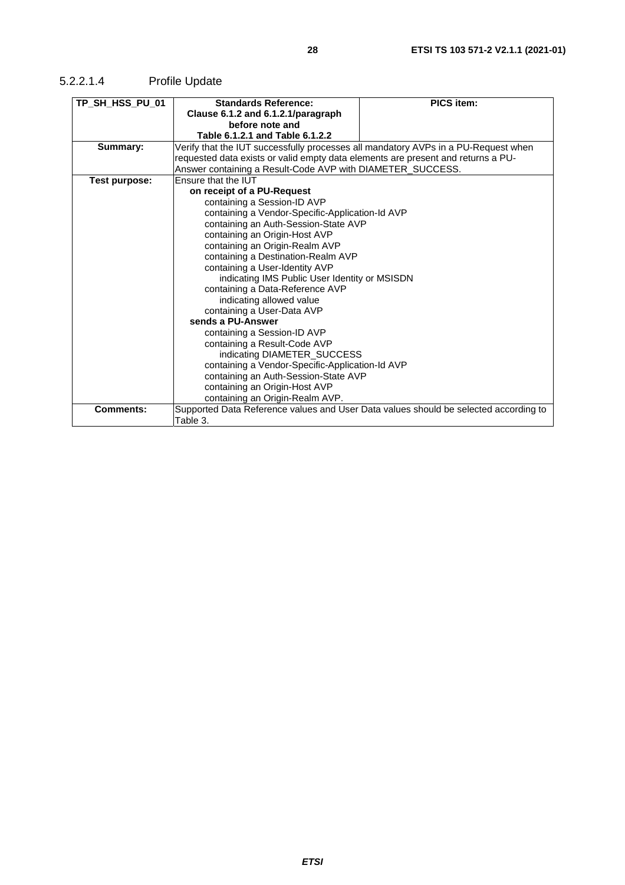#### 5.2.2.1.4 Profile Update

| TP_SH_HSS_PU_01 | Standards Reference: Clause 6.1.2 and 6.1.2.1/paragraph before note and Table 6.1.2.1 and Table 6.1.2.2 | PICS item: |
|---|---|---|
| **Summary:** | Verify that the IUT successfully processes all mandatory AVPs in a PU-Request when requested data exists or valid empty data elements are present and returns a PU-Answer containing a Result-Code AVP with DIAMETER_SUCCESS. | |
| **Test purpose:** | Ensure that the IUT<br>**on receipt of a PU-Request**<br>containing a Session-ID AVP<br>containing a Vendor-Specific-Application-Id AVP<br>containing an Auth-Session-State AVP<br>containing an Origin-Host AVP<br>containing an Origin-Realm AVP<br>containing a Destination-Realm AVP<br>containing a User-Identity AVP<br>indicating IMS Public User Identity or MSISDN<br>containing a Data-Reference AVP<br>indicating allowed value<br>containing a User-Data AVP<br>**sends a PU-Answer**<br>containing a Session-ID AVP<br>containing a Result-Code AVP<br>indicating DIAMETER_SUCCESS<br>containing a Vendor-Specific-Application-Id AVP<br>containing an Auth-Session-State AVP<br>containing an Origin-Host AVP<br>containing an Origin-Realm AVP. | |
| **Comments:** | Supported Data Reference values and User Data values should be selected according to Table 3. | |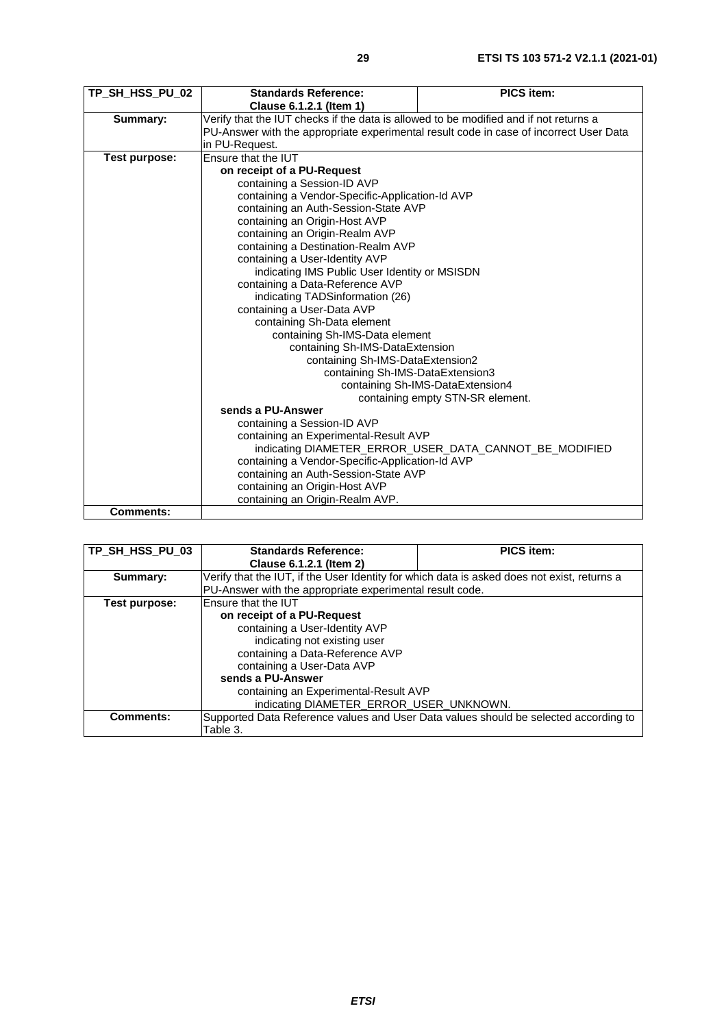| TP_SH_HSS_PU_02 | Standards Reference: Clause 6.1.2.1 (Item 1) | PICS item: |
|---|---|---|
| Summary: | Verify that the IUT checks if the data is allowed to be modified and if not returns a PU-Answer with the appropriate experimental result code in case of incorrect User Data in PU-Request. | |
| Test purpose: | Ensure that the IUT<br>**on receipt of a PU-Request**<br>containing a Session-ID AVP<br>containing a Vendor-Specific-Application-Id AVP<br>containing an Auth-Session-State AVP<br>containing an Origin-Host AVP<br>containing an Origin-Realm AVP<br>containing a Destination-Realm AVP<br>containing a User-Identity AVP<br>indicating IMS Public User Identity or MSISDN<br>containing a Data-Reference AVP<br>indicating TADSinformation (26)<br>containing a User-Data AVP<br>containing Sh-Data element<br>containing Sh-IMS-Data element<br>containing Sh-IMS-DataExtension<br>containing Sh-IMS-DataExtension2<br>containing Sh-IMS-DataExtension3<br>containing Sh-IMS-DataExtension4<br>containing empty STN-SR element.<br>**sends a PU-Answer**<br>containing a Session-ID AVP<br>containing an Experimental-Result AVP<br>indicating DIAMETER_ERROR_USER_DATA_CANNOT_BE_MODIFIED<br>containing a Vendor-Specific-Application-Id AVP<br>containing an Auth-Session-State AVP<br>containing an Origin-Host AVP<br>containing an Origin-Realm AVP. | |
| Comments: | | |

| TP_SH_HSS_PU_03 | Standards Reference: Clause 6.1.2.1 (Item 2) | PICS item: |
|---|---|---|
| Summary: | Verify that the IUT, if the User Identity for which data is asked does not exist, returns a PU-Answer with the appropriate experimental result code. | |
| Test purpose: | Ensure that the IUT<br>**on receipt of a PU-Request**<br>containing a User-Identity AVP<br>indicating not existing user<br>containing a Data-Reference AVP<br>containing a User-Data AVP<br>**sends a PU-Answer**<br>containing an Experimental-Result AVP<br>indicating DIAMETER_ERROR_USER_UNKNOWN. | |
| Comments: | Supported Data Reference values and User Data values should be selected according to Table 3. | |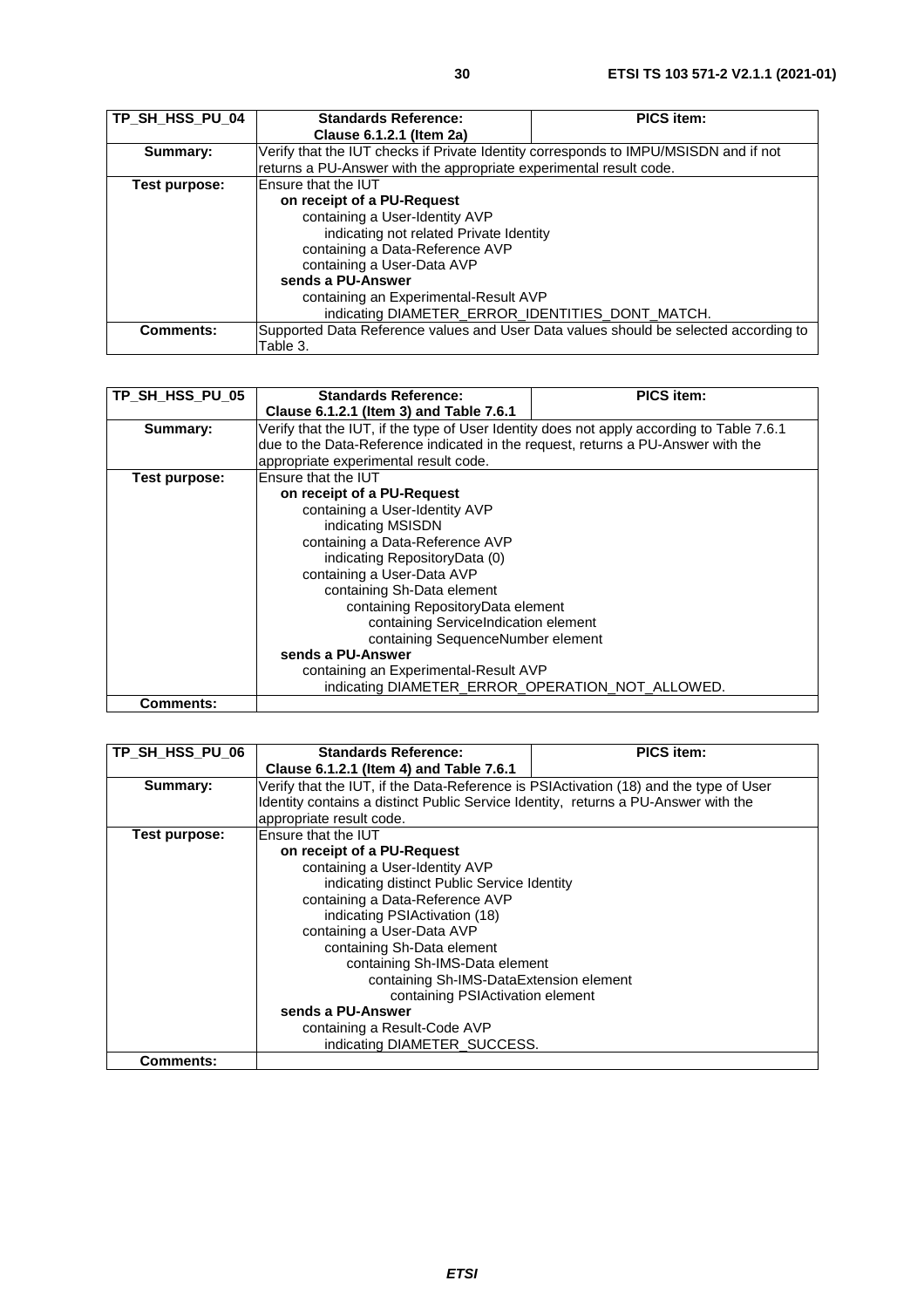| TP_SH_HSS_PU_04 | Standards Reference: Clause 6.1.2.1 (Item 2a) | PICS item: |
|---|---|---|
| Summary: | Verify that the IUT checks if Private Identity corresponds to IMPU/MSISDN and if not returns a PU-Answer with the appropriate experimental result code. | |
| Test purpose: | Ensure that the IUT<br>**on receipt of a PU-Request**<br>containing a User-Identity AVP<br>indicating not related Private Identity<br>containing a Data-Reference AVP<br>containing a User-Data AVP<br>**sends a PU-Answer**<br>containing an Experimental-Result AVP<br>indicating DIAMETER_ERROR_IDENTITIES_DONT_MATCH. | |
| Comments: | Supported Data Reference values and User Data values should be selected according to Table 3. | |

| TP_SH_HSS_PU_05 | Standards Reference: Clause 6.1.2.1 (Item 3) and Table 7.6.1 | PICS item: |
|---|---|---|
| Summary: | Verify that the IUT, if the type of User Identity does not apply according to Table 7.6.1 due to the Data-Reference indicated in the request, returns a PU-Answer with the appropriate experimental result code. | |
| Test purpose: | Ensure that the IUT<br>**on receipt of a PU-Request**<br>containing a User-Identity AVP<br>indicating MSISDN<br>containing a Data-Reference AVP<br>indicating RepositoryData (0)<br>containing a User-Data AVP<br>containing Sh-Data element<br>containing RepositoryData element<br>containing ServiceIndication element<br>containing SequenceNumber element<br>**sends a PU-Answer**<br>containing an Experimental-Result AVP<br>indicating DIAMETER_ERROR_OPERATION_NOT_ALLOWED. | |
| Comments: | | |

| TP_SH_HSS_PU_06 | Standards Reference: Clause 6.1.2.1 (Item 4) and Table 7.6.1 | PICS item: |
|---|---|---|
| Summary: | Verify that the IUT, if the Data-Reference is PSIActivation (18) and the type of User Identity contains a distinct Public Service Identity, returns a PU-Answer with the appropriate result code. | |
| Test purpose: | Ensure that the IUT<br>**on receipt of a PU-Request**<br>containing a User-Identity AVP<br>indicating distinct Public Service Identity<br>containing a Data-Reference AVP<br>indicating PSIActivation (18)<br>containing a User-Data AVP<br>containing Sh-Data element<br>containing Sh-IMS-Data element<br>containing Sh-IMS-DataExtension element<br>containing PSIActivation element<br>**sends a PU-Answer**<br>containing a Result-Code AVP<br>indicating DIAMETER_SUCCESS. | |
| Comments: | | |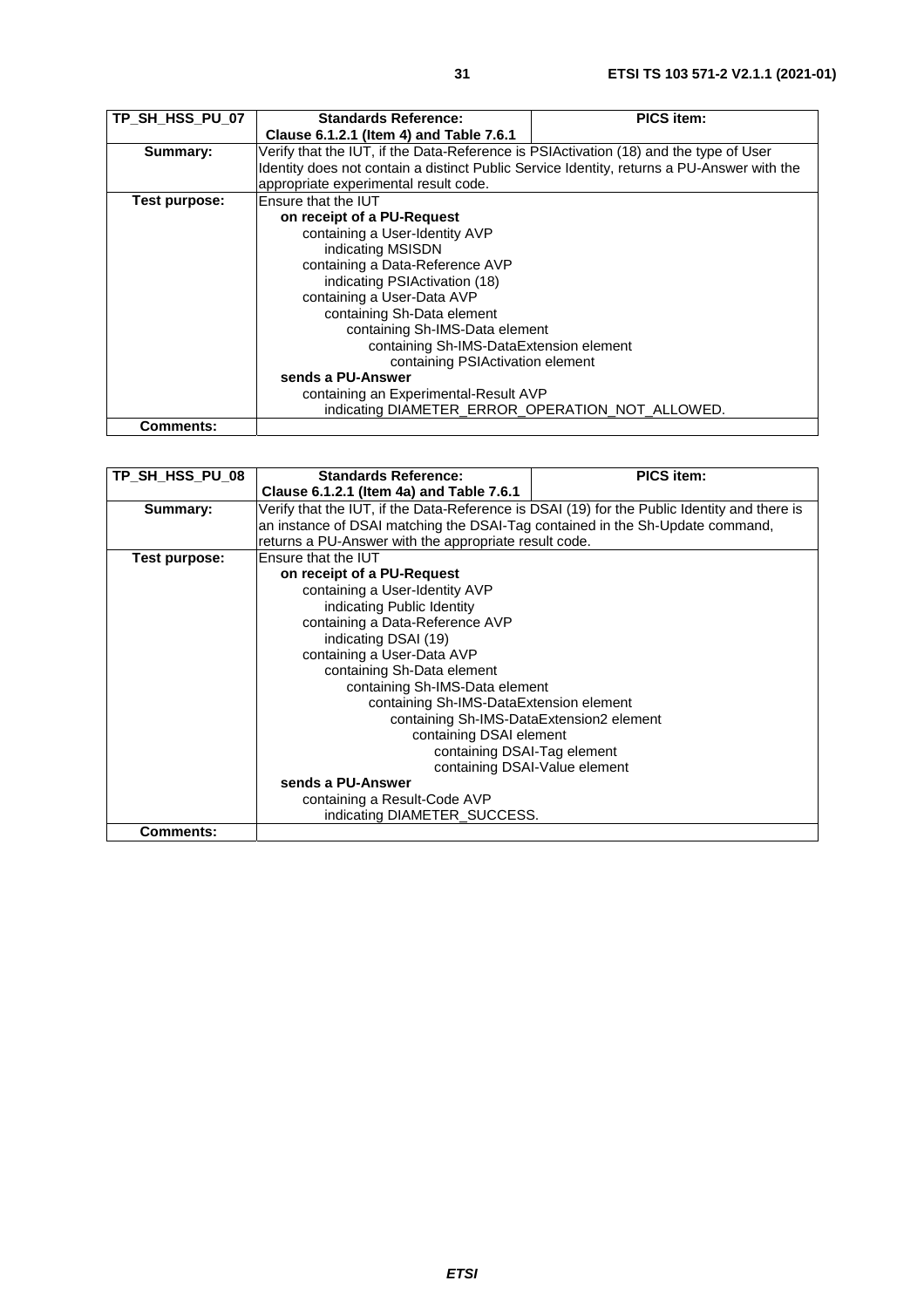| TP_SH_HSS_PU_07 | Standards Reference:<br>Clause 6.1.2.1 (Item 4) and Table 7.6.1 | PICS item: |
|---|---|---|
| **Summary:** | Verify that the IUT, if the Data-Reference is PSIActivation (18) and the type of User Identity does not contain a distinct Public Service Identity, returns a PU-Answer with the appropriate experimental result code. | |
| **Test purpose:** | Ensure that the IUT<br>**on receipt of a PU-Request**<br>containing a User-Identity AVP<br>indicating MSISDN<br>containing a Data-Reference AVP<br>indicating PSIActivation (18)<br>containing a User-Data AVP<br>containing Sh-Data element<br>containing Sh-IMS-Data element<br>containing Sh-IMS-DataExtension element<br>containing PSIActivation element<br>**sends a PU-Answer**<br>containing an Experimental-Result AVP<br>indicating DIAMETER_ERROR_OPERATION_NOT_ALLOWED. | |
| **Comments:** | | |

| TP_SH_HSS_PU_08 | Standards Reference:<br>Clause 6.1.2.1 (Item 4a) and Table 7.6.1 | PICS item: |
|---|---|---|
| **Summary:** | Verify that the IUT, if the Data-Reference is DSAI (19) for the Public Identity and there is an instance of DSAI matching the DSAI-Tag contained in the Sh-Update command, returns a PU-Answer with the appropriate result code. | |
| **Test purpose:** | Ensure that the IUT<br>**on receipt of a PU-Request**<br>containing a User-Identity AVP<br>indicating Public Identity<br>containing a Data-Reference AVP<br>indicating DSAI (19)<br>containing a User-Data AVP<br>containing Sh-Data element<br>containing Sh-IMS-Data element<br>containing Sh-IMS-DataExtension element<br>containing Sh-IMS-DataExtension2 element<br>containing DSAI element<br>containing DSAI-Tag element<br>containing DSAI-Value element<br>**sends a PU-Answer**<br>containing a Result-Code AVP<br>indicating DIAMETER_SUCCESS. | |
| **Comments:** | | |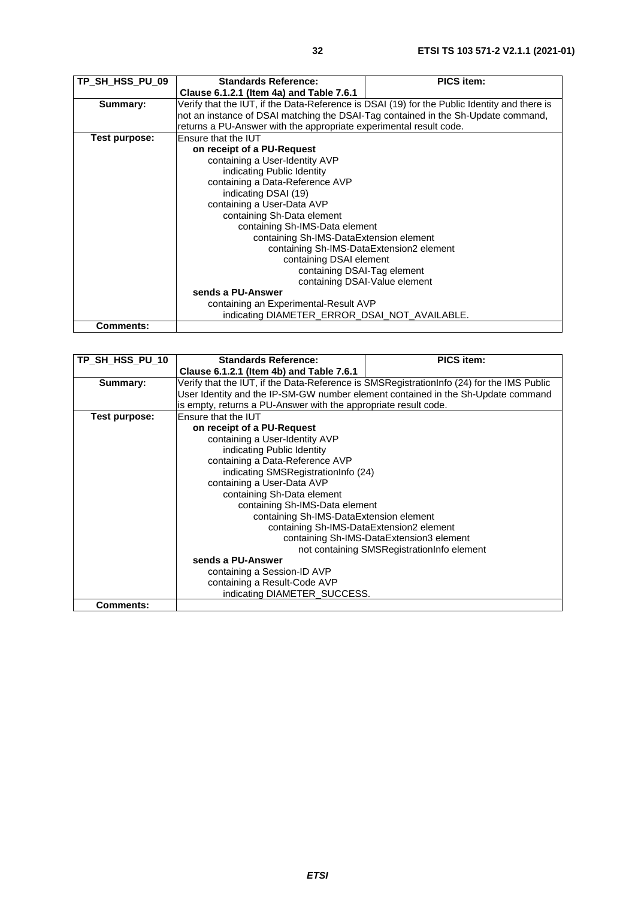| TP_SH_HSS_PU_09 | **Standards Reference:**<br>**Clause 6.1.2.1 (Item 4a) and Table 7.6.1** | **PICS item:** |
|---|---|---|
| **Summary:** | Verify that the IUT, if the Data-Reference is DSAI (19) for the Public Identity and there is not an instance of DSAI matching the DSAI-Tag contained in the Sh-Update command, returns a PU-Answer with the appropriate experimental result code. | |
| **Test purpose:** | Ensure that the IUT<br>**on receipt of a PU-Request**<br>containing a User-Identity AVP<br>indicating Public Identity<br>containing a Data-Reference AVP<br>indicating DSAI (19)<br>containing a User-Data AVP<br>containing Sh-Data element<br>containing Sh-IMS-Data element<br>containing Sh-IMS-DataExtension element<br>containing Sh-IMS-DataExtension2 element<br>containing DSAI element<br>containing DSAI-Tag element<br>containing DSAI-Value element<br>**sends a PU-Answer**<br>containing an Experimental-Result AVP<br>indicating DIAMETER_ERROR_DSAI_NOT_AVAILABLE. | |
| **Comments:** | | |

| TP_SH_HSS_PU_10 | **Standards Reference:**<br>**Clause 6.1.2.1 (Item 4b) and Table 7.6.1** | **PICS item:** |
|---|---|---|
| **Summary:** | Verify that the IUT, if the Data-Reference is SMSRegistrationInfo (24) for the IMS Public User Identity and the IP-SM-GW number element contained in the Sh-Update command is empty, returns a PU-Answer with the appropriate result code. | |
| **Test purpose:** | Ensure that the IUT<br>**on receipt of a PU-Request**<br>containing a User-Identity AVP<br>indicating Public Identity<br>containing a Data-Reference AVP<br>indicating SMSRegistrationInfo (24)<br>containing a User-Data AVP<br>containing Sh-Data element<br>containing Sh-IMS-Data element<br>containing Sh-IMS-DataExtension element<br>containing Sh-IMS-DataExtension2 element<br>containing Sh-IMS-DataExtension3 element<br>not containing SMSRegistrationInfo element<br>**sends a PU-Answer**<br>containing a Session-ID AVP<br>containing a Result-Code AVP<br>indicating DIAMETER_SUCCESS. | |
| **Comments:** | | |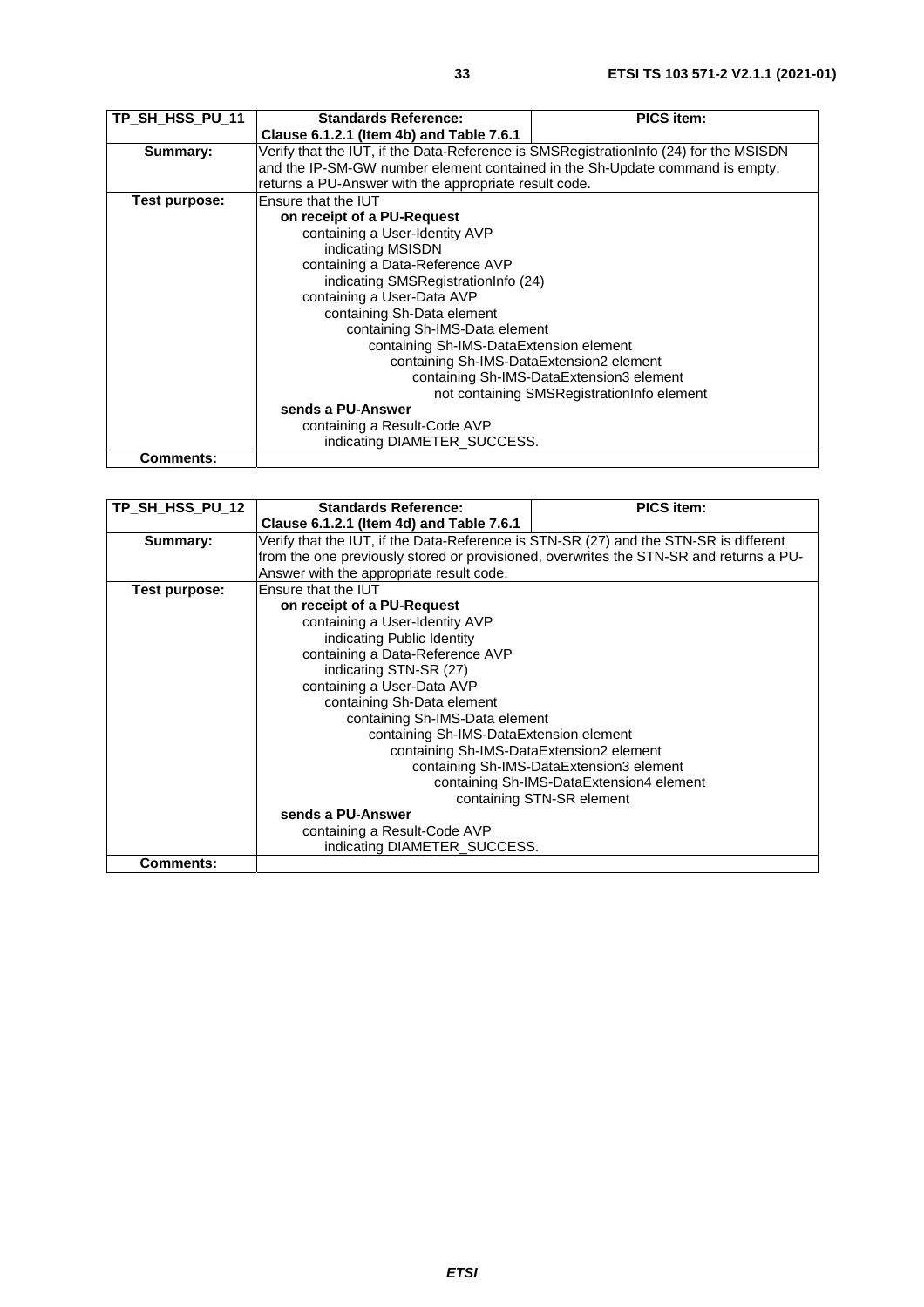| TP_SH_HSS_PU_11 | **Standards Reference:** Clause 6.1.2.1 (Item 4b) and Table 7.6.1 | **PICS item:** |
|---|---|---|
| **Summary:** | Verify that the IUT, if the Data-Reference is SMSRegistrationInfo (24) for the MSISDN and the IP-SM-GW number element contained in the Sh-Update command is empty, returns a PU-Answer with the appropriate result code. | |
| **Test purpose:** | Ensure that the IUT<br>**on receipt of a PU-Request**<br>containing a User-Identity AVP<br>indicating MSISDN<br>containing a Data-Reference AVP<br>indicating SMSRegistrationInfo (24)<br>containing a User-Data AVP<br>containing Sh-Data element<br>containing Sh-IMS-Data element<br>containing Sh-IMS-DataExtension element<br>containing Sh-IMS-DataExtension2 element<br>containing Sh-IMS-DataExtension3 element<br>not containing SMSRegistrationInfo element<br>**sends a PU-Answer**<br>containing a Result-Code AVP<br>indicating DIAMETER_SUCCESS. | |
| **Comments:** | | |

| TP_SH_HSS_PU_12 | **Standards Reference:** Clause 6.1.2.1 (Item 4d) and Table 7.6.1 | **PICS item:** |
|---|---|---|
| **Summary:** | Verify that the IUT, if the Data-Reference is STN-SR (27) and the STN-SR is different from the one previously stored or provisioned, overwrites the STN-SR and returns a PU-Answer with the appropriate result code. | |
| **Test purpose:** | Ensure that the IUT<br>**on receipt of a PU-Request**<br>containing a User-Identity AVP<br>indicating Public Identity<br>containing a Data-Reference AVP<br>indicating STN-SR (27)<br>containing a User-Data AVP<br>containing Sh-Data element<br>containing Sh-IMS-Data element<br>containing Sh-IMS-DataExtension element<br>containing Sh-IMS-DataExtension2 element<br>containing Sh-IMS-DataExtension3 element<br>containing Sh-IMS-DataExtension4 element<br>containing STN-SR element<br>**sends a PU-Answer**<br>containing a Result-Code AVP<br>indicating DIAMETER_SUCCESS. | |
| **Comments:** | | |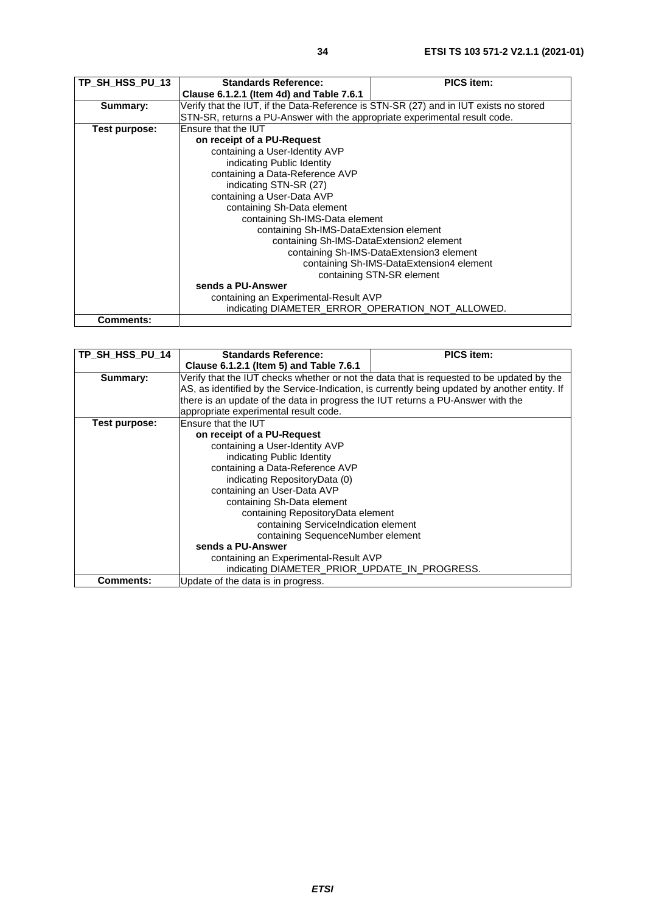| TP_SH_HSS_PU_13 | Standards Reference: Clause 6.1.2.1 (Item 4d) and Table 7.6.1 | PICS item: |
|---|---|---|
| **Summary:** | Verify that the IUT, if the Data-Reference is STN-SR (27) and in IUT exists no stored STN-SR, returns a PU-Answer with the appropriate experimental result code. | |
| **Test purpose:** | Ensure that the IUT<br>**on receipt of a PU-Request**<br>containing a User-Identity AVP<br>indicating Public Identity<br>containing a Data-Reference AVP<br>indicating STN-SR (27)<br>containing a User-Data AVP<br>containing Sh-Data element<br>containing Sh-IMS-Data element<br>containing Sh-IMS-DataExtension element<br>containing Sh-IMS-DataExtension2 element<br>containing Sh-IMS-DataExtension3 element<br>containing Sh-IMS-DataExtension4 element<br>containing STN-SR element<br>**sends a PU-Answer**<br>containing an Experimental-Result AVP<br>indicating DIAMETER_ERROR_OPERATION_NOT_ALLOWED. | |
| **Comments:** | | |

| TP_SH_HSS_PU_14 | Standards Reference: Clause 6.1.2.1 (Item 5) and Table 7.6.1 | PICS item: |
|---|---|---|
| **Summary:** | Verify that the IUT checks whether or not the data that is requested to be updated by the AS, as identified by the Service-Indication, is currently being updated by another entity. If there is an update of the data in progress the IUT returns a PU-Answer with the appropriate experimental result code. | |
| **Test purpose:** | Ensure that the IUT<br>**on receipt of a PU-Request**<br>containing a User-Identity AVP<br>indicating Public Identity<br>containing a Data-Reference AVP<br>indicating RepositoryData (0)<br>containing an User-Data AVP<br>containing Sh-Data element<br>containing RepositoryData element<br>containing ServiceIndication element<br>containing SequenceNumber element<br>**sends a PU-Answer**<br>containing an Experimental-Result AVP<br>indicating DIAMETER_PRIOR_UPDATE_IN_PROGRESS. | |
| **Comments:** | Update of the data is in progress. | |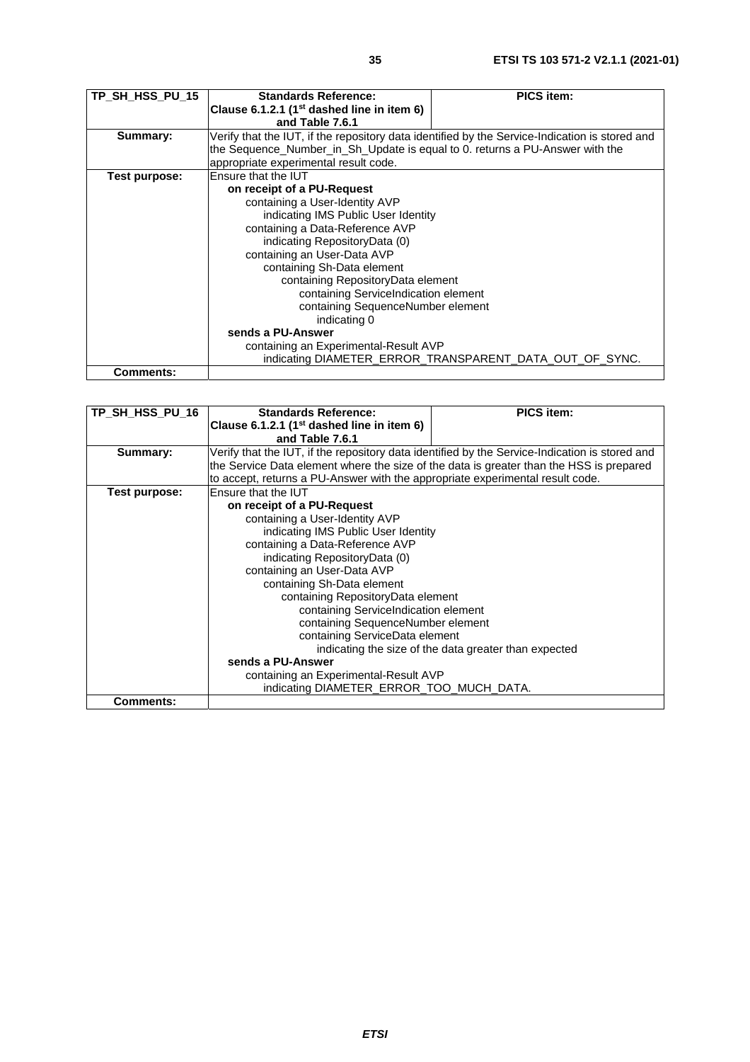| TP_SH_HSS_PU_15 | **Standards Reference:** Clause 6.1.2.1 (1st dashed line in item 6) and Table 7.6.1 | **PICS item:** |
|---|---|---|
| **Summary:** | Verify that the IUT, if the repository data identified by the Service-Indication is stored and the Sequence_Number_in_Sh_Update is equal to 0. returns a PU-Answer with the appropriate experimental result code. | |
| **Test purpose:** | Ensure that the IUT<br>**on receipt of a PU-Request**<br>containing a User-Identity AVP<br>indicating IMS Public User Identity<br>containing a Data-Reference AVP<br>indicating RepositoryData (0)<br>containing an User-Data AVP<br>containing Sh-Data element<br>containing RepositoryData element<br>containing ServiceIndication element<br>containing SequenceNumber element<br>indicating 0<br>**sends a PU-Answer**<br>containing an Experimental-Result AVP<br>indicating DIAMETER_ERROR_TRANSPARENT_DATA_OUT_OF_SYNC. | |
| **Comments:** | | |

| TP_SH_HSS_PU_16 | **Standards Reference:** Clause 6.1.2.1 (1st dashed line in item 6) and Table 7.6.1 | **PICS item:** |
|---|---|---|
| **Summary:** | Verify that the IUT, if the repository data identified by the Service-Indication is stored and the Service Data element where the size of the data is greater than the HSS is prepared to accept, returns a PU-Answer with the appropriate experimental result code. | |
| **Test purpose:** | Ensure that the IUT<br>**on receipt of a PU-Request**<br>containing a User-Identity AVP<br>indicating IMS Public User Identity<br>containing a Data-Reference AVP<br>indicating RepositoryData (0)<br>containing an User-Data AVP<br>containing Sh-Data element<br>containing RepositoryData element<br>containing ServiceIndication element<br>containing SequenceNumber element<br>containing ServiceData element<br>indicating the size of the data greater than expected<br>**sends a PU-Answer**<br>containing an Experimental-Result AVP<br>indicating DIAMETER_ERROR_TOO_MUCH_DATA. | |
| **Comments:** | | |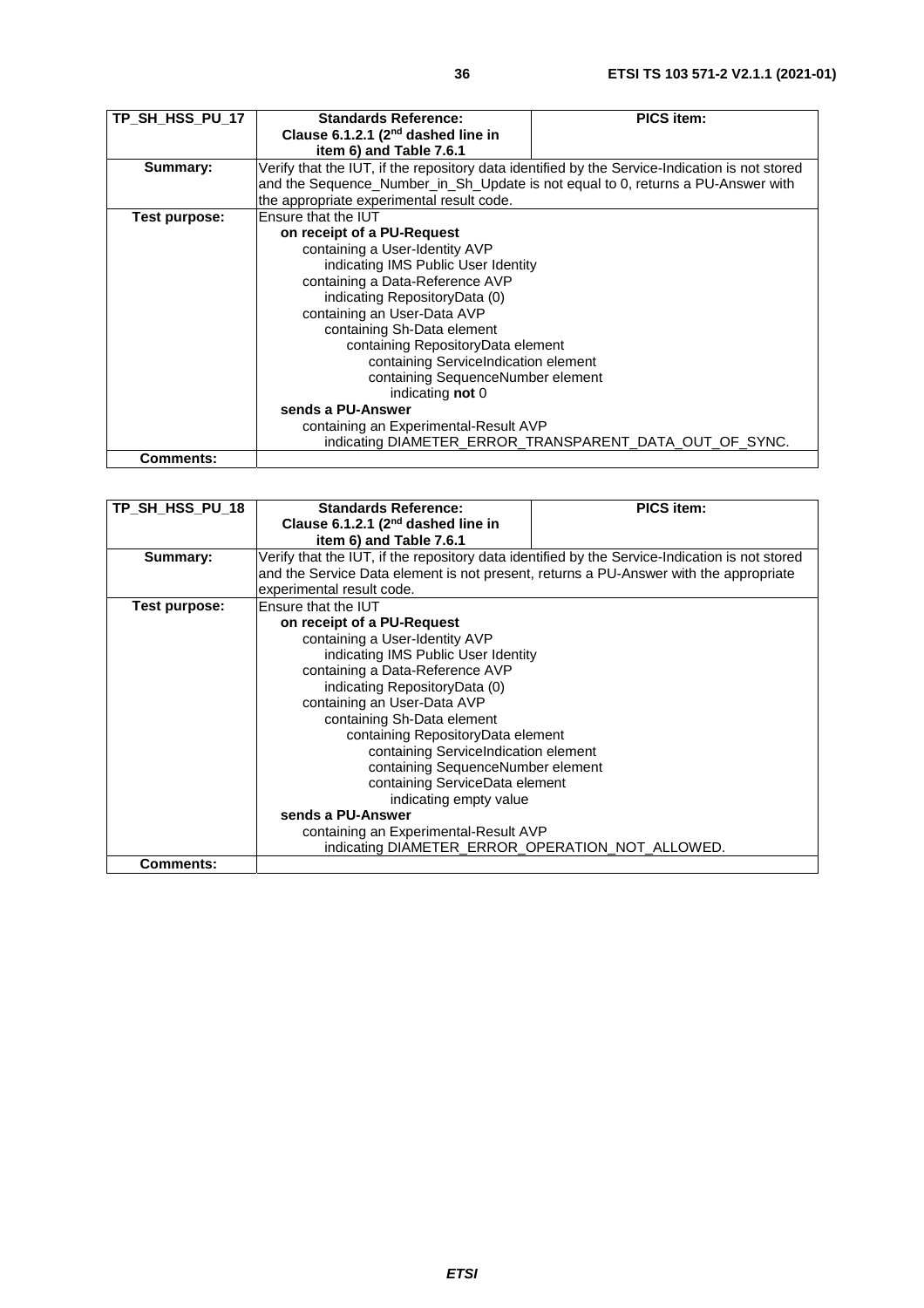| TP_SH_HSS_PU_17 | **Standards Reference:** Clause 6.1.2.1 (2nd dashed line in item 6) and Table 7.6.1 | **PICS item:** |
|---|---|---|
| **Summary:** | Verify that the IUT, if the repository data identified by the Service-Indication is not stored and the Sequence_Number_in_Sh_Update is not equal to 0, returns a PU-Answer with the appropriate experimental result code. | |
| **Test purpose:** | Ensure that the IUT<br>**on receipt of a PU-Request**<br>containing a User-Identity AVP<br>indicating IMS Public User Identity<br>containing a Data-Reference AVP<br>indicating RepositoryData (0)<br>containing an User-Data AVP<br>containing Sh-Data element<br>containing RepositoryData element<br>containing ServiceIndication element<br>containing SequenceNumber element<br>indicating **not** 0<br>**sends a PU-Answer**<br>containing an Experimental-Result AVP<br>indicating DIAMETER_ERROR_TRANSPARENT_DATA_OUT_OF_SYNC. | |
| **Comments:** | | |

| TP_SH_HSS_PU_18 | **Standards Reference:** Clause 6.1.2.1 (2nd dashed line in item 6) and Table 7.6.1 | **PICS item:** |
|---|---|---|
| **Summary:** | Verify that the IUT, if the repository data identified by the Service-Indication is not stored and the Service Data element is not present, returns a PU-Answer with the appropriate experimental result code. | |
| **Test purpose:** | Ensure that the IUT<br>**on receipt of a PU-Request**<br>containing a User-Identity AVP<br>indicating IMS Public User Identity<br>containing a Data-Reference AVP<br>indicating RepositoryData (0)<br>containing an User-Data AVP<br>containing Sh-Data element<br>containing RepositoryData element<br>containing ServiceIndication element<br>containing SequenceNumber element<br>containing ServiceData element<br>indicating empty value<br>**sends a PU-Answer**<br>containing an Experimental-Result AVP<br>indicating DIAMETER_ERROR_OPERATION_NOT_ALLOWED. | |
| **Comments:** | | |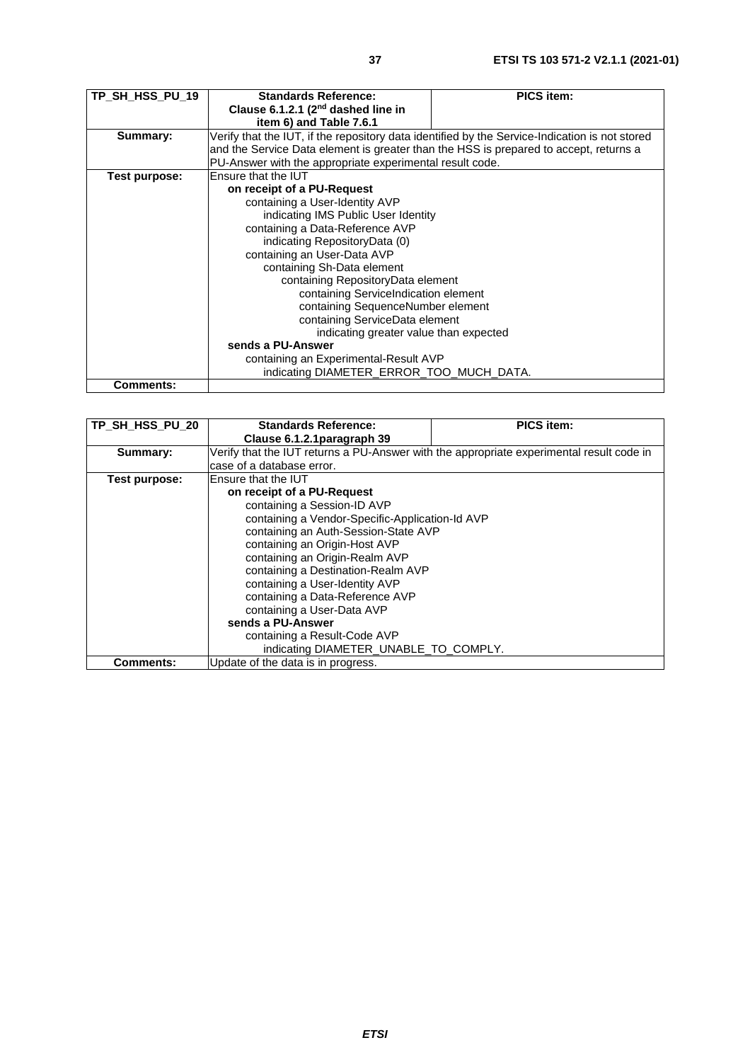| TP_SH_HSS_PU_19 | Standards Reference: Clause 6.1.2.1 (2nd dashed line in item 6) and Table 7.6.1 | PICS item: |
|---|---|---|
| **Summary:** | Verify that the IUT, if the repository data identified by the Service-Indication is not stored and the Service Data element is greater than the HSS is prepared to accept, returns a PU-Answer with the appropriate experimental result code. | |
| **Test purpose:** | Ensure that the IUT<br>**on receipt of a PU-Request**<br>containing a User-Identity AVP<br>indicating IMS Public User Identity<br>containing a Data-Reference AVP<br>indicating RepositoryData (0)<br>containing an User-Data AVP<br>containing Sh-Data element<br>containing RepositoryData element<br>containing ServiceIndication element<br>containing SequenceNumber element<br>containing ServiceData element<br>indicating greater value than expected<br>**sends a PU-Answer**<br>containing an Experimental-Result AVP<br>indicating DIAMETER_ERROR_TOO_MUCH_DATA. | |
| **Comments:** | | |

| TP_SH_HSS_PU_20 | Standards Reference: Clause 6.1.2.1paragraph 39 | PICS item: |
|---|---|---|
| **Summary:** | Verify that the IUT returns a PU-Answer with the appropriate experimental result code in case of a database error. | |
| **Test purpose:** | Ensure that the IUT<br>**on receipt of a PU-Request**<br>containing a Session-ID AVP<br>containing a Vendor-Specific-Application-Id AVP<br>containing an Auth-Session-State AVP<br>containing an Origin-Host AVP<br>containing an Origin-Realm AVP<br>containing a Destination-Realm AVP<br>containing a User-Identity AVP<br>containing a Data-Reference AVP<br>containing a User-Data AVP<br>**sends a PU-Answer**<br>containing a Result-Code AVP<br>indicating DIAMETER_UNABLE_TO_COMPLY. | |
| **Comments:** | Update of the data is in progress. | |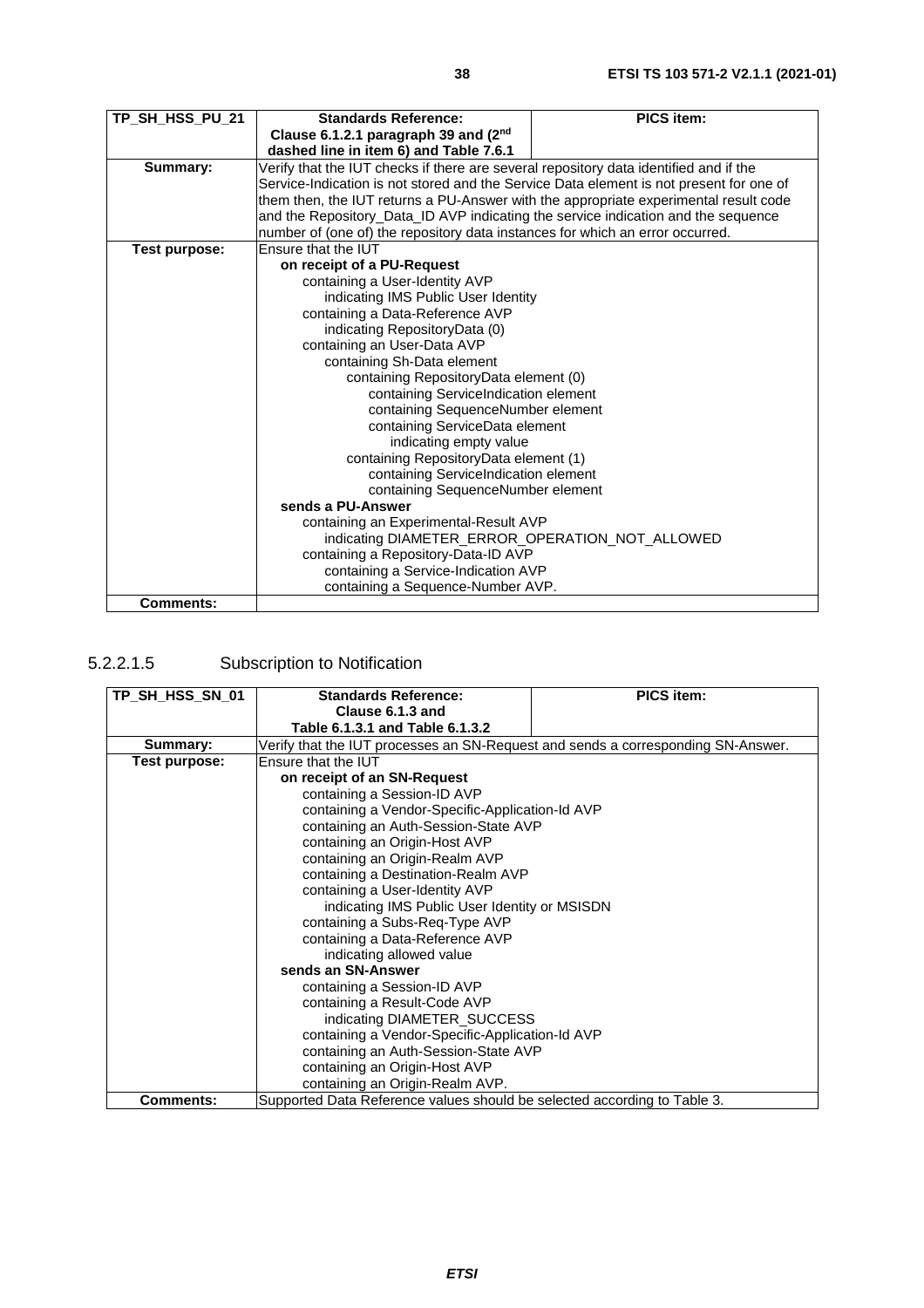| TP_SH_HSS_PU_21 | **Standards Reference:**<br>**Clause 6.1.2.1 paragraph 39 and (2nd dashed line in item 6) and Table 7.6.1** | **PICS item:** |
|---|---|---|
| **Summary:** | Verify that the IUT checks if there are several repository data identified and if the Service-Indication is not stored and the Service Data element is not present for one of them then, the IUT returns a PU-Answer with the appropriate experimental result code and the Repository_Data_ID AVP indicating the service indication and the sequence number of (one of) the repository data instances for which an error occurred. | |
| **Test purpose:** | Ensure that the IUT<br>**on receipt of a PU-Request**<br>containing a User-Identity AVP<br>indicating IMS Public User Identity<br>containing a Data-Reference AVP<br>indicating RepositoryData (0)<br>containing an User-Data AVP<br>containing Sh-Data element<br>containing RepositoryData element (0)<br>containing ServiceIndication element<br>containing SequenceNumber element<br>containing ServiceData element<br>indicating empty value<br>containing RepositoryData element (1)<br>containing ServiceIndication element<br>containing SequenceNumber element<br>**sends a PU-Answer**<br>containing an Experimental-Result AVP<br>indicating DIAMETER_ERROR_OPERATION_NOT_ALLOWED<br>containing a Repository-Data-ID AVP<br>containing a Service-Indication AVP<br>containing a Sequence-Number AVP. | |
| **Comments:** | | |

#### 5.2.2.1.5 Subscription to Notification

| TP_SH_HSS_SN_01 | **Standards Reference:**<br>**Clause 6.1.3 and Table 6.1.3.1 and Table 6.1.3.2** | **PICS item:** |
|---|---|---|
| **Summary:** | Verify that the IUT processes an SN-Request and sends a corresponding SN-Answer. | |
| **Test purpose:** | Ensure that the IUT<br>**on receipt of an SN-Request**<br>containing a Session-ID AVP<br>containing a Vendor-Specific-Application-Id AVP<br>containing an Auth-Session-State AVP<br>containing an Origin-Host AVP<br>containing an Origin-Realm AVP<br>containing a Destination-Realm AVP<br>containing a User-Identity AVP<br>indicating IMS Public User Identity or MSISDN<br>containing a Subs-Req-Type AVP<br>containing a Data-Reference AVP<br>indicating allowed value<br>**sends an SN-Answer**<br>containing a Session-ID AVP<br>containing a Result-Code AVP<br>indicating DIAMETER_SUCCESS<br>containing a Vendor-Specific-Application-Id AVP<br>containing an Auth-Session-State AVP<br>containing an Origin-Host AVP<br>containing an Origin-Realm AVP. | |
| **Comments:** | Supported Data Reference values should be selected according to Table 3. | |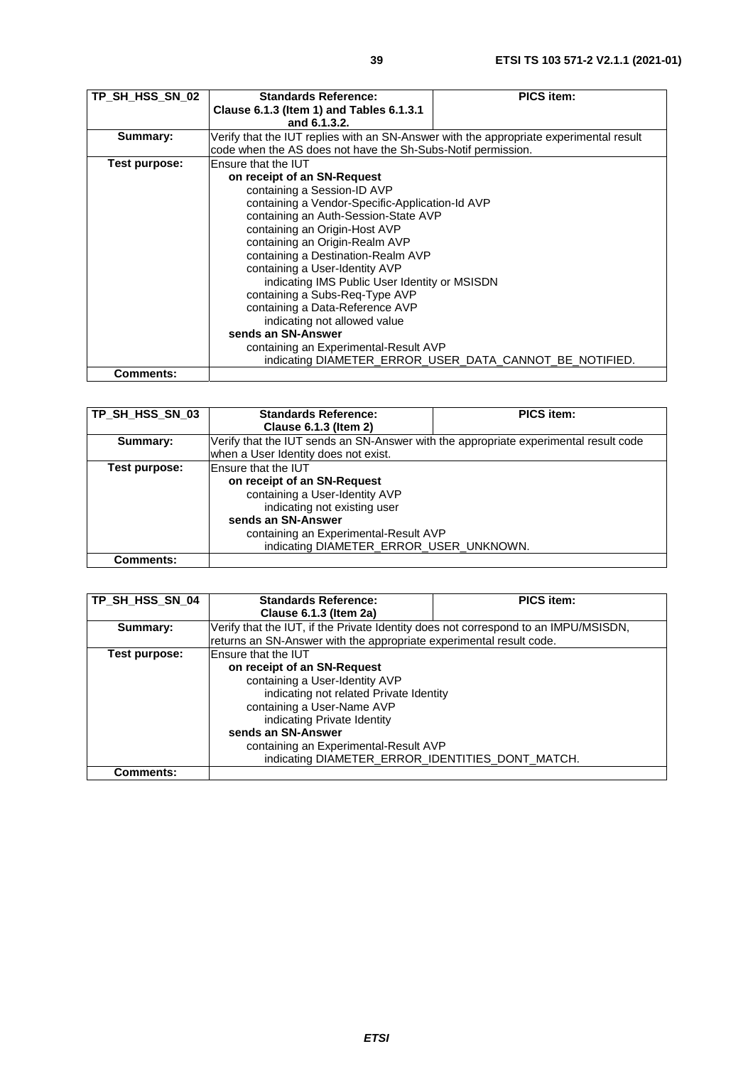| TP_SH_HSS_SN_02 | **Standards Reference:** Clause 6.1.3 (Item 1) and Tables 6.1.3.1 and 6.1.3.2. | **PICS item:** |
|---|---|---|
| **Summary:** | Verify that the IUT replies with an SN-Answer with the appropriate experimental result code when the AS does not have the Sh-Subs-Notif permission. | |
| **Test purpose:** | Ensure that the IUT<br>**on receipt of an SN-Request**<br>containing a Session-ID AVP<br>containing a Vendor-Specific-Application-Id AVP<br>containing an Auth-Session-State AVP<br>containing an Origin-Host AVP<br>containing an Origin-Realm AVP<br>containing a Destination-Realm AVP<br>containing a User-Identity AVP<br>indicating IMS Public User Identity or MSISDN<br>containing a Subs-Req-Type AVP<br>containing a Data-Reference AVP<br>indicating not allowed value<br>**sends an SN-Answer**<br>containing an Experimental-Result AVP<br>indicating DIAMETER_ERROR_USER_DATA_CANNOT_BE_NOTIFIED. | |
| **Comments:** | | |

| TP_SH_HSS_SN_03 | **Standards Reference:** Clause 6.1.3 (Item 2) | **PICS item:** |
|---|---|---|
| **Summary:** | Verify that the IUT sends an SN-Answer with the appropriate experimental result code when a User Identity does not exist. | |
| **Test purpose:** | Ensure that the IUT<br>**on receipt of an SN-Request**<br>containing a User-Identity AVP<br>indicating not existing user<br>**sends an SN-Answer**<br>containing an Experimental-Result AVP<br>indicating DIAMETER_ERROR_USER_UNKNOWN. | |
| **Comments:** | | |

| TP_SH_HSS_SN_04 | **Standards Reference:** Clause 6.1.3 (Item 2a) | **PICS item:** |
|---|---|---|
| **Summary:** | Verify that the IUT, if the Private Identity does not correspond to an IMPU/MSISDN, returns an SN-Answer with the appropriate experimental result code. | |
| **Test purpose:** | Ensure that the IUT<br>**on receipt of an SN-Request**<br>containing a User-Identity AVP<br>indicating not related Private Identity<br>containing a User-Name AVP<br>indicating Private Identity<br>**sends an SN-Answer**<br>containing an Experimental-Result AVP<br>indicating DIAMETER_ERROR_IDENTITIES_DONT_MATCH. | |
| **Comments:** | | |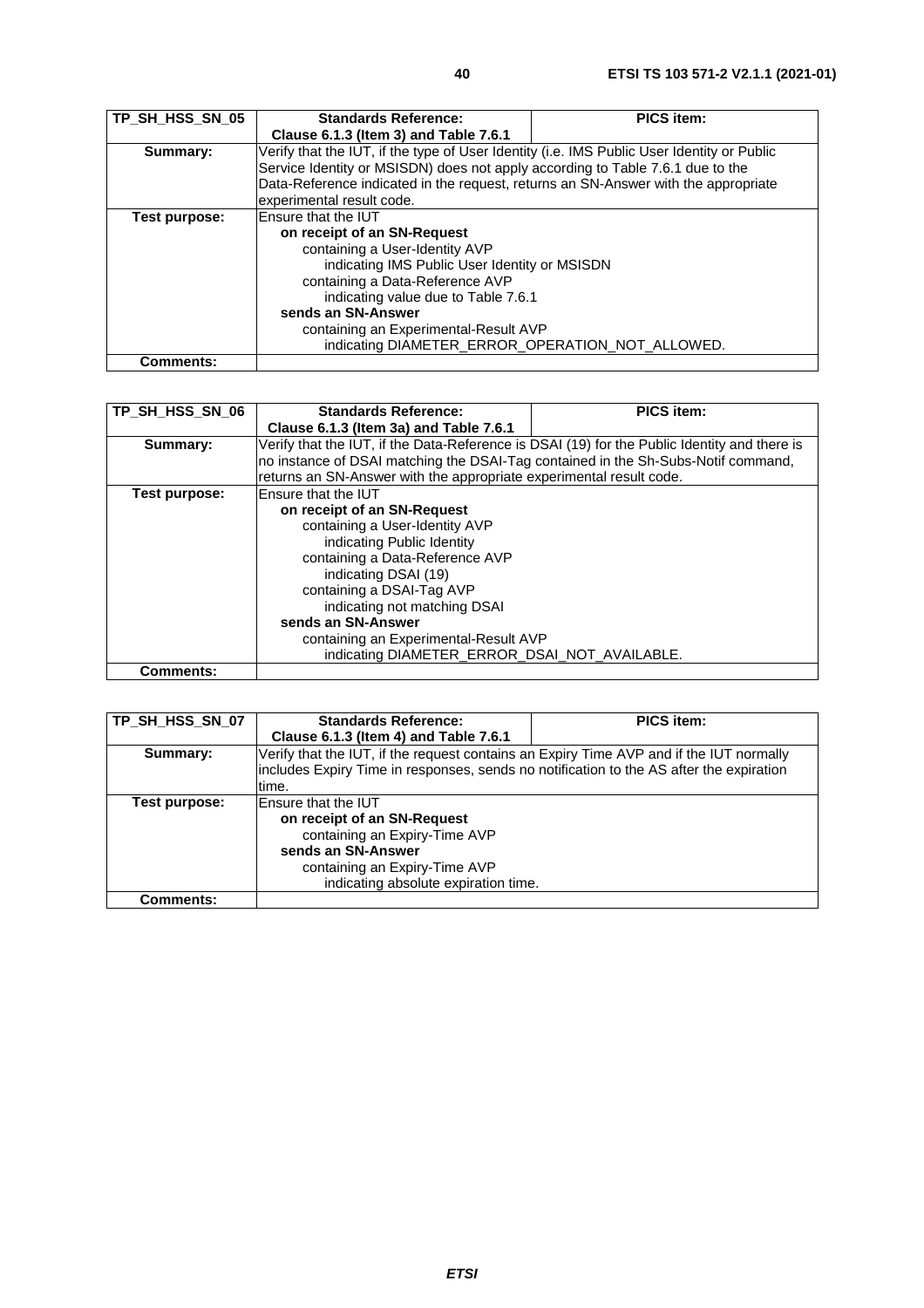| TP_SH_HSS_SN_05 | Standards Reference: Clause 6.1.3 (Item 3) and Table 7.6.1 | PICS item: |
|---|---|---|
| **Summary:** | Verify that the IUT, if the type of User Identity (i.e. IMS Public User Identity or Public Service Identity or MSISDN) does not apply according to Table 7.6.1 due to the Data-Reference indicated in the request, returns an SN-Answer with the appropriate experimental result code. | |
| **Test purpose:** | Ensure that the IUT<br>**on receipt of an SN-Request**<br>containing a User-Identity AVP<br>indicating IMS Public User Identity or MSISDN<br>containing a Data-Reference AVP<br>indicating value due to Table 7.6.1<br>**sends an SN-Answer**<br>containing an Experimental-Result AVP<br>indicating DIAMETER_ERROR_OPERATION_NOT_ALLOWED. | |
| **Comments:** | | |

| TP_SH_HSS_SN_06 | Standards Reference: Clause 6.1.3 (Item 3a) and Table 7.6.1 | PICS item: |
|---|---|---|
| **Summary:** | Verify that the IUT, if the Data-Reference is DSAI (19) for the Public Identity and there is no instance of DSAI matching the DSAI-Tag contained in the Sh-Subs-Notif command, returns an SN-Answer with the appropriate experimental result code. | |
| **Test purpose:** | Ensure that the IUT<br>**on receipt of an SN-Request**<br>containing a User-Identity AVP<br>indicating Public Identity<br>containing a Data-Reference AVP<br>indicating DSAI (19)<br>containing a DSAI-Tag AVP<br>indicating not matching DSAI<br>**sends an SN-Answer**<br>containing an Experimental-Result AVP<br>indicating DIAMETER_ERROR_DSAI_NOT_AVAILABLE. | |
| **Comments:** | | |

| TP_SH_HSS_SN_07 | Standards Reference: Clause 6.1.3 (Item 4) and Table 7.6.1 | PICS item: |
|---|---|---|
| **Summary:** | Verify that the IUT, if the request contains an Expiry Time AVP and if the IUT normally includes Expiry Time in responses, sends no notification to the AS after the expiration time. | |
| **Test purpose:** | Ensure that the IUT<br>**on receipt of an SN-Request**<br>containing an Expiry-Time AVP<br>**sends an SN-Answer**<br>containing an Expiry-Time AVP<br>indicating absolute expiration time. | |
| **Comments:** | | |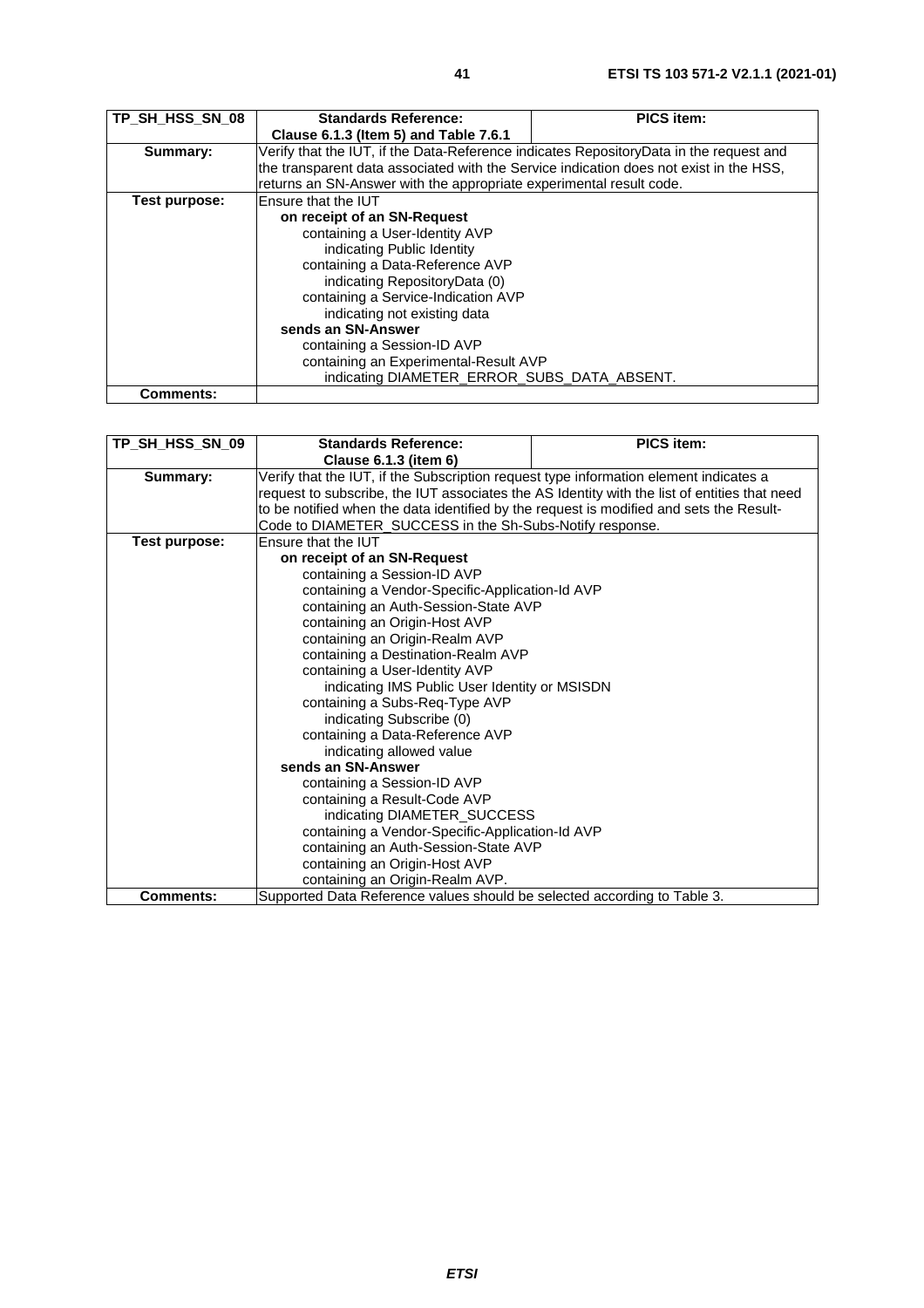| TP_SH_HSS_SN_08 | **Standards Reference:** **Clause 6.1.3 (Item 5) and Table 7.6.1** | **PICS item:** |
|---|---|---|
| **Summary:** | Verify that the IUT, if the Data-Reference indicates RepositoryData in the request and the transparent data associated with the Service indication does not exist in the HSS, returns an SN-Answer with the appropriate experimental result code. | |
| **Test purpose:** | Ensure that the IUT<br>**on receipt of an SN-Request**<br>containing a User-Identity AVP<br>indicating Public Identity<br>containing a Data-Reference AVP<br>indicating RepositoryData (0)<br>containing a Service-Indication AVP<br>indicating not existing data<br>**sends an SN-Answer**<br>containing a Session-ID AVP<br>containing an Experimental-Result AVP<br>indicating DIAMETER_ERROR_SUBS_DATA_ABSENT. | |
| **Comments:** | | |

| TP_SH_HSS_SN_09 | **Standards Reference:** **Clause 6.1.3 (item 6)** | **PICS item:** |
|---|---|---|
| **Summary:** | Verify that the IUT, if the Subscription request type information element indicates a request to subscribe, the IUT associates the AS Identity with the list of entities that need to be notified when the data identified by the request is modified and sets the Result-Code to DIAMETER_SUCCESS in the Sh-Subs-Notify response. | |
| **Test purpose:** | Ensure that the IUT<br>**on receipt of an SN-Request**<br>containing a Session-ID AVP<br>containing a Vendor-Specific-Application-Id AVP<br>containing an Auth-Session-State AVP<br>containing an Origin-Host AVP<br>containing an Origin-Realm AVP<br>containing a Destination-Realm AVP<br>containing a User-Identity AVP<br>indicating IMS Public User Identity or MSISDN<br>containing a Subs-Req-Type AVP<br>indicating Subscribe (0)<br>containing a Data-Reference AVP<br>indicating allowed value<br>**sends an SN-Answer**<br>containing a Session-ID AVP<br>containing a Result-Code AVP<br>indicating DIAMETER_SUCCESS<br>containing a Vendor-Specific-Application-Id AVP<br>containing an Auth-Session-State AVP<br>containing an Origin-Host AVP<br>containing an Origin-Realm AVP. | |
| **Comments:** | Supported Data Reference values should be selected according to Table 3. | |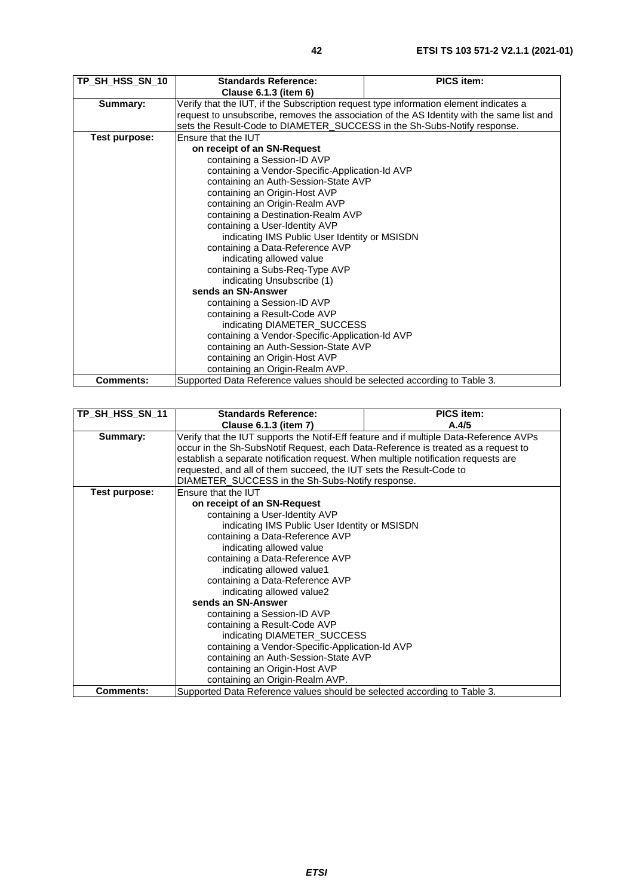| TP_SH_HSS_SN_10 | Standards Reference: Clause 6.1.3 (item 6) | PICS item: |
|---|---|---|
| **Summary:** | Verify that the IUT, if the Subscription request type information element indicates a request to unsubscribe, removes the association of the AS Identity with the same list and sets the Result-Code to DIAMETER_SUCCESS in the Sh-Subs-Notify response. | |
| **Test purpose:** | Ensure that the IUT<br>**on receipt of an SN-Request**<br>containing a Session-ID AVP<br>containing a Vendor-Specific-Application-Id AVP<br>containing an Auth-Session-State AVP<br>containing an Origin-Host AVP<br>containing an Origin-Realm AVP<br>containing a Destination-Realm AVP<br>containing a User-Identity AVP<br>indicating IMS Public User Identity or MSISDN<br>containing a Data-Reference AVP<br>indicating allowed value<br>containing a Subs-Req-Type AVP<br>indicating Unsubscribe (1)<br>**sends an SN-Answer**<br>containing a Session-ID AVP<br>containing a Result-Code AVP<br>indicating DIAMETER_SUCCESS<br>containing a Vendor-Specific-Application-Id AVP<br>containing an Auth-Session-State AVP<br>containing an Origin-Host AVP<br>containing an Origin-Realm AVP. | |
| **Comments:** | Supported Data Reference values should be selected according to Table 3. | |

| TP_SH_HSS_SN_11 | Standards Reference: Clause 6.1.3 (item 7) | PICS item: A.4/5 |
|---|---|---|
| **Summary:** | Verify that the IUT supports the Notif-Eff feature and if multiple Data-Reference AVPs occur in the Sh-SubsNotif Request, each Data-Reference is treated as a request to establish a separate notification request. When multiple notification requests are requested, and all of them succeed, the IUT sets the Result-Code to DIAMETER_SUCCESS in the Sh-Subs-Notify response. | |
| **Test purpose:** | Ensure that the IUT<br>**on receipt of an SN-Request**<br>containing a User-Identity AVP<br>indicating IMS Public User Identity or MSISDN<br>containing a Data-Reference AVP<br>indicating allowed value<br>containing a Data-Reference AVP<br>indicating allowed value1<br>containing a Data-Reference AVP<br>indicating allowed value2<br>**sends an SN-Answer**<br>containing a Session-ID AVP<br>containing a Result-Code AVP<br>indicating DIAMETER_SUCCESS<br>containing a Vendor-Specific-Application-Id AVP<br>containing an Auth-Session-State AVP<br>containing an Origin-Host AVP<br>containing an Origin-Realm AVP. | |
| **Comments:** | Supported Data Reference values should be selected according to Table 3. | |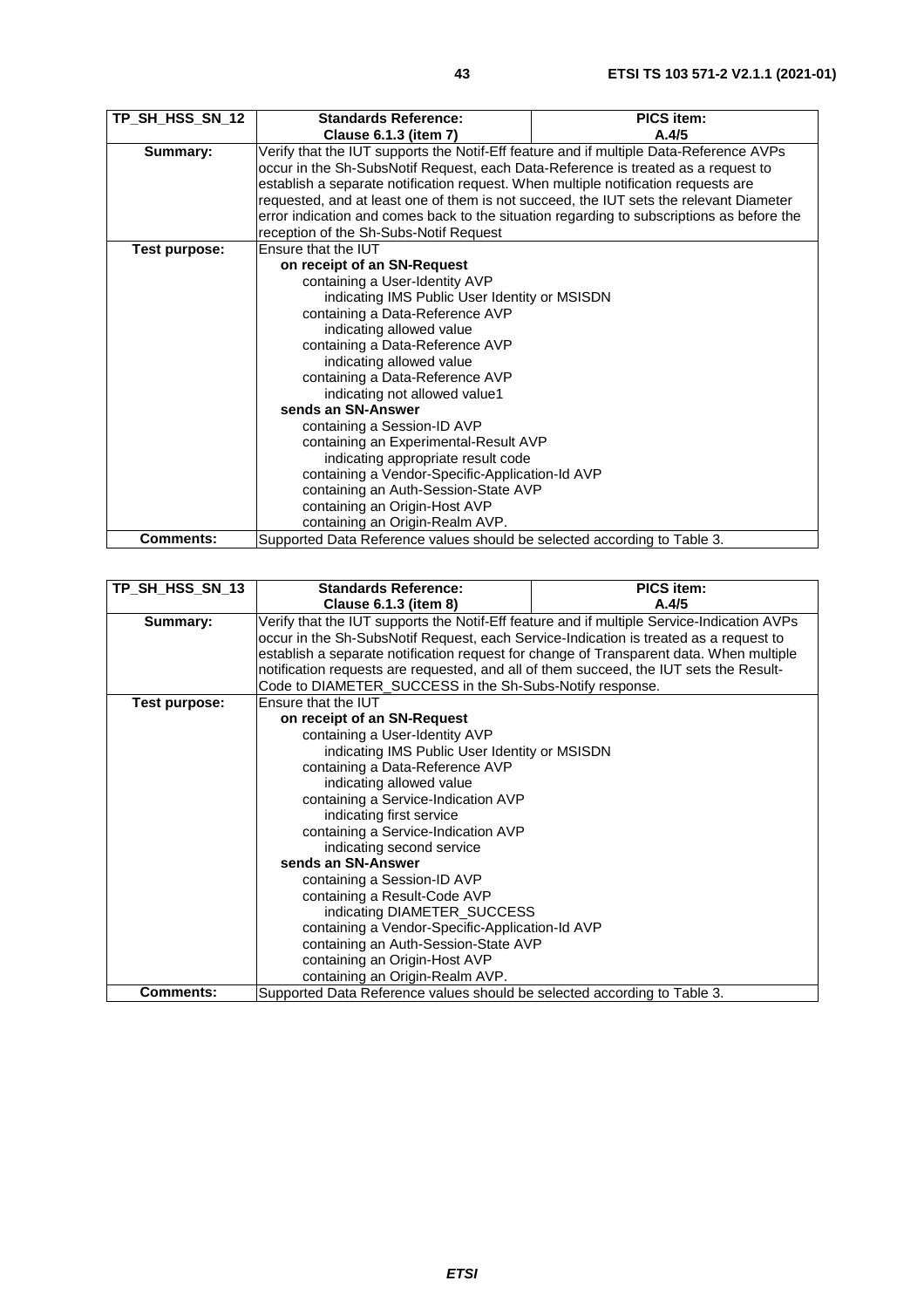| TP_SH_HSS_SN_12 | **Standards Reference:**<br>**Clause 6.1.3 (item 7)** | **PICS item:**<br>**A.4/5** |
|---|---|---|
| **Summary:** | Verify that the IUT supports the Notif-Eff feature and if multiple Data-Reference AVPs occur in the Sh-SubsNotif Request, each Data-Reference is treated as a request to establish a separate notification request. When multiple notification requests are requested, and at least one of them is not succeed, the IUT sets the relevant Diameter error indication and comes back to the situation regarding to subscriptions as before the reception of the Sh-Subs-Notif Request | |
| **Test purpose:** | Ensure that the IUT<br>**on receipt of an SN-Request**<br>containing a User-Identity AVP<br>indicating IMS Public User Identity or MSISDN<br>containing a Data-Reference AVP<br>indicating allowed value<br>containing a Data-Reference AVP<br>indicating allowed value<br>containing a Data-Reference AVP<br>indicating not allowed value1<br>**sends an SN-Answer**<br>containing a Session-ID AVP<br>containing an Experimental-Result AVP<br>indicating appropriate result code<br>containing a Vendor-Specific-Application-Id AVP<br>containing an Auth-Session-State AVP<br>containing an Origin-Host AVP<br>containing an Origin-Realm AVP. | |
| **Comments:** | Supported Data Reference values should be selected according to Table 3. | |

| TP_SH_HSS_SN_13 | **Standards Reference:**<br>**Clause 6.1.3 (item 8)** | **PICS item:**<br>**A.4/5** |
|---|---|---|
| **Summary:** | Verify that the IUT supports the Notif-Eff feature and if multiple Service-Indication AVPs occur in the Sh-SubsNotif Request, each Service-Indication is treated as a request to establish a separate notification request for change of Transparent data. When multiple notification requests are requested, and all of them succeed, the IUT sets the Result-Code to DIAMETER_SUCCESS in the Sh-Subs-Notify response. | |
| **Test purpose:** | Ensure that the IUT<br>**on receipt of an SN-Request**<br>containing a User-Identity AVP<br>indicating IMS Public User Identity or MSISDN<br>containing a Data-Reference AVP<br>indicating allowed value<br>containing a Service-Indication AVP<br>indicating first service<br>containing a Service-Indication AVP<br>indicating second service<br>**sends an SN-Answer**<br>containing a Session-ID AVP<br>containing a Result-Code AVP<br>indicating DIAMETER_SUCCESS<br>containing a Vendor-Specific-Application-Id AVP<br>containing an Auth-Session-State AVP<br>containing an Origin-Host AVP<br>containing an Origin-Realm AVP. | |
| **Comments:** | Supported Data Reference values should be selected according to Table 3. | |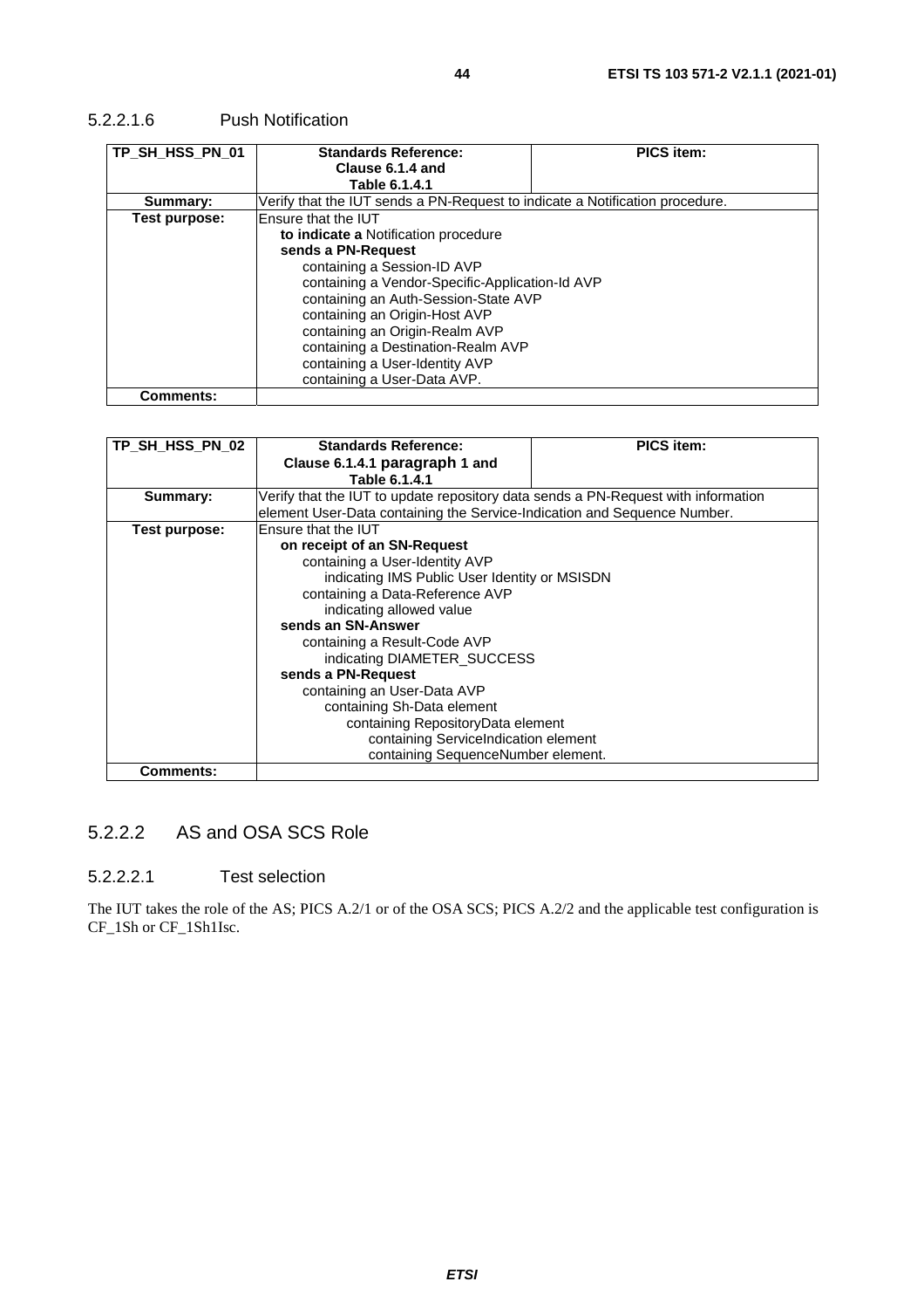#### 5.2.2.1.6 Push Notification

| TP_SH_HSS_PN_01 | **Standards Reference:** Clause 6.1.4 and Table 6.1.4.1 | **PICS item:** |
|---|---|---|
| **Summary:** | Verify that the IUT sends a PN-Request to indicate a Notification procedure. | |
| **Test purpose:** | Ensure that the IUT<br>**to indicate a** Notification procedure<br>**sends a PN-Request**<br>containing a Session-ID AVP<br>containing a Vendor-Specific-Application-Id AVP<br>containing an Auth-Session-State AVP<br>containing an Origin-Host AVP<br>containing an Origin-Realm AVP<br>containing a Destination-Realm AVP<br>containing a User-Identity AVP<br>containing a User-Data AVP. | |
| **Comments:** | | |

| TP_SH_HSS_PN_02 | **Standards Reference:** Clause 6.1.4.1 paragraph 1 and Table 6.1.4.1 | **PICS item:** |
|---|---|---|
| **Summary:** | Verify that the IUT to update repository data sends a PN-Request with information element User-Data containing the Service-Indication and Sequence Number. | |
| **Test purpose:** | Ensure that the IUT<br>**on receipt of an SN-Request**<br>containing a User-Identity AVP<br>indicating IMS Public User Identity or MSISDN<br>containing a Data-Reference AVP<br>indicating allowed value<br>**sends an SN-Answer**<br>containing a Result-Code AVP<br>indicating DIAMETER_SUCCESS<br>**sends a PN-Request**<br>containing an User-Data AVP<br>containing Sh-Data element<br>containing RepositoryData element<br>containing ServiceIndication element<br>containing SequenceNumber element. | |
| **Comments:** | | |

### 5.2.2.2 AS and OSA SCS Role

#### 5.2.2.2.1 Test selection

The IUT takes the role of the AS; PICS A.2/1 or of the OSA SCS; PICS A.2/2 and the applicable test configuration is CF_1Sh or CF_1Sh1Isc.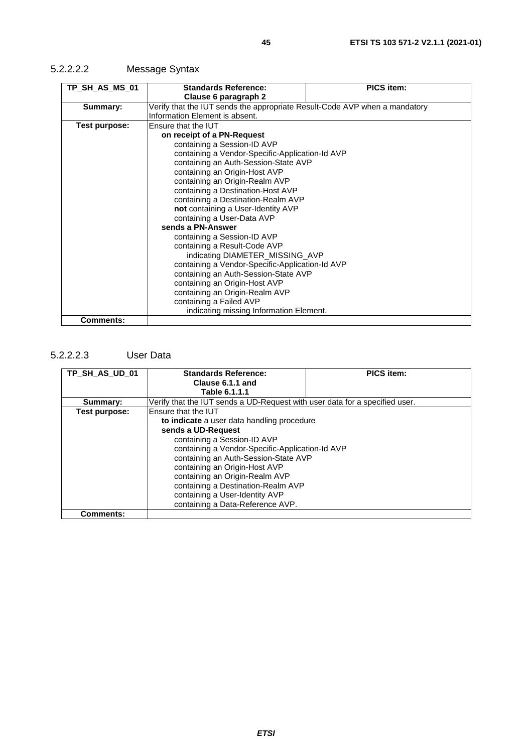#### 5.2.2.2.2 Message Syntax

| TP_SH_AS_MS_01 | **Standards Reference:** Clause 6 paragraph 2 | **PICS item:** |
|---|---|---|
| **Summary:** | Verify that the IUT sends the appropriate Result-Code AVP when a mandatory Information Element is absent. | |
| **Test purpose:** | Ensure that the IUT<br>**on receipt of a PN-Request**<br>containing a Session-ID AVP<br>containing a Vendor-Specific-Application-Id AVP<br>containing an Auth-Session-State AVP<br>containing an Origin-Host AVP<br>containing an Origin-Realm AVP<br>containing a Destination-Host AVP<br>containing a Destination-Realm AVP<br>**not** containing a User-Identity AVP<br>containing a User-Data AVP<br>**sends a PN-Answer**<br>containing a Session-ID AVP<br>containing a Result-Code AVP<br>indicating DIAMETER_MISSING_AVP<br>containing a Vendor-Specific-Application-Id AVP<br>containing an Auth-Session-State AVP<br>containing an Origin-Host AVP<br>containing an Origin-Realm AVP<br>containing a Failed AVP<br>indicating missing Information Element. | |
| **Comments:** | | |

#### 5.2.2.2.3 User Data

| TP_SH_AS_UD_01 | **Standards Reference:** Clause 6.1.1 and Table 6.1.1.1 | **PICS item:** |
|---|---|---|
| **Summary:** | Verify that the IUT sends a UD-Request with user data for a specified user. | |
| **Test purpose:** | Ensure that the IUT<br>**to indicate** a user data handling procedure<br>**sends a UD-Request**<br>containing a Session-ID AVP<br>containing a Vendor-Specific-Application-Id AVP<br>containing an Auth-Session-State AVP<br>containing an Origin-Host AVP<br>containing an Origin-Realm AVP<br>containing a Destination-Realm AVP<br>containing a User-Identity AVP<br>containing a Data-Reference AVP. | |
| **Comments:** | | |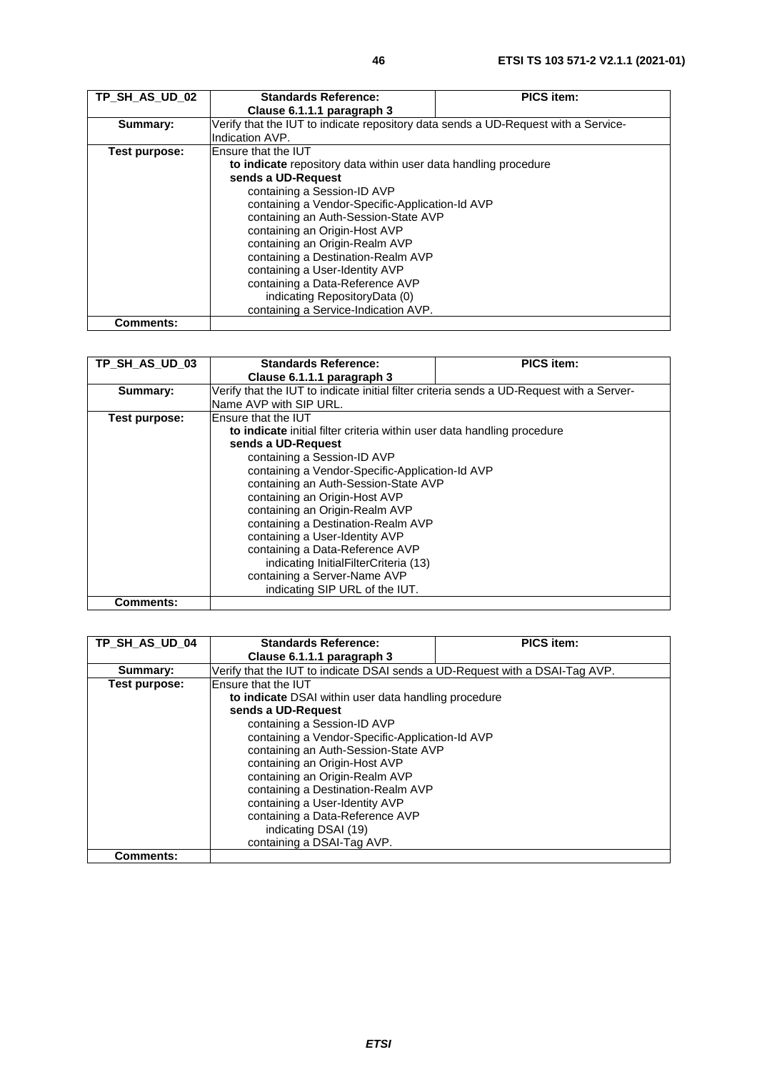| TP_SH_AS_UD_02 | Standards Reference: Clause 6.1.1.1 paragraph 3 | PICS item: |
|---|---|---|
| Summary: | Verify that the IUT to indicate repository data sends a UD-Request with a Service-Indication AVP. | |
| Test purpose: | Ensure that the IUT<br>**to indicate** repository data within user data handling procedure<br>**sends a UD-Request**<br>containing a Session-ID AVP<br>containing a Vendor-Specific-Application-Id AVP<br>containing an Auth-Session-State AVP<br>containing an Origin-Host AVP<br>containing an Origin-Realm AVP<br>containing a Destination-Realm AVP<br>containing a User-Identity AVP<br>containing a Data-Reference AVP<br>indicating RepositoryData (0)<br>containing a Service-Indication AVP. | |
| Comments: | | |

| TP_SH_AS_UD_03 | Standards Reference: Clause 6.1.1.1 paragraph 3 | PICS item: |
|---|---|---|
| Summary: | Verify that the IUT to indicate initial filter criteria sends a UD-Request with a Server-Name AVP with SIP URL. | |
| Test purpose: | Ensure that the IUT<br>**to indicate** initial filter criteria within user data handling procedure<br>**sends a UD-Request**<br>containing a Session-ID AVP<br>containing a Vendor-Specific-Application-Id AVP<br>containing an Auth-Session-State AVP<br>containing an Origin-Host AVP<br>containing an Origin-Realm AVP<br>containing a Destination-Realm AVP<br>containing a User-Identity AVP<br>containing a Data-Reference AVP<br>indicating InitialFilterCriteria (13)<br>containing a Server-Name AVP<br>indicating SIP URL of the IUT. | |
| Comments: | | |

| TP_SH_AS_UD_04 | Standards Reference: Clause 6.1.1.1 paragraph 3 | PICS item: |
|---|---|---|
| Summary: | Verify that the IUT to indicate DSAI sends a UD-Request with a DSAI-Tag AVP. | |
| Test purpose: | Ensure that the IUT<br>**to indicate** DSAI within user data handling procedure<br>**sends a UD-Request**<br>containing a Session-ID AVP<br>containing a Vendor-Specific-Application-Id AVP<br>containing an Auth-Session-State AVP<br>containing an Origin-Host AVP<br>containing an Origin-Realm AVP<br>containing a Destination-Realm AVP<br>containing a User-Identity AVP<br>containing a Data-Reference AVP<br>indicating DSAI (19)<br>containing a DSAI-Tag AVP. | |
| Comments: | | |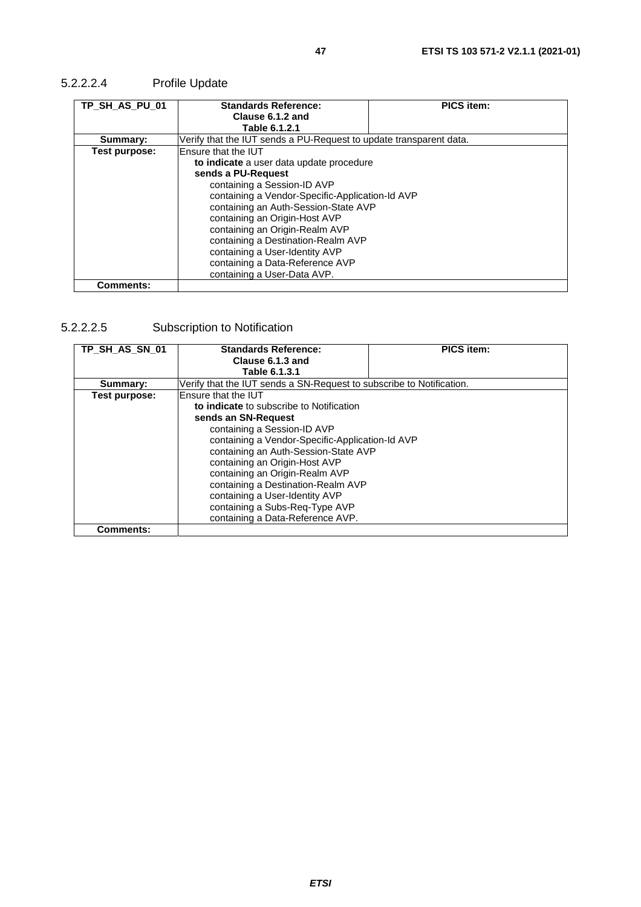#### 5.2.2.2.4 Profile Update

| TP_SH_AS_PU_01 | Standards Reference: Clause 6.1.2 and Table 6.1.2.1 | PICS item: |
|---|---|---|
| **Summary:** | Verify that the IUT sends a PU-Request to update transparent data. | |
| **Test purpose:** | Ensure that the IUT<br>**to indicate** a user data update procedure<br>**sends a PU-Request**<br>containing a Session-ID AVP<br>containing a Vendor-Specific-Application-Id AVP<br>containing an Auth-Session-State AVP<br>containing an Origin-Host AVP<br>containing an Origin-Realm AVP<br>containing a Destination-Realm AVP<br>containing a User-Identity AVP<br>containing a Data-Reference AVP<br>containing a User-Data AVP. | |
| **Comments:** | | |

#### 5.2.2.2.5 Subscription to Notification

| TP_SH_AS_SN_01 | Standards Reference: Clause 6.1.3 and Table 6.1.3.1 | PICS item: |
|---|---|---|
| **Summary:** | Verify that the IUT sends a SN-Request to subscribe to Notification. | |
| **Test purpose:** | Ensure that the IUT<br>**to indicate** to subscribe to Notification<br>**sends an SN-Request**<br>containing a Session-ID AVP<br>containing a Vendor-Specific-Application-Id AVP<br>containing an Auth-Session-State AVP<br>containing an Origin-Host AVP<br>containing an Origin-Realm AVP<br>containing a Destination-Realm AVP<br>containing a User-Identity AVP<br>containing a Subs-Req-Type AVP<br>containing a Data-Reference AVP. | |
| **Comments:** | | |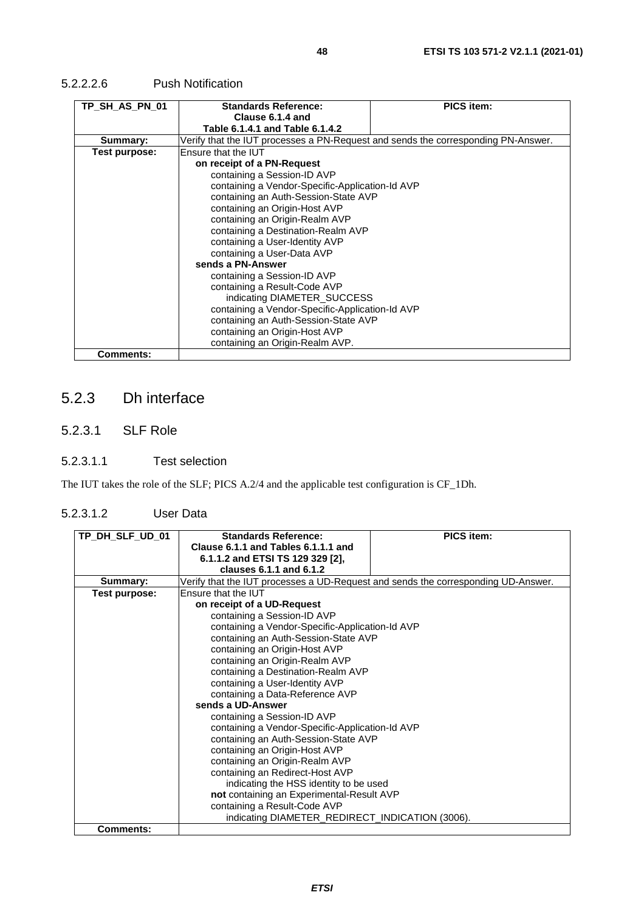#### 5.2.2.2.6 Push Notification

| TP_SH_AS_PN_01 | Standards Reference: Clause 6.1.4 and Table 6.1.4.1 and Table 6.1.4.2 | PICS item: |
|---|---|---|
| Summary: | Verify that the IUT processes a PN-Request and sends the corresponding PN-Answer. | |
| Test purpose: | Ensure that the IUT<br>**on receipt of a PN-Request**<br>containing a Session-ID AVP<br>containing a Vendor-Specific-Application-Id AVP<br>containing an Auth-Session-State AVP<br>containing an Origin-Host AVP<br>containing an Origin-Realm AVP<br>containing a Destination-Realm AVP<br>containing a User-Identity AVP<br>containing a User-Data AVP<br>**sends a PN-Answer**<br>containing a Session-ID AVP<br>containing a Result-Code AVP<br>indicating DIAMETER_SUCCESS<br>containing a Vendor-Specific-Application-Id AVP<br>containing an Auth-Session-State AVP<br>containing an Origin-Host AVP<br>containing an Origin-Realm AVP. | |
| Comments: | | |

## 5.2.3 Dh interface

### 5.2.3.1 SLF Role

#### 5.2.3.1.1 Test selection

The IUT takes the role of the SLF; PICS A.2/4 and the applicable test configuration is CF_1Dh.

#### 5.2.3.1.2 User Data

| TP_DH_SLF_UD_01 | Standards Reference: Clause 6.1.1 and Tables 6.1.1.1 and 6.1.1.2 and ETSI TS 129 329 [2], clauses 6.1.1 and 6.1.2 | PICS item: |
|---|---|---|
| Summary: | Verify that the IUT processes a UD-Request and sends the corresponding UD-Answer. | |
| Test purpose: | Ensure that the IUT<br>**on receipt of a UD-Request**<br>containing a Session-ID AVP<br>containing a Vendor-Specific-Application-Id AVP<br>containing an Auth-Session-State AVP<br>containing an Origin-Host AVP<br>containing an Origin-Realm AVP<br>containing a Destination-Realm AVP<br>containing a User-Identity AVP<br>containing a Data-Reference AVP<br>**sends a UD-Answer**<br>containing a Session-ID AVP<br>containing a Vendor-Specific-Application-Id AVP<br>containing an Auth-Session-State AVP<br>containing an Origin-Host AVP<br>containing an Origin-Realm AVP<br>containing an Redirect-Host AVP<br>indicating the HSS identity to be used<br>**not** containing an Experimental-Result AVP<br>containing a Result-Code AVP<br>indicating DIAMETER_REDIRECT_INDICATION (3006). | |
| Comments: | | |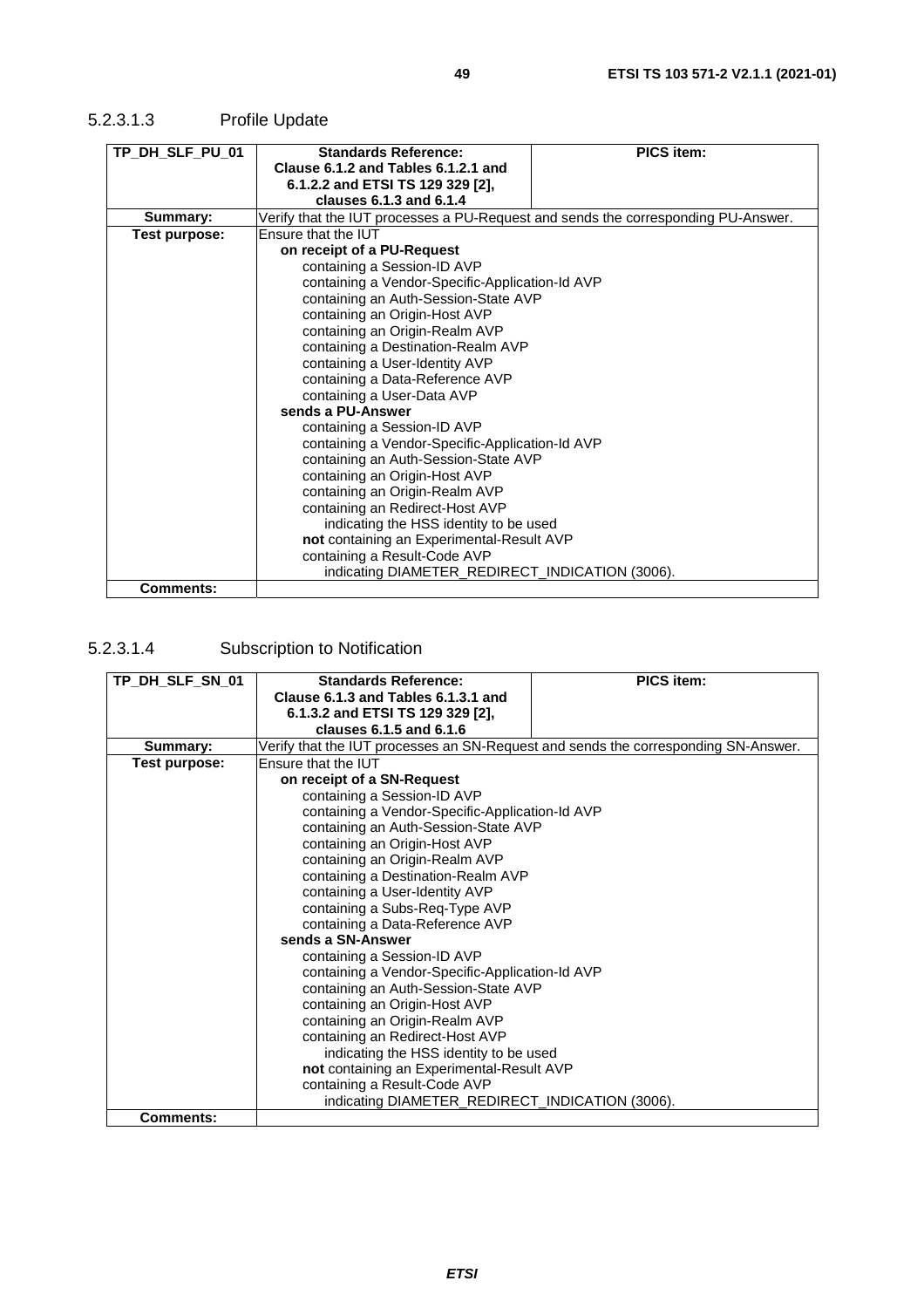#### 5.2.3.1.3 Profile Update

| TP_DH_SLF_PU_01 | **Standards Reference:** **Clause 6.1.2 and Tables 6.1.2.1 and 6.1.2.2 and ETSI TS 129 329 [2], clauses 6.1.3 and 6.1.4** | **PICS item:** |
|---|---|---|
| **Summary:** | Verify that the IUT processes a PU-Request and sends the corresponding PU-Answer. | |
| **Test purpose:** | Ensure that the IUT<br>**on receipt of a PU-Request**<br>containing a Session-ID AVP<br>containing a Vendor-Specific-Application-Id AVP<br>containing an Auth-Session-State AVP<br>containing an Origin-Host AVP<br>containing an Origin-Realm AVP<br>containing a Destination-Realm AVP<br>containing a User-Identity AVP<br>containing a Data-Reference AVP<br>containing a User-Data AVP<br>**sends a PU-Answer**<br>containing a Session-ID AVP<br>containing a Vendor-Specific-Application-Id AVP<br>containing an Auth-Session-State AVP<br>containing an Origin-Host AVP<br>containing an Origin-Realm AVP<br>containing an Redirect-Host AVP<br>indicating the HSS identity to be used<br>**not** containing an Experimental-Result AVP<br>containing a Result-Code AVP<br>indicating DIAMETER_REDIRECT_INDICATION (3006). | |
| **Comments:** | | |

#### 5.2.3.1.4 Subscription to Notification

| TP_DH_SLF_SN_01 | **Standards Reference:** **Clause 6.1.3 and Tables 6.1.3.1 and 6.1.3.2 and ETSI TS 129 329 [2], clauses 6.1.5 and 6.1.6** | **PICS item:** |
|---|---|---|
| **Summary:** | Verify that the IUT processes an SN-Request and sends the corresponding SN-Answer. | |
| **Test purpose:** | Ensure that the IUT<br>**on receipt of a SN-Request**<br>containing a Session-ID AVP<br>containing a Vendor-Specific-Application-Id AVP<br>containing an Auth-Session-State AVP<br>containing an Origin-Host AVP<br>containing an Origin-Realm AVP<br>containing a Destination-Realm AVP<br>containing a User-Identity AVP<br>containing a Subs-Req-Type AVP<br>containing a Data-Reference AVP<br>**sends a SN-Answer**<br>containing a Session-ID AVP<br>containing a Vendor-Specific-Application-Id AVP<br>containing an Auth-Session-State AVP<br>containing an Origin-Host AVP<br>containing an Origin-Realm AVP<br>containing an Redirect-Host AVP<br>indicating the HSS identity to be used<br>**not** containing an Experimental-Result AVP<br>containing a Result-Code AVP<br>indicating DIAMETER_REDIRECT_INDICATION (3006). | |
| **Comments:** | | |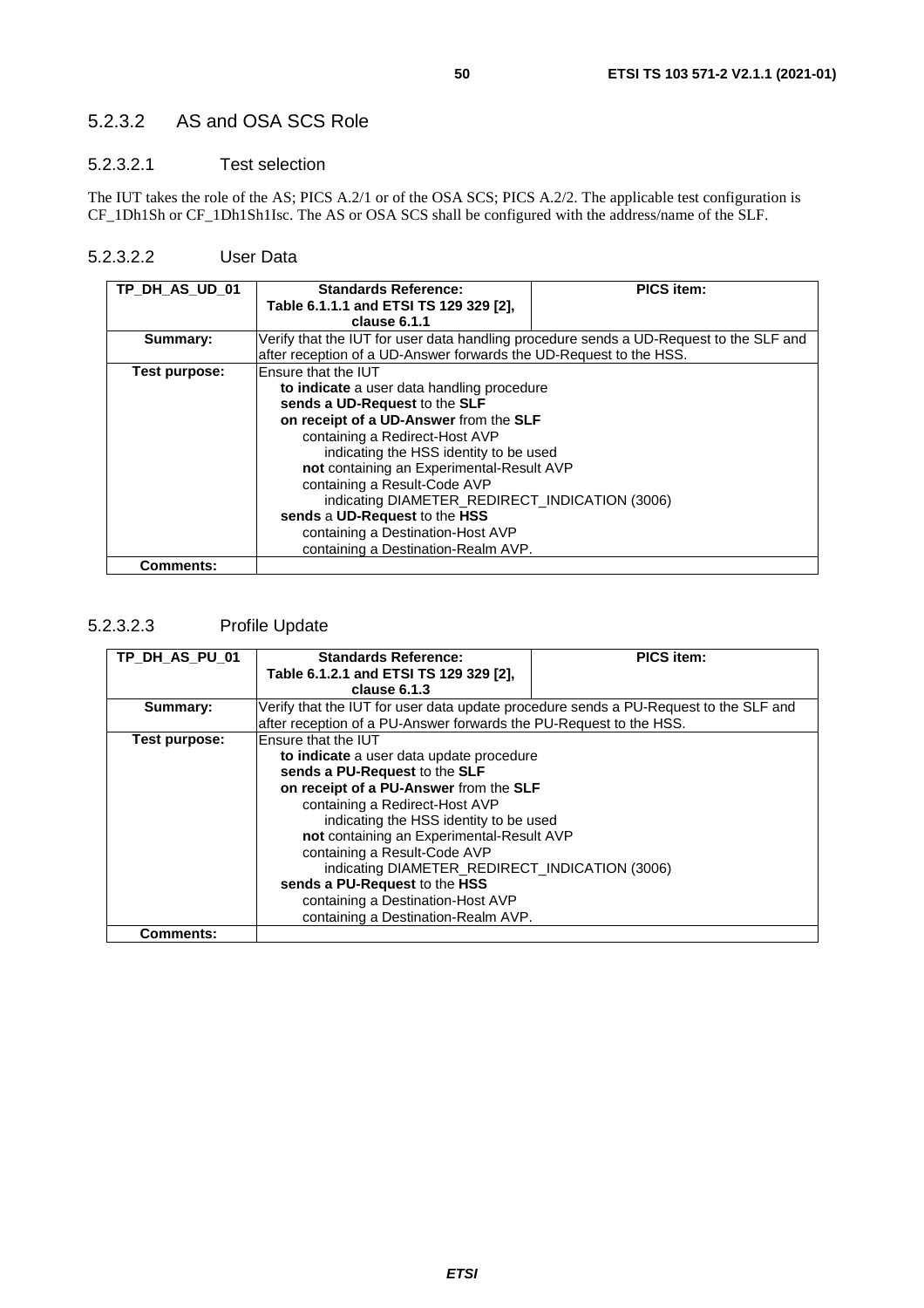### 5.2.3.2 AS and OSA SCS Role

#### 5.2.3.2.1 Test selection

The IUT takes the role of the AS; PICS A.2/1 or of the OSA SCS; PICS A.2/2. The applicable test configuration is CF_1Dh1Sh or CF_1Dh1Sh1Isc. The AS or OSA SCS shall be configured with the address/name of the SLF.

#### 5.2.3.2.2 User Data

| TP_DH_AS_UD_01 | **Standards Reference:** Table 6.1.1.1 and ETSI TS 129 329 [2], clause 6.1.1 | **PICS item:** |
|---|---|---|
| **Summary:** | Verify that the IUT for user data handling procedure sends a UD-Request to the SLF and after reception of a UD-Answer forwards the UD-Request to the HSS. | |
| **Test purpose:** | Ensure that the IUT<br>**to indicate** a user data handling procedure<br>**sends a UD-Request** to the **SLF**<br>**on receipt of a UD-Answer** from the **SLF**<br>containing a Redirect-Host AVP<br>indicating the HSS identity to be used<br>**not** containing an Experimental-Result AVP<br>containing a Result-Code AVP<br>indicating DIAMETER_REDIRECT_INDICATION (3006)<br>**sends** a **UD-Request** to the **HSS**<br>containing a Destination-Host AVP<br>containing a Destination-Realm AVP. | |
| **Comments:** | | |

#### 5.2.3.2.3 Profile Update

| TP_DH_AS_PU_01 | **Standards Reference:** Table 6.1.2.1 and ETSI TS 129 329 [2], clause 6.1.3 | **PICS item:** |
|---|---|---|
| **Summary:** | Verify that the IUT for user data update procedure sends a PU-Request to the SLF and after reception of a PU-Answer forwards the PU-Request to the HSS. | |
| **Test purpose:** | Ensure that the IUT<br>**to indicate** a user data update procedure<br>**sends a PU-Request** to the **SLF**<br>**on receipt of a PU-Answer** from the **SLF**<br>containing a Redirect-Host AVP<br>indicating the HSS identity to be used<br>**not** containing an Experimental-Result AVP<br>containing a Result-Code AVP<br>indicating DIAMETER_REDIRECT_INDICATION (3006)<br>**sends a PU-Request** to the **HSS**<br>containing a Destination-Host AVP<br>containing a Destination-Realm AVP. | |
| **Comments:** | | |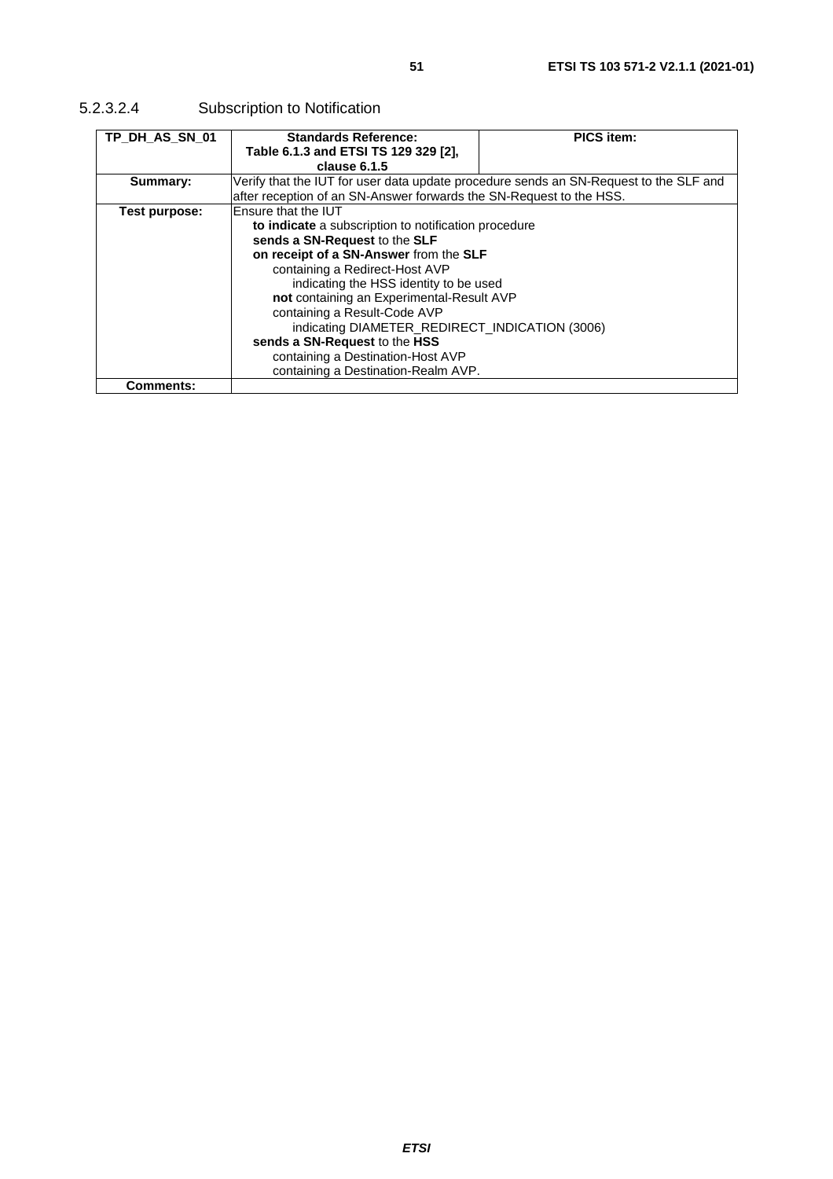#### 5.2.3.2.4 Subscription to Notification

| TP_DH_AS_SN_01 | **Standards Reference:** Table 6.1.3 and ETSI TS 129 329 [2], clause 6.1.5 | **PICS item:** |
|---|---|---|
| **Summary:** | Verify that the IUT for user data update procedure sends an SN-Request to the SLF and after reception of an SN-Answer forwards the SN-Request to the HSS. | |
| **Test purpose:** | Ensure that the IUT<br>**to indicate** a subscription to notification procedure<br>**sends a SN-Request** to the **SLF**<br>**on receipt of a SN-Answer** from the **SLF**<br>containing a Redirect-Host AVP<br>indicating the HSS identity to be used<br>**not** containing an Experimental-Result AVP<br>containing a Result-Code AVP<br>indicating DIAMETER_REDIRECT_INDICATION (3006)<br>**sends a SN-Request** to the **HSS**<br>containing a Destination-Host AVP<br>containing a Destination-Realm AVP. | |
| **Comments:** | | |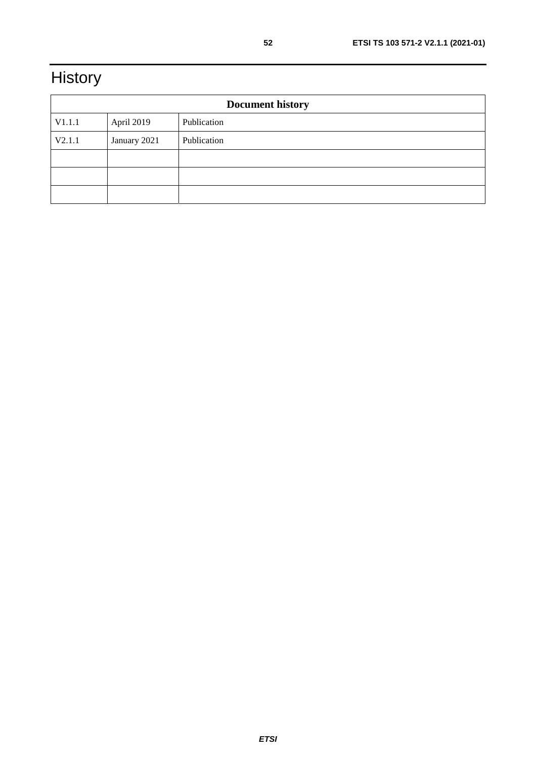# History

| Document history | | |
|---|---|---|
| V1.1.1 | April 2019 | Publication |
| V2.1.1 | January 2021 | Publication |
| | | |
| | | |
| | | |